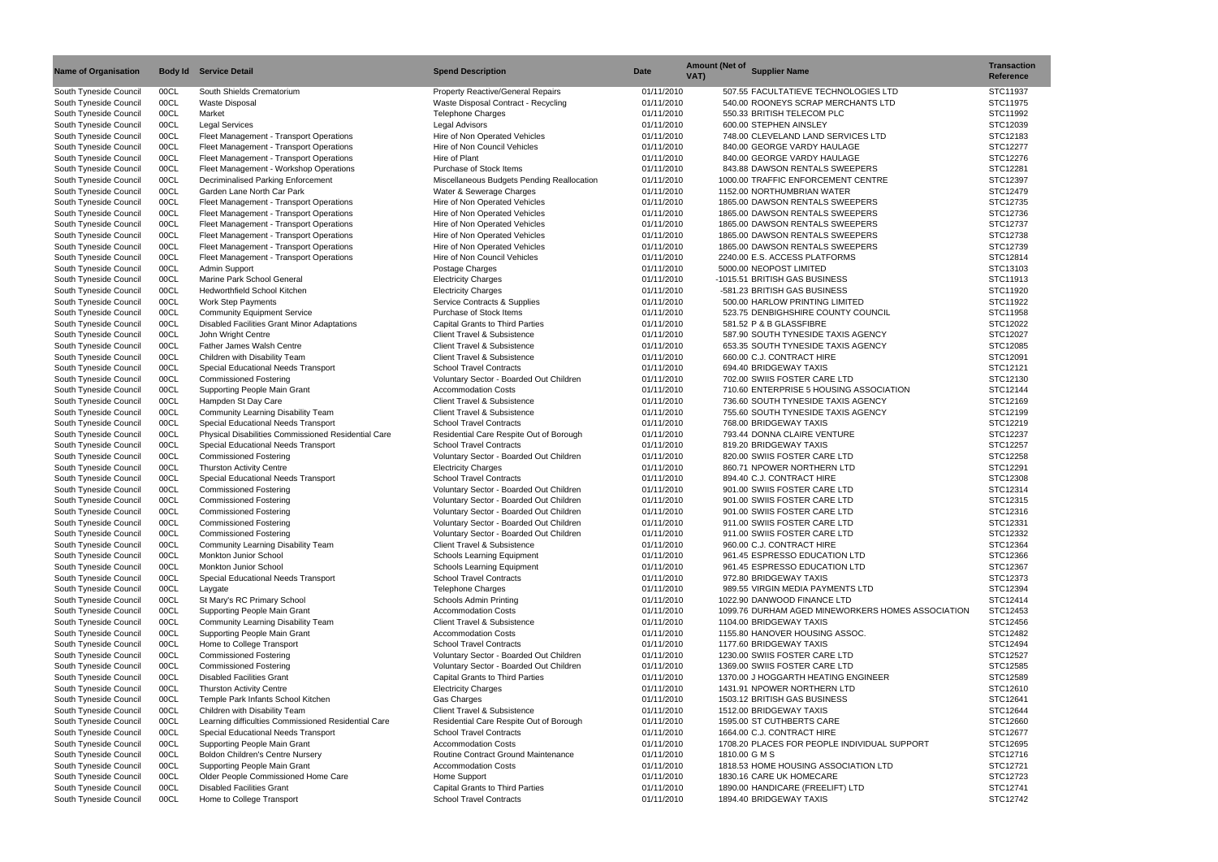| Name of Organisation | Body Id | Service Detail | Spend Description | Date | Amount (Net of VAT) | Supplier Name | Transaction Reference |
|---|---|---|---|---|---|---|---|
| South Tyneside Council | 00CL | South Shields Crematorium | Property Reactive/General Repairs | 01/11/2010 | 507.55 | FACULTATIEVE TECHNOLOGIES LTD | STC11937 |
| South Tyneside Council | 00CL | Waste Disposal | Waste Disposal Contract - Recycling | 01/11/2010 | 540.00 | ROONEYS SCRAP MERCHANTS LTD | STC11975 |
| South Tyneside Council | 00CL | Market | Telephone Charges | 01/11/2010 | 550.33 | BRITISH TELECOM PLC | STC11992 |
| South Tyneside Council | 00CL | Legal Services | Legal Advisors | 01/11/2010 | 600.00 | STEPHEN AINSLEY | STC12039 |
| South Tyneside Council | 00CL | Fleet Management - Transport Operations | Hire of Non Operated Vehicles | 01/11/2010 | 748.00 | CLEVELAND LAND SERVICES LTD | STC12183 |
| South Tyneside Council | 00CL | Fleet Management - Transport Operations | Hire of Non Council Vehicles | 01/11/2010 | 840.00 | GEORGE VARDY HAULAGE | STC12277 |
| South Tyneside Council | 00CL | Fleet Management - Transport Operations | Hire of Plant | 01/11/2010 | 840.00 | GEORGE VARDY HAULAGE | STC12276 |
| South Tyneside Council | 00CL | Fleet Management - Workshop Operations | Purchase of Stock Items | 01/11/2010 | 843.88 | DAWSON RENTALS SWEEPERS | STC12281 |
| South Tyneside Council | 00CL | Decriminalised Parking Enforcement | Miscellaneous Budgets Pending Reallocation | 01/11/2010 | 1000.00 | TRAFFIC ENFORCEMENT CENTRE | STC12397 |
| South Tyneside Council | 00CL | Garden Lane North Car Park | Water & Sewerage Charges | 01/11/2010 | 1152.00 | NORTHUMBRIAN WATER | STC12479 |
| South Tyneside Council | 00CL | Fleet Management - Transport Operations | Hire of Non Operated Vehicles | 01/11/2010 | 1865.00 | DAWSON RENTALS SWEEPERS | STC12735 |
| South Tyneside Council | 00CL | Fleet Management - Transport Operations | Hire of Non Operated Vehicles | 01/11/2010 | 1865.00 | DAWSON RENTALS SWEEPERS | STC12736 |
| South Tyneside Council | 00CL | Fleet Management - Transport Operations | Hire of Non Operated Vehicles | 01/11/2010 | 1865.00 | DAWSON RENTALS SWEEPERS | STC12737 |
| South Tyneside Council | 00CL | Fleet Management - Transport Operations | Hire of Non Operated Vehicles | 01/11/2010 | 1865.00 | DAWSON RENTALS SWEEPERS | STC12738 |
| South Tyneside Council | 00CL | Fleet Management - Transport Operations | Hire of Non Operated Vehicles | 01/11/2010 | 1865.00 | DAWSON RENTALS SWEEPERS | STC12739 |
| South Tyneside Council | 00CL | Fleet Management - Transport Operations | Hire of Non Council Vehicles | 01/11/2010 | 2240.00 | E.S. ACCESS PLATFORMS | STC12814 |
| South Tyneside Council | 00CL | Admin Support | Postage Charges | 01/11/2010 | 5000.00 | NEOPOST LIMITED | STC13103 |
| South Tyneside Council | 00CL | Marine Park School General | Electricity Charges | 01/11/2010 | -1015.51 | BRITISH GAS BUSINESS | STC11913 |
| South Tyneside Council | 00CL | Hedworthfield School Kitchen | Electricity Charges | 01/11/2010 | -581.23 | BRITISH GAS BUSINESS | STC11920 |
| South Tyneside Council | 00CL | Work Step Payments | Service Contracts & Supplies | 01/11/2010 | 500.00 | HARLOW PRINTING LIMITED | STC11922 |
| South Tyneside Council | 00CL | Community Equipment Service | Purchase of Stock Items | 01/11/2010 | 523.75 | DENBIGHSHIRE COUNTY COUNCIL | STC11958 |
| South Tyneside Council | 00CL | Disabled Facilities Grant Minor Adaptations | Capital Grants to Third Parties | 01/11/2010 | 581.52 | P & B GLASSFIBRE | STC12022 |
| South Tyneside Council | 00CL | John Wright Centre | Client Travel & Subsistence | 01/11/2010 | 587.90 | SOUTH TYNESIDE TAXIS AGENCY | STC12027 |
| South Tyneside Council | 00CL | Father James Walsh Centre | Client Travel & Subsistence | 01/11/2010 | 653.35 | SOUTH TYNESIDE TAXIS AGENCY | STC12085 |
| South Tyneside Council | 00CL | Children with Disability Team | Client Travel & Subsistence | 01/11/2010 | 660.00 | C.J. CONTRACT HIRE | STC12091 |
| South Tyneside Council | 00CL | Special Educational Needs Transport | School Travel Contracts | 01/11/2010 | 694.40 | BRIDGEWAY TAXIS | STC12121 |
| South Tyneside Council | 00CL | Commissioned Fostering | Voluntary Sector - Boarded Out Children | 01/11/2010 | 702.00 | SWIIS FOSTER CARE LTD | STC12130 |
| South Tyneside Council | 00CL | Supporting People Main Grant | Accommodation Costs | 01/11/2010 | 710.60 | ENTERPRISE 5 HOUSING ASSOCIATION | STC12144 |
| South Tyneside Council | 00CL | Hampden St Day Care | Client Travel & Subsistence | 01/11/2010 | 736.60 | SOUTH TYNESIDE TAXIS AGENCY | STC12169 |
| South Tyneside Council | 00CL | Community Learning Disability Team | Client Travel & Subsistence | 01/11/2010 | 755.60 | SOUTH TYNESIDE TAXIS AGENCY | STC12199 |
| South Tyneside Council | 00CL | Special Educational Needs Transport | School Travel Contracts | 01/11/2010 | 768.00 | BRIDGEWAY TAXIS | STC12219 |
| South Tyneside Council | 00CL | Physical Disabilities Commissioned Residential Care | Residential Care Respite Out of Borough | 01/11/2010 | 793.44 | DONNA CLAIRE VENTURE | STC12237 |
| South Tyneside Council | 00CL | Special Educational Needs Transport | School Travel Contracts | 01/11/2010 | 819.20 | BRIDGEWAY TAXIS | STC12257 |
| South Tyneside Council | 00CL | Commissioned Fostering | Voluntary Sector - Boarded Out Children | 01/11/2010 | 820.00 | SWIIS FOSTER CARE LTD | STC12258 |
| South Tyneside Council | 00CL | Thurston Activity Centre | Electricity Charges | 01/11/2010 | 860.71 | NPOWER NORTHERN LTD | STC12291 |
| South Tyneside Council | 00CL | Special Educational Needs Transport | School Travel Contracts | 01/11/2010 | 894.40 | C.J. CONTRACT HIRE | STC12308 |
| South Tyneside Council | 00CL | Commissioned Fostering | Voluntary Sector - Boarded Out Children | 01/11/2010 | 901.00 | SWIIS FOSTER CARE LTD | STC12314 |
| South Tyneside Council | 00CL | Commissioned Fostering | Voluntary Sector - Boarded Out Children | 01/11/2010 | 901.00 | SWIIS FOSTER CARE LTD | STC12315 |
| South Tyneside Council | 00CL | Commissioned Fostering | Voluntary Sector - Boarded Out Children | 01/11/2010 | 901.00 | SWIIS FOSTER CARE LTD | STC12316 |
| South Tyneside Council | 00CL | Commissioned Fostering | Voluntary Sector - Boarded Out Children | 01/11/2010 | 911.00 | SWIIS FOSTER CARE LTD | STC12331 |
| South Tyneside Council | 00CL | Commissioned Fostering | Voluntary Sector - Boarded Out Children | 01/11/2010 | 911.00 | SWIIS FOSTER CARE LTD | STC12332 |
| South Tyneside Council | 00CL | Community Learning Disability Team | Client Travel & Subsistence | 01/11/2010 | 960.00 | C.J. CONTRACT HIRE | STC12364 |
| South Tyneside Council | 00CL | Monkton Junior School | Schools Learning Equipment | 01/11/2010 | 961.45 | ESPRESSO EDUCATION LTD | STC12366 |
| South Tyneside Council | 00CL | Monkton Junior School | Schools Learning Equipment | 01/11/2010 | 961.45 | ESPRESSO EDUCATION LTD | STC12367 |
| South Tyneside Council | 00CL | Special Educational Needs Transport | School Travel Contracts | 01/11/2010 | 972.80 | BRIDGEWAY TAXIS | STC12373 |
| South Tyneside Council | 00CL | Laygate | Telephone Charges | 01/11/2010 | 989.55 | VIRGIN MEDIA PAYMENTS LTD | STC12394 |
| South Tyneside Council | 00CL | St Mary's RC Primary School | Schools Admin Printing | 01/11/2010 | 1022.90 | DANWOOD FINANCE LTD | STC12414 |
| South Tyneside Council | 00CL | Supporting People Main Grant | Accommodation Costs | 01/11/2010 | 1099.76 | DURHAM AGED MINEWORKERS HOMES ASSOCIATION | STC12453 |
| South Tyneside Council | 00CL | Community Learning Disability Team | Client Travel & Subsistence | 01/11/2010 | 1104.00 | BRIDGEWAY TAXIS | STC12456 |
| South Tyneside Council | 00CL | Supporting People Main Grant | Accommodation Costs | 01/11/2010 | 1155.80 | HANOVER HOUSING ASSOC. | STC12482 |
| South Tyneside Council | 00CL | Home to College Transport | School Travel Contracts | 01/11/2010 | 1177.60 | BRIDGEWAY TAXIS | STC12494 |
| South Tyneside Council | 00CL | Commissioned Fostering | Voluntary Sector - Boarded Out Children | 01/11/2010 | 1230.00 | SWIIS FOSTER CARE LTD | STC12527 |
| South Tyneside Council | 00CL | Commissioned Fostering | Voluntary Sector - Boarded Out Children | 01/11/2010 | 1369.00 | SWIIS FOSTER CARE LTD | STC12585 |
| South Tyneside Council | 00CL | Disabled Facilities Grant | Capital Grants to Third Parties | 01/11/2010 | 1370.00 | J HOGGARTH HEATING ENGINEER | STC12589 |
| South Tyneside Council | 00CL | Thurston Activity Centre | Electricity Charges | 01/11/2010 | 1431.91 | NPOWER NORTHERN LTD | STC12610 |
| South Tyneside Council | 00CL | Temple Park Infants School Kitchen | Gas Charges | 01/11/2010 | 1503.12 | BRITISH GAS BUSINESS | STC12641 |
| South Tyneside Council | 00CL | Children with Disability Team | Client Travel & Subsistence | 01/11/2010 | 1512.00 | BRIDGEWAY TAXIS | STC12644 |
| South Tyneside Council | 00CL | Learning difficulties Commissioned Residential Care | Residential Care Respite Out of Borough | 01/11/2010 | 1595.00 | ST CUTHBERTS CARE | STC12660 |
| South Tyneside Council | 00CL | Special Educational Needs Transport | School Travel Contracts | 01/11/2010 | 1664.00 | C.J. CONTRACT HIRE | STC12677 |
| South Tyneside Council | 00CL | Supporting People Main Grant | Accommodation Costs | 01/11/2010 | 1708.20 | PLACES FOR PEOPLE INDIVIDUAL SUPPORT | STC12695 |
| South Tyneside Council | 00CL | Boldon Children's Centre Nursery | Routine Contract Ground Maintenance | 01/11/2010 | 1810.00 | G M S | STC12716 |
| South Tyneside Council | 00CL | Supporting People Main Grant | Accommodation Costs | 01/11/2010 | 1818.53 | HOME HOUSING ASSOCIATION LTD | STC12721 |
| South Tyneside Council | 00CL | Older People Commissioned Home Care | Home Support | 01/11/2010 | 1830.16 | CARE UK HOMECARE | STC12723 |
| South Tyneside Council | 00CL | Disabled Facilities Grant | Capital Grants to Third Parties | 01/11/2010 | 1890.00 | HANDICARE (FREELIFT) LTD | STC12741 |
| South Tyneside Council | 00CL | Home to College Transport | School Travel Contracts | 01/11/2010 | 1894.40 | BRIDGEWAY TAXIS | STC12742 |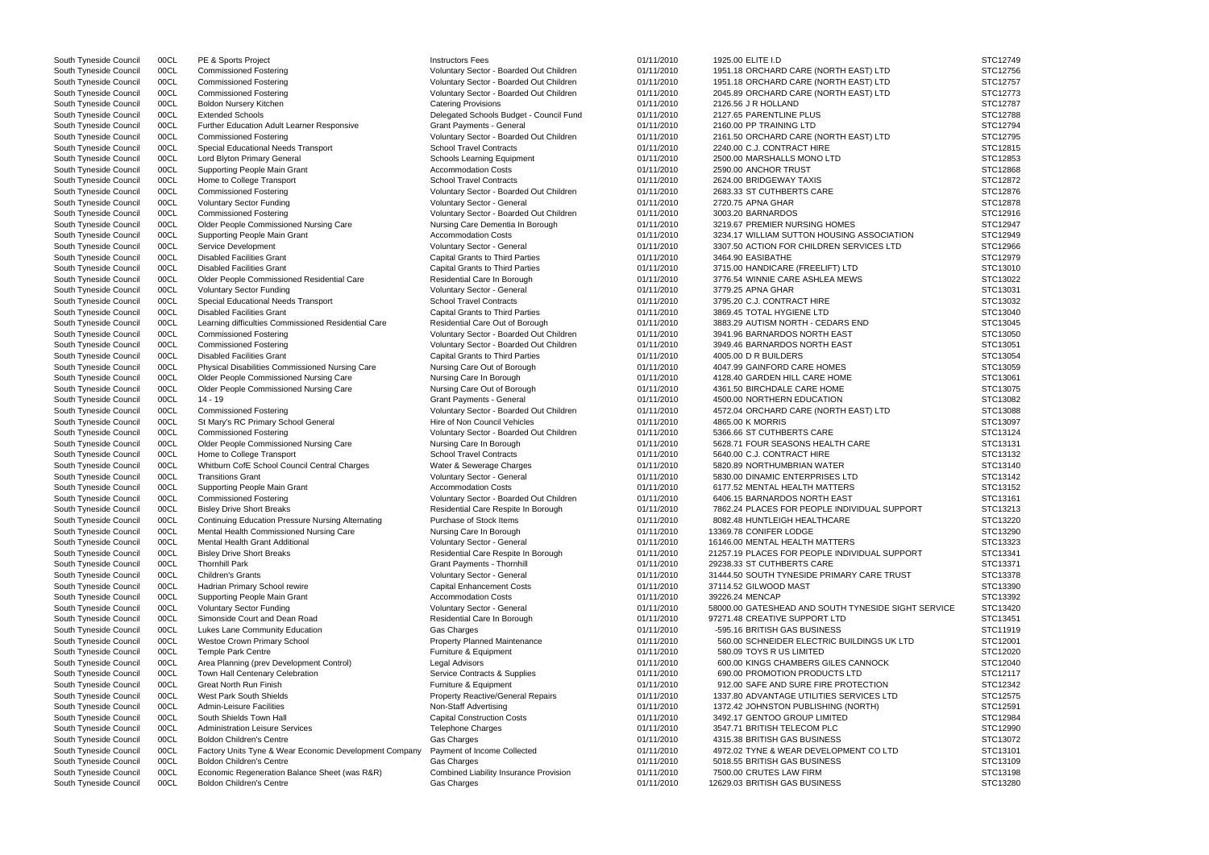| | | | | | | | |
|---|---|---|---|---|---|---|---|
| South Tyneside Council | 00CL | PE & Sports Project | Instructors Fees | 01/11/2010 | 1925.00 | ELITE I.D | STC12749 |
| South Tyneside Council | 00CL | Commissioned Fostering | Voluntary Sector - Boarded Out Children | 01/11/2010 | 1951.18 | ORCHARD CARE (NORTH EAST) LTD | STC12756 |
| South Tyneside Council | 00CL | Commissioned Fostering | Voluntary Sector - Boarded Out Children | 01/11/2010 | 1951.18 | ORCHARD CARE (NORTH EAST) LTD | STC12757 |
| South Tyneside Council | 00CL | Commissioned Fostering | Voluntary Sector - Boarded Out Children | 01/11/2010 | 2045.89 | ORCHARD CARE (NORTH EAST) LTD | STC12773 |
| South Tyneside Council | 00CL | Boldon Nursery Kitchen | Catering Provisions | 01/11/2010 | 2126.56 | J R HOLLAND | STC12787 |
| South Tyneside Council | 00CL | Extended Schools | Delegated Schools Budget - Council Fund | 01/11/2010 | 2127.65 | PARENTLINE PLUS | STC12788 |
| South Tyneside Council | 00CL | Further Education Adult Learner Responsive | Grant Payments - General | 01/11/2010 | 2160.00 | PP TRAINING LTD | STC12794 |
| South Tyneside Council | 00CL | Commissioned Fostering | Voluntary Sector - Boarded Out Children | 01/11/2010 | 2161.50 | ORCHARD CARE (NORTH EAST) LTD | STC12795 |
| South Tyneside Council | 00CL | Special Educational Needs Transport | School Travel Contracts | 01/11/2010 | 2240.00 | C.J. CONTRACT HIRE | STC12815 |
| South Tyneside Council | 00CL | Lord Blyton Primary General | Schools Learning Equipment | 01/11/2010 | 2500.00 | MARSHALLS MONO LTD | STC12853 |
| South Tyneside Council | 00CL | Supporting People Main Grant | Accommodation Costs | 01/11/2010 | 2590.00 | ANCHOR TRUST | STC12868 |
| South Tyneside Council | 00CL | Home to College Transport | School Travel Contracts | 01/11/2010 | 2624.00 | BRIDGEWAY TAXIS | STC12872 |
| South Tyneside Council | 00CL | Commissioned Fostering | Voluntary Sector - Boarded Out Children | 01/11/2010 | 2683.33 | ST CUTHBERTS CARE | STC12876 |
| South Tyneside Council | 00CL | Voluntary Sector Funding | Voluntary Sector - General | 01/11/2010 | 2720.75 | APNA GHAR | STC12878 |
| South Tyneside Council | 00CL | Commissioned Fostering | Voluntary Sector - Boarded Out Children | 01/11/2010 | 3003.20 | BARNARDOS | STC12916 |
| South Tyneside Council | 00CL | Older People Commissioned Nursing Care | Nursing Care Dementia In Borough | 01/11/2010 | 3219.67 | PREMIER NURSING HOMES | STC12947 |
| South Tyneside Council | 00CL | Supporting People Main Grant | Accommodation Costs | 01/11/2010 | 3234.17 | WILLIAM SUTTON HOUSING ASSOCIATION | STC12949 |
| South Tyneside Council | 00CL | Service Development | Voluntary Sector - General | 01/11/2010 | 3307.50 | ACTION FOR CHILDREN SERVICES LTD | STC12966 |
| South Tyneside Council | 00CL | Disabled Facilities Grant | Capital Grants to Third Parties | 01/11/2010 | 3464.90 | EASIBATHE | STC12979 |
| South Tyneside Council | 00CL | Disabled Facilities Grant | Capital Grants to Third Parties | 01/11/2010 | 3715.00 | HANDICARE (FREELIFT) LTD | STC13010 |
| South Tyneside Council | 00CL | Older People Commissioned Residential Care | Residential Care In Borough | 01/11/2010 | 3776.54 | WINNIE CARE ASHLEA MEWS | STC13022 |
| South Tyneside Council | 00CL | Voluntary Sector Funding | Voluntary Sector - General | 01/11/2010 | 3779.25 | APNA GHAR | STC13031 |
| South Tyneside Council | 00CL | Special Educational Needs Transport | School Travel Contracts | 01/11/2010 | 3795.20 | C.J. CONTRACT HIRE | STC13032 |
| South Tyneside Council | 00CL | Disabled Facilities Grant | Capital Grants to Third Parties | 01/11/2010 | 3869.45 | TOTAL HYGIENE LTD | STC13040 |
| South Tyneside Council | 00CL | Learning difficulties Commissioned Residential Care | Residential Care Out of Borough | 01/11/2010 | 3883.29 | AUTISM NORTH - CEDARS END | STC13045 |
| South Tyneside Council | 00CL | Commissioned Fostering | Voluntary Sector - Boarded Out Children | 01/11/2010 | 3941.96 | BARNARDOS NORTH EAST | STC13050 |
| South Tyneside Council | 00CL | Commissioned Fostering | Voluntary Sector - Boarded Out Children | 01/11/2010 | 3949.46 | BARNARDOS NORTH EAST | STC13051 |
| South Tyneside Council | 00CL | Disabled Facilities Grant | Capital Grants to Third Parties | 01/11/2010 | 4005.00 | D R BUILDERS | STC13054 |
| South Tyneside Council | 00CL | Physical Disabilities Commissioned Nursing Care | Nursing Care Out of Borough | 01/11/2010 | 4047.99 | GAINFORD CARE HOMES | STC13059 |
| South Tyneside Council | 00CL | Older People Commissioned Nursing Care | Nursing Care In Borough | 01/11/2010 | 4128.40 | GARDEN HILL CARE HOME | STC13061 |
| South Tyneside Council | 00CL | Older People Commissioned Nursing Care | Nursing Care Out of Borough | 01/11/2010 | 4361.50 | BIRCHDALE CARE HOME | STC13075 |
| South Tyneside Council | 00CL | 14 - 19 | Grant Payments - General | 01/11/2010 | 4500.00 | NORTHERN EDUCATION | STC13082 |
| South Tyneside Council | 00CL | Commissioned Fostering | Voluntary Sector - Boarded Out Children | 01/11/2010 | 4572.04 | ORCHARD CARE (NORTH EAST) LTD | STC13088 |
| South Tyneside Council | 00CL | St Mary's RC Primary School General | Hire of Non Council Vehicles | 01/11/2010 | 4865.00 | K MORRIS | STC13097 |
| South Tyneside Council | 00CL | Commissioned Fostering | Voluntary Sector - Boarded Out Children | 01/11/2010 | 5366.66 | ST CUTHBERTS CARE | STC13124 |
| South Tyneside Council | 00CL | Older People Commissioned Nursing Care | Nursing Care In Borough | 01/11/2010 | 5628.71 | FOUR SEASONS HEALTH CARE | STC13131 |
| South Tyneside Council | 00CL | Home to College Transport | School Travel Contracts | 01/11/2010 | 5640.00 | C.J. CONTRACT HIRE | STC13132 |
| South Tyneside Council | 00CL | Whitburn CofE School Council Central Charges | Water & Sewerage Charges | 01/11/2010 | 5820.89 | NORTHUMBRIAN WATER | STC13140 |
| South Tyneside Council | 00CL | Transitions Grant | Voluntary Sector - General | 01/11/2010 | 5830.00 | DINAMIC ENTERPRISES LTD | STC13142 |
| South Tyneside Council | 00CL | Supporting People Main Grant | Accommodation Costs | 01/11/2010 | 6177.52 | MENTAL HEALTH MATTERS | STC13152 |
| South Tyneside Council | 00CL | Commissioned Fostering | Voluntary Sector - Boarded Out Children | 01/11/2010 | 6406.15 | BARNARDOS NORTH EAST | STC13161 |
| South Tyneside Council | 00CL | Bisley Drive Short Breaks | Residential Care Respite In Borough | 01/11/2010 | 7862.24 | PLACES FOR PEOPLE INDIVIDUAL SUPPORT | STC13213 |
| South Tyneside Council | 00CL | Continuing Education Pressure Nursing Alternating | Purchase of Stock Items | 01/11/2010 | 8082.48 | HUNTLEIGH HEALTHCARE | STC13220 |
| South Tyneside Council | 00CL | Mental Health Commissioned Nursing Care | Nursing Care In Borough | 01/11/2010 | 13369.78 | CONIFER LODGE | STC13290 |
| South Tyneside Council | 00CL | Mental Health Grant Additional | Voluntary Sector - General | 01/11/2010 | 16146.00 | MENTAL HEALTH MATTERS | STC13323 |
| South Tyneside Council | 00CL | Bisley Drive Short Breaks | Residential Care Respite In Borough | 01/11/2010 | 21257.19 | PLACES FOR PEOPLE INDIVIDUAL SUPPORT | STC13341 |
| South Tyneside Council | 00CL | Thornhill Park | Grant Payments - Thornhill | 01/11/2010 | 29238.33 | ST CUTHBERTS CARE | STC13371 |
| South Tyneside Council | 00CL | Children's Grants | Voluntary Sector - General | 01/11/2010 | 31444.50 | SOUTH TYNESIDE PRIMARY CARE TRUST | STC13378 |
| South Tyneside Council | 00CL | Hadrian Primary School rewire | Capital Enhancement Costs | 01/11/2010 | 37114.52 | GILWOOD MAST | STC13390 |
| South Tyneside Council | 00CL | Supporting People Main Grant | Accommodation Costs | 01/11/2010 | 39226.24 | MENCAP | STC13392 |
| South Tyneside Council | 00CL | Voluntary Sector Funding | Voluntary Sector - General | 01/11/2010 | 58000.00 | GATESHEAD AND SOUTH TYNESIDE SIGHT SERVICE | STC13420 |
| South Tyneside Council | 00CL | Simonside Court and Dean Road | Residential Care In Borough | 01/11/2010 | 97271.48 | CREATIVE SUPPORT LTD | STC13451 |
| South Tyneside Council | 00CL | Lukes Lane Community Education | Gas Charges | 01/11/2010 | -595.16 | BRITISH GAS BUSINESS | STC11919 |
| South Tyneside Council | 00CL | Westoe Crown Primary School | Property Planned Maintenance | 01/11/2010 | 560.00 | SCHNEIDER ELECTRIC BUILDINGS UK LTD | STC12001 |
| South Tyneside Council | 00CL | Temple Park Centre | Furniture & Equipment | 01/11/2010 | 580.09 | TOYS R US LIMITED | STC12020 |
| South Tyneside Council | 00CL | Area Planning (prev Development Control) | Legal Advisors | 01/11/2010 | 600.00 | KINGS CHAMBERS GILES CANNOCK | STC12040 |
| South Tyneside Council | 00CL | Town Hall Centenary Celebration | Service Contracts & Supplies | 01/11/2010 | 690.00 | PROMOTION PRODUCTS LTD | STC12117 |
| South Tyneside Council | 00CL | Great North Run Finish | Furniture & Equipment | 01/11/2010 | 912.00 | SAFE AND SURE FIRE PROTECTION | STC12342 |
| South Tyneside Council | 00CL | West Park South Shields | Property Reactive/General Repairs | 01/11/2010 | 1337.80 | ADVANTAGE UTILITIES SERVICES LTD | STC12575 |
| South Tyneside Council | 00CL | Admin-Leisure Facilities | Non-Staff Advertising | 01/11/2010 | 1372.42 | JOHNSTON PUBLISHING (NORTH) | STC12591 |
| South Tyneside Council | 00CL | South Shields Town Hall | Capital Construction Costs | 01/11/2010 | 3492.17 | GENTOO GROUP LIMITED | STC12984 |
| South Tyneside Council | 00CL | Administration Leisure Services | Telephone Charges | 01/11/2010 | 3547.71 | BRITISH TELECOM PLC | STC12990 |
| South Tyneside Council | 00CL | Boldon Children's Centre | Gas Charges | 01/11/2010 | 4315.38 | BRITISH GAS BUSINESS | STC13072 |
| South Tyneside Council | 00CL | Factory Units Tyne & Wear Economic Development Company | Payment of Income Collected | 01/11/2010 | 4972.02 | TYNE & WEAR DEVELOPMENT CO LTD | STC13101 |
| South Tyneside Council | 00CL | Boldon Children's Centre | Gas Charges | 01/11/2010 | 5018.55 | BRITISH GAS BUSINESS | STC13109 |
| South Tyneside Council | 00CL | Economic Regeneration Balance Sheet (was R&R) | Combined Liability Insurance Provision | 01/11/2010 | 7500.00 | CRUTES LAW FIRM | STC13198 |
| South Tyneside Council | 00CL | Boldon Children's Centre | Gas Charges | 01/11/2010 | 12629.03 | BRITISH GAS BUSINESS | STC13280 |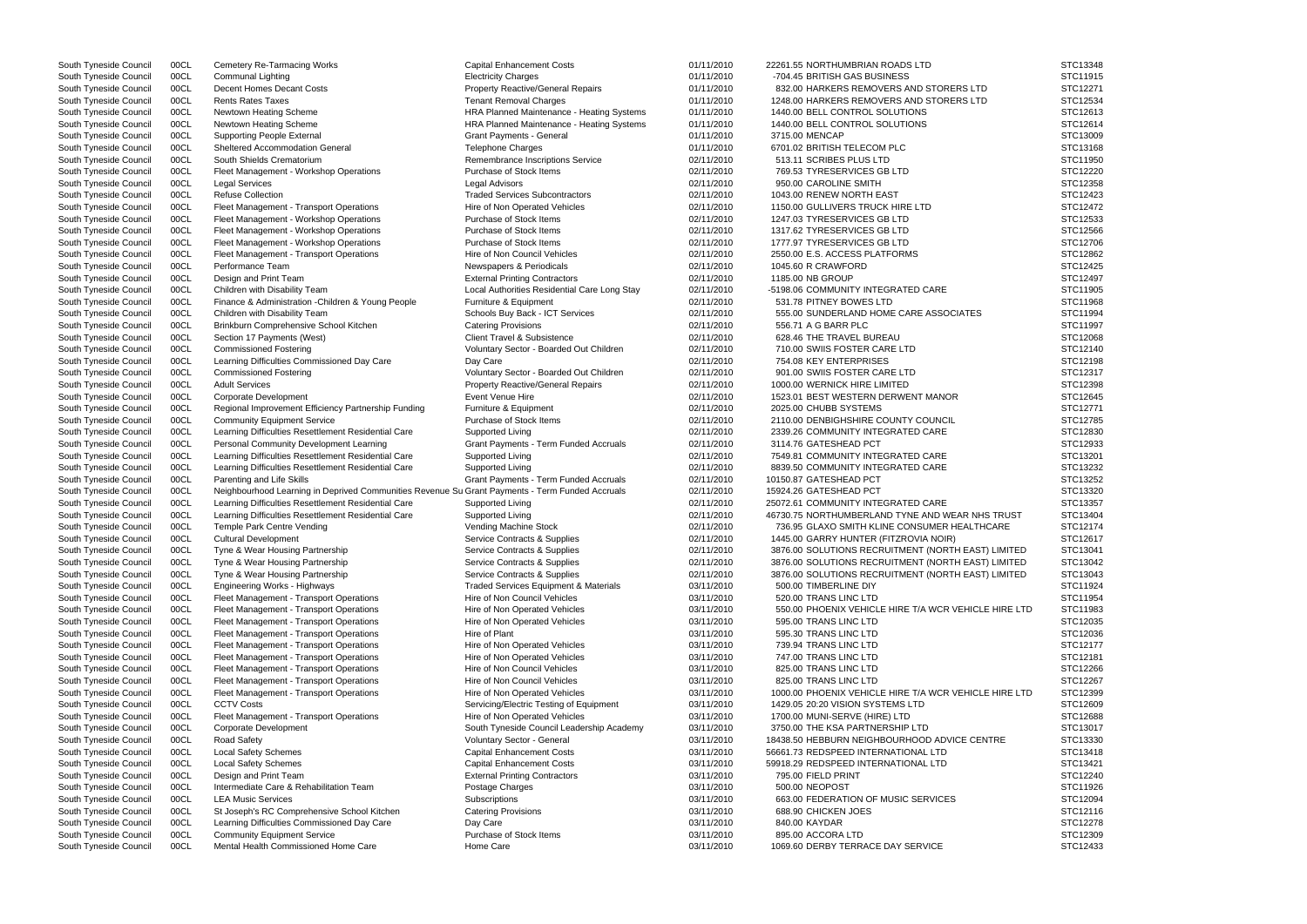| | | | | | | |
|---|---|---|---|---|---|---|
| South Tyneside Council | 00CL | Cemetery Re-Tarmacing Works | Capital Enhancement Costs | 01/11/2010 | 22261.55 NORTHUMBRIAN ROADS LTD | STC13348 |
| South Tyneside Council | 00CL | Communal Lighting | Electricity Charges | 01/11/2010 | -704.45 BRITISH GAS BUSINESS | STC11915 |
| South Tyneside Council | 00CL | Decent Homes Decant Costs | Property Reactive/General Repairs | 01/11/2010 | 832.00 HARKERS REMOVERS AND STORERS LTD | STC12271 |
| South Tyneside Council | 00CL | Rents Rates Taxes | Tenant Removal Charges | 01/11/2010 | 1248.00 HARKERS REMOVERS AND STORERS LTD | STC12534 |
| South Tyneside Council | 00CL | Newtown Heating Scheme | HRA Planned Maintenance - Heating Systems | 01/11/2010 | 1440.00 BELL CONTROL SOLUTIONS | STC12613 |
| South Tyneside Council | 00CL | Newtown Heating Scheme | HRA Planned Maintenance - Heating Systems | 01/11/2010 | 1440.00 BELL CONTROL SOLUTIONS | STC12614 |
| South Tyneside Council | 00CL | Supporting People External | Grant Payments - General | 01/11/2010 | 3715.00 MENCAP | STC13009 |
| South Tyneside Council | 00CL | Sheltered Accommodation General | Telephone Charges | 01/11/2010 | 6701.02 BRITISH TELECOM PLC | STC13168 |
| South Tyneside Council | 00CL | South Shields Crematorium | Remembrance Inscriptions Service | 02/11/2010 | 513.11 SCRIBES PLUS LTD | STC11950 |
| South Tyneside Council | 00CL | Fleet Management - Workshop Operations | Purchase of Stock Items | 02/11/2010 | 769.53 TYRESERVICES GB LTD | STC12220 |
| South Tyneside Council | 00CL | Legal Services | Legal Advisors | 02/11/2010 | 950.00 CAROLINE SMITH | STC12358 |
| South Tyneside Council | 00CL | Refuse Collection | Traded Services Subcontractors | 02/11/2010 | 1043.00 RENEW NORTH EAST | STC12423 |
| South Tyneside Council | 00CL | Fleet Management - Transport Operations | Hire of Non Operated Vehicles | 02/11/2010 | 1150.00 GULLIVERS TRUCK HIRE LTD | STC12472 |
| South Tyneside Council | 00CL | Fleet Management - Workshop Operations | Purchase of Stock Items | 02/11/2010 | 1247.03 TYRESERVICES GB LTD | STC12533 |
| South Tyneside Council | 00CL | Fleet Management - Workshop Operations | Purchase of Stock Items | 02/11/2010 | 1317.62 TYRESERVICES GB LTD | STC12566 |
| South Tyneside Council | 00CL | Fleet Management - Workshop Operations | Purchase of Stock Items | 02/11/2010 | 1777.97 TYRESERVICES GB LTD | STC12706 |
| South Tyneside Council | 00CL | Fleet Management - Transport Operations | Hire of Non Council Vehicles | 02/11/2010 | 2550.00 E.S. ACCESS PLATFORMS | STC12862 |
| South Tyneside Council | 00CL | Performance Team | Newspapers & Periodicals | 02/11/2010 | 1045.60 R CRAWFORD | STC12425 |
| South Tyneside Council | 00CL | Design and Print Team | External Printing Contractors | 02/11/2010 | 1185.00 NB GROUP | STC12497 |
| South Tyneside Council | 00CL | Children with Disability Team | Local Authorities Residential Care Long Stay | 02/11/2010 | -5198.06 COMMUNITY INTEGRATED CARE | STC11905 |
| South Tyneside Council | 00CL | Finance & Administration -Children & Young People | Furniture & Equipment | 02/11/2010 | 531.78 PITNEY BOWES LTD | STC11968 |
| South Tyneside Council | 00CL | Children with Disability Team | Schools Buy Back - ICT Services | 02/11/2010 | 555.00 SUNDERLAND HOME CARE ASSOCIATES | STC11994 |
| South Tyneside Council | 00CL | Brinkburn Comprehensive School Kitchen | Catering Provisions | 02/11/2010 | 556.71 A G BARR PLC | STC11997 |
| South Tyneside Council | 00CL | Section 17 Payments (West) | Client Travel & Subsistence | 02/11/2010 | 628.46 THE TRAVEL BUREAU | STC12068 |
| South Tyneside Council | 00CL | Commissioned Fostering | Voluntary Sector - Boarded Out Children | 02/11/2010 | 710.00 SWIIS FOSTER CARE LTD | STC12140 |
| South Tyneside Council | 00CL | Learning Difficulties Commissioned Day Care | Day Care | 02/11/2010 | 754.08 KEY ENTERPRISES | STC12198 |
| South Tyneside Council | 00CL | Commissioned Fostering | Voluntary Sector - Boarded Out Children | 02/11/2010 | 901.00 SWIIS FOSTER CARE LTD | STC12317 |
| South Tyneside Council | 00CL | Adult Services | Property Reactive/General Repairs | 02/11/2010 | 1000.00 WERNICK HIRE LIMITED | STC12398 |
| South Tyneside Council | 00CL | Corporate Development | Event Venue Hire | 02/11/2010 | 1523.01 BEST WESTERN DERWENT MANOR | STC12645 |
| South Tyneside Council | 00CL | Regional Improvement Efficiency Partnership Funding | Furniture & Equipment | 02/11/2010 | 2025.00 CHUBB SYSTEMS | STC12771 |
| South Tyneside Council | 00CL | Community Equipment Service | Purchase of Stock Items | 02/11/2010 | 2110.00 DENBIGHSHIRE COUNTY COUNCIL | STC12785 |
| South Tyneside Council | 00CL | Learning Difficulties Resettlement Residential Care | Supported Living | 02/11/2010 | 2339.26 COMMUNITY INTEGRATED CARE | STC12830 |
| South Tyneside Council | 00CL | Personal Community Development Learning | Grant Payments - Term Funded Accruals | 02/11/2010 | 3114.76 GATESHEAD PCT | STC12933 |
| South Tyneside Council | 00CL | Learning Difficulties Resettlement Residential Care | Supported Living | 02/11/2010 | 7549.81 COMMUNITY INTEGRATED CARE | STC13201 |
| South Tyneside Council | 00CL | Learning Difficulties Resettlement Residential Care | Supported Living | 02/11/2010 | 8839.50 COMMUNITY INTEGRATED CARE | STC13232 |
| South Tyneside Council | 00CL | Parenting and Life Skills | Grant Payments - Term Funded Accruals | 02/11/2010 | 10150.87 GATESHEAD PCT | STC13252 |
| South Tyneside Council | 00CL | Neighbourhood Learning in Deprived Communities Revenue Su | Grant Payments - Term Funded Accruals | 02/11/2010 | 15924.26 GATESHEAD PCT | STC13320 |
| South Tyneside Council | 00CL | Learning Difficulties Resettlement Residential Care | Supported Living | 02/11/2010 | 25072.61 COMMUNITY INTEGRATED CARE | STC13357 |
| South Tyneside Council | 00CL | Learning Difficulties Resettlement Residential Care | Supported Living | 02/11/2010 | 46730.75 NORTHUMBERLAND TYNE AND WEAR NHS TRUST | STC13404 |
| South Tyneside Council | 00CL | Temple Park Centre Vending | Vending Machine Stock | 02/11/2010 | 736.95 GLAXO SMITH KLINE CONSUMER HEALTHCARE | STC12174 |
| South Tyneside Council | 00CL | Cultural Development | Service Contracts & Supplies | 02/11/2010 | 1445.00 GARRY HUNTER (FITZROVIA NOIR) | STC12617 |
| South Tyneside Council | 00CL | Tyne & Wear Housing Partnership | Service Contracts & Supplies | 02/11/2010 | 3876.00 SOLUTIONS RECRUITMENT (NORTH EAST) LIMITED | STC13041 |
| South Tyneside Council | 00CL | Tyne & Wear Housing Partnership | Service Contracts & Supplies | 02/11/2010 | 3876.00 SOLUTIONS RECRUITMENT (NORTH EAST) LIMITED | STC13042 |
| South Tyneside Council | 00CL | Tyne & Wear Housing Partnership | Service Contracts & Supplies | 02/11/2010 | 3876.00 SOLUTIONS RECRUITMENT (NORTH EAST) LIMITED | STC13043 |
| South Tyneside Council | 00CL | Engineering Works - Highways | Traded Services Equipment & Materials | 03/11/2010 | 500.00 TIMBERLINE DIY | STC11924 |
| South Tyneside Council | 00CL | Fleet Management - Transport Operations | Hire of Non Council Vehicles | 03/11/2010 | 520.00 TRANS LINC LTD | STC11954 |
| South Tyneside Council | 00CL | Fleet Management - Transport Operations | Hire of Non Operated Vehicles | 03/11/2010 | 550.00 PHOENIX VEHICLE HIRE T/A WCR VEHICLE HIRE LTD | STC11983 |
| South Tyneside Council | 00CL | Fleet Management - Transport Operations | Hire of Non Operated Vehicles | 03/11/2010 | 595.00 TRANS LINC LTD | STC12035 |
| South Tyneside Council | 00CL | Fleet Management - Transport Operations | Hire of Plant | 03/11/2010 | 595.30 TRANS LINC LTD | STC12036 |
| South Tyneside Council | 00CL | Fleet Management - Transport Operations | Hire of Non Operated Vehicles | 03/11/2010 | 739.94 TRANS LINC LTD | STC12177 |
| South Tyneside Council | 00CL | Fleet Management - Transport Operations | Hire of Non Operated Vehicles | 03/11/2010 | 747.00 TRANS LINC LTD | STC12181 |
| South Tyneside Council | 00CL | Fleet Management - Transport Operations | Hire of Non Council Vehicles | 03/11/2010 | 825.00 TRANS LINC LTD | STC12266 |
| South Tyneside Council | 00CL | Fleet Management - Transport Operations | Hire of Non Council Vehicles | 03/11/2010 | 825.00 TRANS LINC LTD | STC12267 |
| South Tyneside Council | 00CL | Fleet Management - Transport Operations | Hire of Non Operated Vehicles | 03/11/2010 | 1000.00 PHOENIX VEHICLE HIRE T/A WCR VEHICLE HIRE LTD | STC12399 |
| South Tyneside Council | 00CL | CCTV Costs | Servicing/Electric Testing of Equipment | 03/11/2010 | 1429.05 20:20 VISION SYSTEMS LTD | STC12609 |
| South Tyneside Council | 00CL | Fleet Management - Transport Operations | Hire of Non Operated Vehicles | 03/11/2010 | 1700.00 MUNI-SERVE (HIRE) LTD | STC12688 |
| South Tyneside Council | 00CL | Corporate Development | South Tyneside Council Leadership Academy | 03/11/2010 | 3750.00 THE KSA PARTNERSHIP LTD | STC13017 |
| South Tyneside Council | 00CL | Road Safety | Voluntary Sector - General | 03/11/2010 | 18438.50 HEBBURN NEIGHBOURHOOD ADVICE CENTRE | STC13330 |
| South Tyneside Council | 00CL | Local Safety Schemes | Capital Enhancement Costs | 03/11/2010 | 56661.73 REDSPEED INTERNATIONAL LTD | STC13418 |
| South Tyneside Council | 00CL | Local Safety Schemes | Capital Enhancement Costs | 03/11/2010 | 59918.29 REDSPEED INTERNATIONAL LTD | STC13421 |
| South Tyneside Council | 00CL | Design and Print Team | External Printing Contractors | 03/11/2010 | 795.00 FIELD PRINT | STC12240 |
| South Tyneside Council | 00CL | Intermediate Care & Rehabilitation Team | Postage Charges | 03/11/2010 | 500.00 NEOPOST | STC11926 |
| South Tyneside Council | 00CL | LEA Music Services | Subscriptions | 03/11/2010 | 663.00 FEDERATION OF MUSIC SERVICES | STC12094 |
| South Tyneside Council | 00CL | St Joseph's RC Comprehensive School Kitchen | Catering Provisions | 03/11/2010 | 688.90 CHICKEN JOES | STC12116 |
| South Tyneside Council | 00CL | Learning Difficulties Commissioned Day Care | Day Care | 03/11/2010 | 840.00 KAYDAR | STC12278 |
| South Tyneside Council | 00CL | Community Equipment Service | Purchase of Stock Items | 03/11/2010 | 895.00 ACCORA LTD | STC12309 |
| South Tyneside Council | 00CL | Mental Health Commissioned Home Care | Home Care | 03/11/2010 | 1069.60 DERBY TERRACE DAY SERVICE | STC12433 |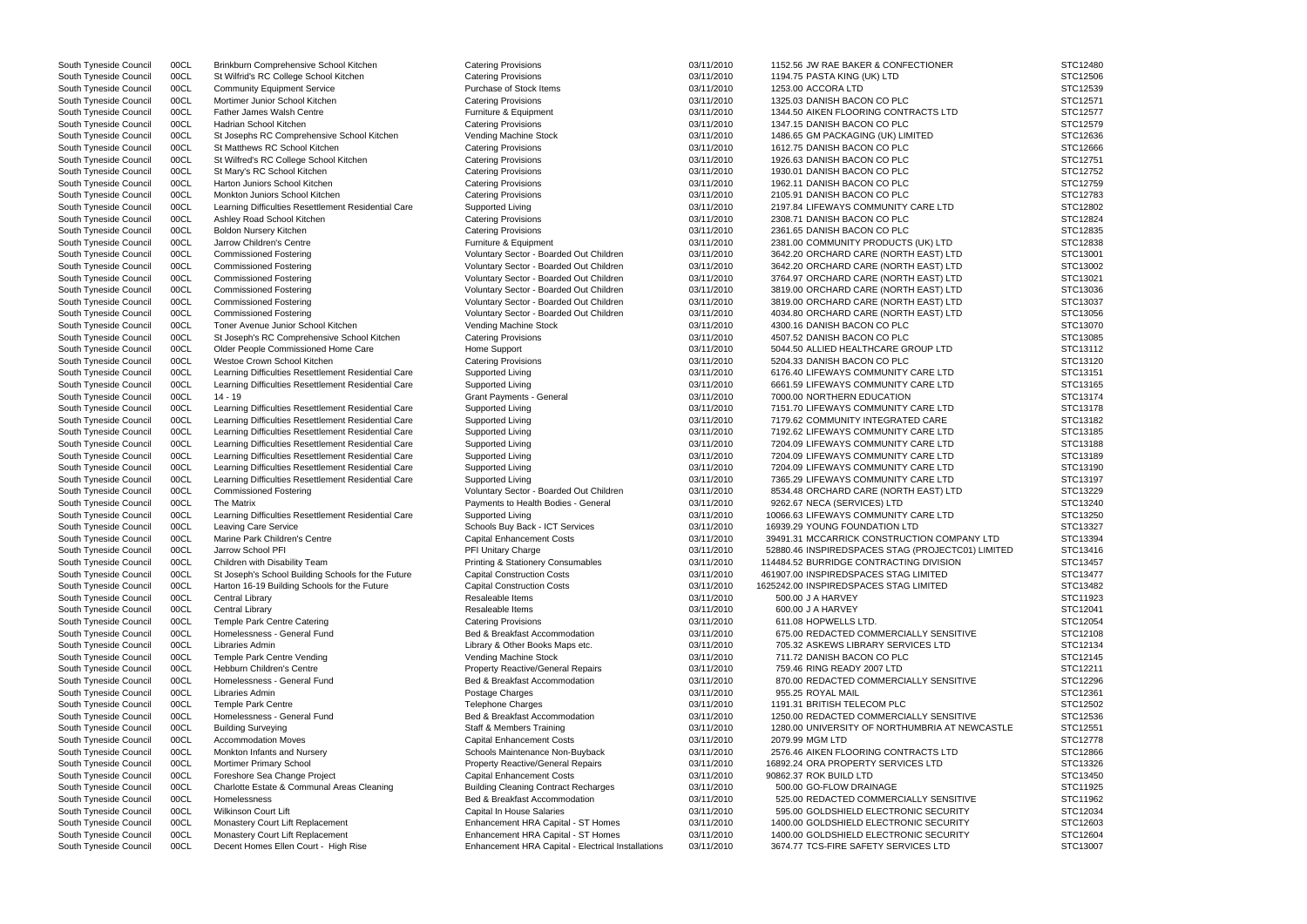| | | | | | | | |
|---|---|---|---|---|---|---|---|
| South Tyneside Council | 00CL | Brinkburn Comprehensive School Kitchen | Catering Provisions | 03/11/2010 | 1152.56 | JW RAE BAKER & CONFECTIONER | STC12480 |
| South Tyneside Council | 00CL | St Wilfrid's RC College School Kitchen | Catering Provisions | 03/11/2010 | 1194.75 | PASTA KING (UK) LTD | STC12506 |
| South Tyneside Council | 00CL | Community Equipment Service | Purchase of Stock Items | 03/11/2010 | 1253.00 | ACCORA LTD | STC12539 |
| South Tyneside Council | 00CL | Mortimer Junior School Kitchen | Catering Provisions | 03/11/2010 | 1325.03 | DANISH BACON CO PLC | STC12571 |
| South Tyneside Council | 00CL | Father James Walsh Centre | Furniture & Equipment | 03/11/2010 | 1344.50 | AIKEN FLOORING CONTRACTS LTD | STC12577 |
| South Tyneside Council | 00CL | Hadrian School Kitchen | Catering Provisions | 03/11/2010 | 1347.15 | DANISH BACON CO PLC | STC12579 |
| South Tyneside Council | 00CL | St Josephs RC Comprehensive School Kitchen | Vending Machine Stock | 03/11/2010 | 1486.65 | GM PACKAGING (UK) LIMITED | STC12636 |
| South Tyneside Council | 00CL | St Matthews RC School Kitchen | Catering Provisions | 03/11/2010 | 1612.75 | DANISH BACON CO PLC | STC12666 |
| South Tyneside Council | 00CL | St Wilfred's RC College School Kitchen | Catering Provisions | 03/11/2010 | 1926.63 | DANISH BACON CO PLC | STC12751 |
| South Tyneside Council | 00CL | St Mary's RC School Kitchen | Catering Provisions | 03/11/2010 | 1930.01 | DANISH BACON CO PLC | STC12752 |
| South Tyneside Council | 00CL | Harton Juniors School Kitchen | Catering Provisions | 03/11/2010 | 1962.11 | DANISH BACON CO PLC | STC12759 |
| South Tyneside Council | 00CL | Monkton Juniors School Kitchen | Catering Provisions | 03/11/2010 | 2105.91 | DANISH BACON CO PLC | STC12783 |
| South Tyneside Council | 00CL | Learning Difficulties Resettlement Residential Care | Supported Living | 03/11/2010 | 2197.84 | LIFEWAYS COMMUNITY CARE LTD | STC12802 |
| South Tyneside Council | 00CL | Ashley Road School Kitchen | Catering Provisions | 03/11/2010 | 2308.71 | DANISH BACON CO PLC | STC12824 |
| South Tyneside Council | 00CL | Boldon Nursery Kitchen | Catering Provisions | 03/11/2010 | 2361.65 | DANISH BACON CO PLC | STC12835 |
| South Tyneside Council | 00CL | Jarrow Children's Centre | Furniture & Equipment | 03/11/2010 | 2381.00 | COMMUNITY PRODUCTS (UK) LTD | STC12838 |
| South Tyneside Council | 00CL | Commissioned Fostering | Voluntary Sector - Boarded Out Children | 03/11/2010 | 3642.20 | ORCHARD CARE (NORTH EAST) LTD | STC13001 |
| South Tyneside Council | 00CL | Commissioned Fostering | Voluntary Sector - Boarded Out Children | 03/11/2010 | 3642.20 | ORCHARD CARE (NORTH EAST) LTD | STC13002 |
| South Tyneside Council | 00CL | Commissioned Fostering | Voluntary Sector - Boarded Out Children | 03/11/2010 | 3764.97 | ORCHARD CARE (NORTH EAST) LTD | STC13021 |
| South Tyneside Council | 00CL | Commissioned Fostering | Voluntary Sector - Boarded Out Children | 03/11/2010 | 3819.00 | ORCHARD CARE (NORTH EAST) LTD | STC13036 |
| South Tyneside Council | 00CL | Commissioned Fostering | Voluntary Sector - Boarded Out Children | 03/11/2010 | 3819.00 | ORCHARD CARE (NORTH EAST) LTD | STC13037 |
| South Tyneside Council | 00CL | Commissioned Fostering | Voluntary Sector - Boarded Out Children | 03/11/2010 | 4034.80 | ORCHARD CARE (NORTH EAST) LTD | STC13056 |
| South Tyneside Council | 00CL | Toner Avenue Junior School Kitchen | Vending Machine Stock | 03/11/2010 | 4300.16 | DANISH BACON CO PLC | STC13070 |
| South Tyneside Council | 00CL | St Joseph's RC Comprehensive School Kitchen | Catering Provisions | 03/11/2010 | 4507.52 | DANISH BACON CO PLC | STC13085 |
| South Tyneside Council | 00CL | Older People Commissioned Home Care | Home Support | 03/11/2010 | 5044.50 | ALLIED HEALTHCARE GROUP LTD | STC13112 |
| South Tyneside Council | 00CL | Westoe Crown School Kitchen | Catering Provisions | 03/11/2010 | 5204.33 | DANISH BACON CO PLC | STC13120 |
| South Tyneside Council | 00CL | Learning Difficulties Resettlement Residential Care | Supported Living | 03/11/2010 | 6176.40 | LIFEWAYS COMMUNITY CARE LTD | STC13151 |
| South Tyneside Council | 00CL | Learning Difficulties Resettlement Residential Care | Supported Living | 03/11/2010 | 6661.59 | LIFEWAYS COMMUNITY CARE LTD | STC13165 |
| South Tyneside Council | 00CL | 14 - 19 | Grant Payments - General | 03/11/2010 | 7000.00 | NORTHERN EDUCATION | STC13174 |
| South Tyneside Council | 00CL | Learning Difficulties Resettlement Residential Care | Supported Living | 03/11/2010 | 7151.70 | LIFEWAYS COMMUNITY CARE LTD | STC13178 |
| South Tyneside Council | 00CL | Learning Difficulties Resettlement Residential Care | Supported Living | 03/11/2010 | 7179.62 | COMMUNITY INTEGRATED CARE | STC13182 |
| South Tyneside Council | 00CL | Learning Difficulties Resettlement Residential Care | Supported Living | 03/11/2010 | 7192.62 | LIFEWAYS COMMUNITY CARE LTD | STC13185 |
| South Tyneside Council | 00CL | Learning Difficulties Resettlement Residential Care | Supported Living | 03/11/2010 | 7204.09 | LIFEWAYS COMMUNITY CARE LTD | STC13188 |
| South Tyneside Council | 00CL | Learning Difficulties Resettlement Residential Care | Supported Living | 03/11/2010 | 7204.09 | LIFEWAYS COMMUNITY CARE LTD | STC13189 |
| South Tyneside Council | 00CL | Learning Difficulties Resettlement Residential Care | Supported Living | 03/11/2010 | 7204.09 | LIFEWAYS COMMUNITY CARE LTD | STC13190 |
| South Tyneside Council | 00CL | Learning Difficulties Resettlement Residential Care | Supported Living | 03/11/2010 | 7365.29 | LIFEWAYS COMMUNITY CARE LTD | STC13197 |
| South Tyneside Council | 00CL | Commissioned Fostering | Voluntary Sector - Boarded Out Children | 03/11/2010 | 8534.48 | ORCHARD CARE (NORTH EAST) LTD | STC13229 |
| South Tyneside Council | 00CL | The Matrix | Payments to Health Bodies - General | 03/11/2010 | 9262.67 | NECA (SERVICES) LTD | STC13240 |
| South Tyneside Council | 00CL | Learning Difficulties Resettlement Residential Care | Supported Living | 03/11/2010 | 10066.63 | LIFEWAYS COMMUNITY CARE LTD | STC13250 |
| South Tyneside Council | 00CL | Leaving Care Service | Schools Buy Back - ICT Services | 03/11/2010 | 16939.29 | YOUNG FOUNDATION LTD | STC13327 |
| South Tyneside Council | 00CL | Marine Park Children's Centre | Capital Enhancement Costs | 03/11/2010 | 39491.31 | MCCARRICK CONSTRUCTION COMPANY LTD | STC13394 |
| South Tyneside Council | 00CL | Jarrow School PFI | PFI Unitary Charge | 03/11/2010 | 52880.46 | INSPIREDSPACES STAG (PROJECTC01) LIMITED | STC13416 |
| South Tyneside Council | 00CL | Children with Disability Team | Printing & Stationery Consumables | 03/11/2010 | 114484.52 | BURRIDGE CONTRACTING DIVISION | STC13457 |
| South Tyneside Council | 00CL | St Joseph's School Building Schools for the Future | Capital Construction Costs | 03/11/2010 | 461907.00 | INSPIREDSPACES STAG LIMITED | STC13477 |
| South Tyneside Council | 00CL | Harton 16-19 Building Schools for the Future | Capital Construction Costs | 03/11/2010 | 1625242.00 | INSPIREDSPACES STAG LIMITED | STC13482 |
| South Tyneside Council | 00CL | Central Library | Resaleable Items | 03/11/2010 | 500.00 | J A HARVEY | STC11923 |
| South Tyneside Council | 00CL | Central Library | Resaleable Items | 03/11/2010 | 600.00 | J A HARVEY | STC12041 |
| South Tyneside Council | 00CL | Temple Park Centre Catering | Catering Provisions | 03/11/2010 | 611.08 | HOPWELLS LTD. | STC12054 |
| South Tyneside Council | 00CL | Homelessness - General Fund | Bed & Breakfast Accommodation | 03/11/2010 | 675.00 | REDACTED COMMERCIALLY SENSITIVE | STC12108 |
| South Tyneside Council | 00CL | Libraries Admin | Library & Other Books Maps etc. | 03/11/2010 | 705.32 | ASKEWS LIBRARY SERVICES LTD | STC12134 |
| South Tyneside Council | 00CL | Temple Park Centre Vending | Vending Machine Stock | 03/11/2010 | 711.72 | DANISH BACON CO PLC | STC12145 |
| South Tyneside Council | 00CL | Hebburn Children's Centre | Property Reactive/General Repairs | 03/11/2010 | 759.46 | RING READY 2007 LTD | STC12211 |
| South Tyneside Council | 00CL | Homelessness - General Fund | Bed & Breakfast Accommodation | 03/11/2010 | 870.00 | REDACTED COMMERCIALLY SENSITIVE | STC12296 |
| South Tyneside Council | 00CL | Libraries Admin | Postage Charges | 03/11/2010 | 955.25 | ROYAL MAIL | STC12361 |
| South Tyneside Council | 00CL | Temple Park Centre | Telephone Charges | 03/11/2010 | 1191.31 | BRITISH TELECOM PLC | STC12502 |
| South Tyneside Council | 00CL | Homelessness - General Fund | Bed & Breakfast Accommodation | 03/11/2010 | 1250.00 | REDACTED COMMERCIALLY SENSITIVE | STC12536 |
| South Tyneside Council | 00CL | Building Surveying | Staff & Members Training | 03/11/2010 | 1280.00 | UNIVERSITY OF NORTHUMBRIA AT NEWCASTLE | STC12551 |
| South Tyneside Council | 00CL | Accommodation Moves | Capital Enhancement Costs | 03/11/2010 | 2079.99 | MGM LTD | STC12778 |
| South Tyneside Council | 00CL | Monkton Infants and Nursery | Schools Maintenance Non-Buyback | 03/11/2010 | 2576.46 | AIKEN FLOORING CONTRACTS LTD | STC12866 |
| South Tyneside Council | 00CL | Mortimer Primary School | Property Reactive/General Repairs | 03/11/2010 | 16892.24 | ORA PROPERTY SERVICES LTD | STC13326 |
| South Tyneside Council | 00CL | Foreshore Sea Change Project | Capital Enhancement Costs | 03/11/2010 | 90862.37 | ROK BUILD LTD | STC13450 |
| South Tyneside Council | 00CL | Charlotte Estate & Communal Areas Cleaning | Building Cleaning Contract Recharges | 03/11/2010 | 500.00 | GO-FLOW DRAINAGE | STC11925 |
| South Tyneside Council | 00CL | Homelessness | Bed & Breakfast Accommodation | 03/11/2010 | 525.00 | REDACTED COMMERCIALLY SENSITIVE | STC11962 |
| South Tyneside Council | 00CL | Wilkinson Court Lift | Capital In House Salaries | 03/11/2010 | 595.00 | GOLDSHIELD ELECTRONIC SECURITY | STC12034 |
| South Tyneside Council | 00CL | Monastery Court Lift Replacement | Enhancement HRA Capital - ST Homes | 03/11/2010 | 1400.00 | GOLDSHIELD ELECTRONIC SECURITY | STC12603 |
| South Tyneside Council | 00CL | Monastery Court Lift Replacement | Enhancement HRA Capital - ST Homes | 03/11/2010 | 1400.00 | GOLDSHIELD ELECTRONIC SECURITY | STC12604 |
| South Tyneside Council | 00CL | Decent Homes Ellen Court - High Rise | Enhancement HRA Capital - Electrical Installations | 03/11/2010 | 3674.77 | TCS-FIRE SAFETY SERVICES LTD | STC13007 |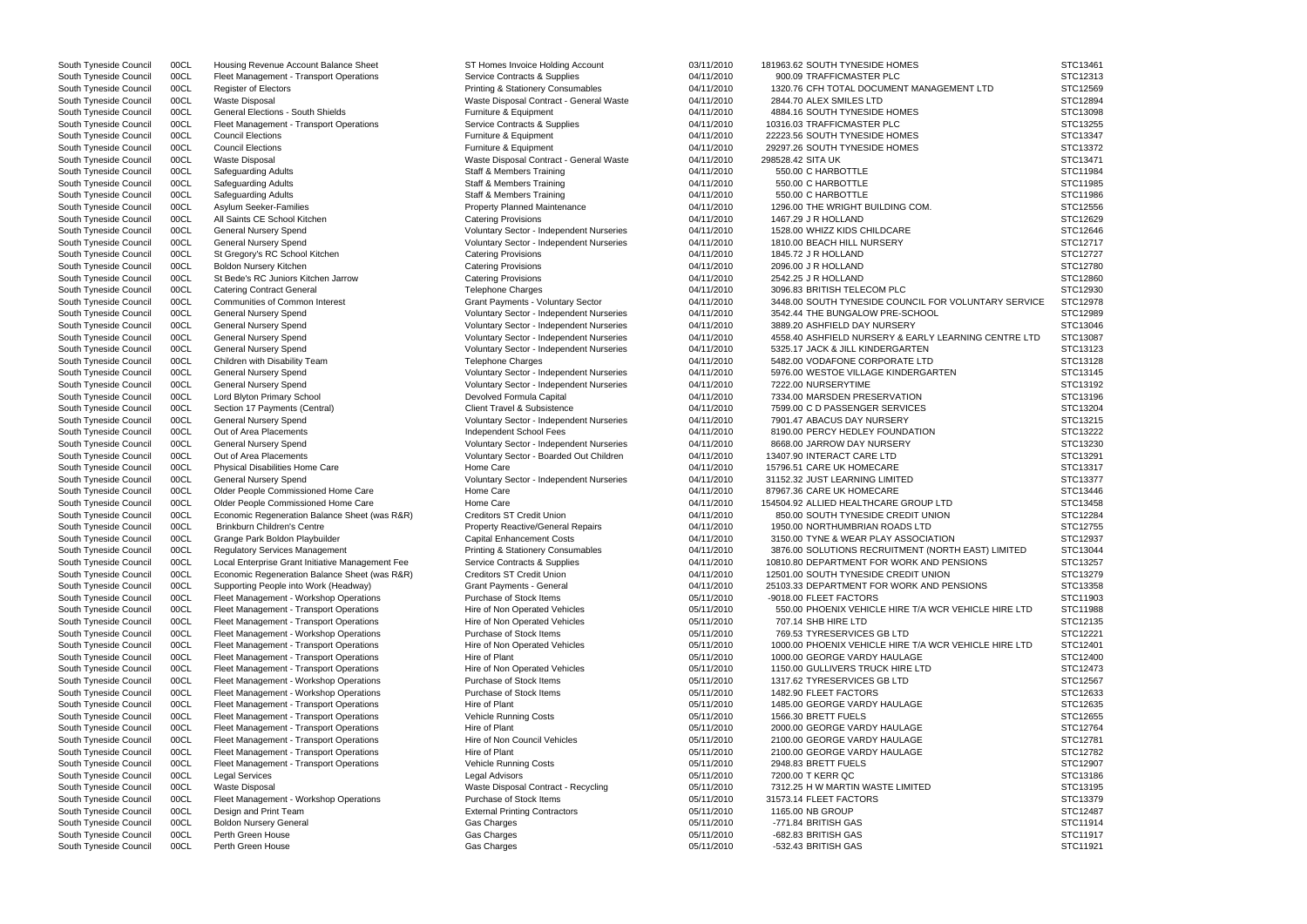| | | | | | | | |
|---|---|---|---|---|---|---|---|
| South Tyneside Council | 00CL | Housing Revenue Account Balance Sheet | ST Homes Invoice Holding Account | 03/11/2010 | 181963.62 | SOUTH TYNESIDE HOMES | STC13461 |
| South Tyneside Council | 00CL | Fleet Management - Transport Operations | Service Contracts & Supplies | 04/11/2010 | 900.09 | TRAFFICMASTER PLC | STC12313 |
| South Tyneside Council | 00CL | Register of Electors | Printing & Stationery Consumables | 04/11/2010 | 1320.76 | CFH TOTAL DOCUMENT MANAGEMENT LTD | STC12569 |
| South Tyneside Council | 00CL | Waste Disposal | Waste Disposal Contract - General Waste | 04/11/2010 | 2844.70 | ALEX SMILES LTD | STC12894 |
| South Tyneside Council | 00CL | General Elections - South Shields | Furniture & Equipment | 04/11/2010 | 4884.16 | SOUTH TYNESIDE HOMES | STC13098 |
| South Tyneside Council | 00CL | Fleet Management - Transport Operations | Service Contracts & Supplies | 04/11/2010 | 10316.03 | TRAFFICMASTER PLC | STC13255 |
| South Tyneside Council | 00CL | Council Elections | Furniture & Equipment | 04/11/2010 | 22223.56 | SOUTH TYNESIDE HOMES | STC13347 |
| South Tyneside Council | 00CL | Council Elections | Furniture & Equipment | 04/11/2010 | 29297.26 | SOUTH TYNESIDE HOMES | STC13372 |
| South Tyneside Council | 00CL | Waste Disposal | Waste Disposal Contract - General Waste | 04/11/2010 | 298528.42 | SITA UK | STC13471 |
| South Tyneside Council | 00CL | Safeguarding Adults | Staff & Members Training | 04/11/2010 | 550.00 | C HARBOTTLE | STC11984 |
| South Tyneside Council | 00CL | Safeguarding Adults | Staff & Members Training | 04/11/2010 | 550.00 | C HARBOTTLE | STC11985 |
| South Tyneside Council | 00CL | Safeguarding Adults | Staff & Members Training | 04/11/2010 | 550.00 | C HARBOTTLE | STC11986 |
| South Tyneside Council | 00CL | Asylum Seeker-Families | Property Planned Maintenance | 04/11/2010 | 1296.00 | THE WRIGHT BUILDING COM. | STC12556 |
| South Tyneside Council | 00CL | All Saints CE School Kitchen | Catering Provisions | 04/11/2010 | 1467.29 | J R HOLLAND | STC12629 |
| South Tyneside Council | 00CL | General Nursery Spend | Voluntary Sector - Independent Nurseries | 04/11/2010 | 1528.00 | WHIZZ KIDS CHILDCARE | STC12646 |
| South Tyneside Council | 00CL | General Nursery Spend | Voluntary Sector - Independent Nurseries | 04/11/2010 | 1810.00 | BEACH HILL NURSERY | STC12717 |
| South Tyneside Council | 00CL | St Gregory's RC School Kitchen | Catering Provisions | 04/11/2010 | 1845.72 | J R HOLLAND | STC12727 |
| South Tyneside Council | 00CL | Boldon Nursery Kitchen | Catering Provisions | 04/11/2010 | 2096.00 | J R HOLLAND | STC12780 |
| South Tyneside Council | 00CL | St Bede's RC Juniors Kitchen Jarrow | Catering Provisions | 04/11/2010 | 2542.25 | J R HOLLAND | STC12860 |
| South Tyneside Council | 00CL | Catering Contract General | Telephone Charges | 04/11/2010 | 3096.83 | BRITISH TELECOM PLC | STC12930 |
| South Tyneside Council | 00CL | Communities of Common Interest | Grant Payments - Voluntary Sector | 04/11/2010 | 3448.00 | SOUTH TYNESIDE COUNCIL FOR VOLUNTARY SERVICE | STC12978 |
| South Tyneside Council | 00CL | General Nursery Spend | Voluntary Sector - Independent Nurseries | 04/11/2010 | 3542.44 | THE BUNGALOW PRE-SCHOOL | STC12989 |
| South Tyneside Council | 00CL | General Nursery Spend | Voluntary Sector - Independent Nurseries | 04/11/2010 | 3889.20 | ASHFIELD DAY NURSERY | STC13046 |
| South Tyneside Council | 00CL | General Nursery Spend | Voluntary Sector - Independent Nurseries | 04/11/2010 | 4558.40 | ASHFIELD NURSERY & EARLY LEARNING CENTRE LTD | STC13087 |
| South Tyneside Council | 00CL | General Nursery Spend | Voluntary Sector - Independent Nurseries | 04/11/2010 | 5325.17 | JACK & JILL KINDERGARTEN | STC13123 |
| South Tyneside Council | 00CL | Children with Disability Team | Telephone Charges | 04/11/2010 | 5482.00 | VODAFONE CORPORATE LTD | STC13128 |
| South Tyneside Council | 00CL | General Nursery Spend | Voluntary Sector - Independent Nurseries | 04/11/2010 | 5976.00 | WESTOE VILLAGE KINDERGARTEN | STC13145 |
| South Tyneside Council | 00CL | General Nursery Spend | Voluntary Sector - Independent Nurseries | 04/11/2010 | 7222.00 | NURSERYTIME | STC13192 |
| South Tyneside Council | 00CL | Lord Blyton Primary School | Devolved Formula Capital | 04/11/2010 | 7334.00 | MARSDEN PRESERVATION | STC13196 |
| South Tyneside Council | 00CL | Section 17 Payments (Central) | Client Travel & Subsistence | 04/11/2010 | 7599.00 | C D PASSENGER SERVICES | STC13204 |
| South Tyneside Council | 00CL | General Nursery Spend | Voluntary Sector - Independent Nurseries | 04/11/2010 | 7901.47 | ABACUS DAY NURSERY | STC13215 |
| South Tyneside Council | 00CL | Out of Area Placements | Independent School Fees | 04/11/2010 | 8190.00 | PERCY HEDLEY FOUNDATION | STC13222 |
| South Tyneside Council | 00CL | General Nursery Spend | Voluntary Sector - Independent Nurseries | 04/11/2010 | 8668.00 | JARROW DAY NURSERY | STC13230 |
| South Tyneside Council | 00CL | Out of Area Placements | Voluntary Sector - Boarded Out Children | 04/11/2010 | 13407.90 | INTERACT CARE LTD | STC13291 |
| South Tyneside Council | 00CL | Physical Disabilities Home Care | Home Care | 04/11/2010 | 15796.51 | CARE UK HOMECARE | STC13317 |
| South Tyneside Council | 00CL | General Nursery Spend | Voluntary Sector - Independent Nurseries | 04/11/2010 | 31152.32 | JUST LEARNING LIMITED | STC13377 |
| South Tyneside Council | 00CL | Older People Commissioned Home Care | Home Care | 04/11/2010 | 87967.36 | CARE UK HOMECARE | STC13446 |
| South Tyneside Council | 00CL | Older People Commissioned Home Care | Home Care | 04/11/2010 | 154504.92 | ALLIED HEALTHCARE GROUP LTD | STC13458 |
| South Tyneside Council | 00CL | Economic Regeneration Balance Sheet (was R&R) | Creditors ST Credit Union | 04/11/2010 | 850.00 | SOUTH TYNESIDE CREDIT UNION | STC12284 |
| South Tyneside Council | 00CL | Brinkburn Children's Centre | Property Reactive/General Repairs | 04/11/2010 | 1950.00 | NORTHUMBRIAN ROADS LTD | STC12755 |
| South Tyneside Council | 00CL | Grange Park Boldon Playbuilder | Capital Enhancement Costs | 04/11/2010 | 3150.00 | TYNE & WEAR PLAY ASSOCIATION | STC12937 |
| South Tyneside Council | 00CL | Regulatory Services Management | Printing & Stationery Consumables | 04/11/2010 | 3876.00 | SOLUTIONS RECRUITMENT (NORTH EAST) LIMITED | STC13044 |
| South Tyneside Council | 00CL | Local Enterprise Grant Initiative Management Fee | Service Contracts & Supplies | 04/11/2010 | 10810.80 | DEPARTMENT FOR WORK AND PENSIONS | STC13257 |
| South Tyneside Council | 00CL | Economic Regeneration Balance Sheet (was R&R) | Creditors ST Credit Union | 04/11/2010 | 12501.00 | SOUTH TYNESIDE CREDIT UNION | STC13279 |
| South Tyneside Council | 00CL | Supporting People into Work (Headway) | Grant Payments - General | 04/11/2010 | 25103.33 | DEPARTMENT FOR WORK AND PENSIONS | STC13358 |
| South Tyneside Council | 00CL | Fleet Management - Workshop Operations | Purchase of Stock Items | 05/11/2010 | -9018.00 | FLEET FACTORS | STC11903 |
| South Tyneside Council | 00CL | Fleet Management - Transport Operations | Hire of Non Operated Vehicles | 05/11/2010 | 550.00 | PHOENIX VEHICLE HIRE T/A WCR VEHICLE HIRE LTD | STC11988 |
| South Tyneside Council | 00CL | Fleet Management - Transport Operations | Hire of Non Operated Vehicles | 05/11/2010 | 707.14 | SHB HIRE LTD | STC12135 |
| South Tyneside Council | 00CL | Fleet Management - Workshop Operations | Purchase of Stock Items | 05/11/2010 | 769.53 | TYRESERVICES GB LTD | STC12221 |
| South Tyneside Council | 00CL | Fleet Management - Transport Operations | Hire of Non Operated Vehicles | 05/11/2010 | 1000.00 | PHOENIX VEHICLE HIRE T/A WCR VEHICLE HIRE LTD | STC12401 |
| South Tyneside Council | 00CL | Fleet Management - Transport Operations | Hire of Plant | 05/11/2010 | 1000.00 | GEORGE VARDY HAULAGE | STC12400 |
| South Tyneside Council | 00CL | Fleet Management - Transport Operations | Hire of Non Operated Vehicles | 05/11/2010 | 1150.00 | GULLIVERS TRUCK HIRE LTD | STC12473 |
| South Tyneside Council | 00CL | Fleet Management - Workshop Operations | Purchase of Stock Items | 05/11/2010 | 1317.62 | TYRESERVICES GB LTD | STC12567 |
| South Tyneside Council | 00CL | Fleet Management - Workshop Operations | Purchase of Stock Items | 05/11/2010 | 1482.90 | FLEET FACTORS | STC12633 |
| South Tyneside Council | 00CL | Fleet Management - Transport Operations | Hire of Plant | 05/11/2010 | 1485.00 | GEORGE VARDY HAULAGE | STC12635 |
| South Tyneside Council | 00CL | Fleet Management - Transport Operations | Vehicle Running Costs | 05/11/2010 | 1566.30 | BRETT FUELS | STC12655 |
| South Tyneside Council | 00CL | Fleet Management - Transport Operations | Hire of Plant | 05/11/2010 | 2000.00 | GEORGE VARDY HAULAGE | STC12764 |
| South Tyneside Council | 00CL | Fleet Management - Transport Operations | Hire of Non Council Vehicles | 05/11/2010 | 2100.00 | GEORGE VARDY HAULAGE | STC12781 |
| South Tyneside Council | 00CL | Fleet Management - Transport Operations | Hire of Plant | 05/11/2010 | 2100.00 | GEORGE VARDY HAULAGE | STC12782 |
| South Tyneside Council | 00CL | Fleet Management - Transport Operations | Vehicle Running Costs | 05/11/2010 | 2948.83 | BRETT FUELS | STC12907 |
| South Tyneside Council | 00CL | Legal Services | Legal Advisors | 05/11/2010 | 7200.00 | T KERR QC | STC13186 |
| South Tyneside Council | 00CL | Waste Disposal | Waste Disposal Contract - Recycling | 05/11/2010 | 7312.25 | H W MARTIN WASTE LIMITED | STC13195 |
| South Tyneside Council | 00CL | Fleet Management - Workshop Operations | Purchase of Stock Items | 05/11/2010 | 31573.14 | FLEET FACTORS | STC13379 |
| South Tyneside Council | 00CL | Design and Print Team | External Printing Contractors | 05/11/2010 | 1165.00 | NB GROUP | STC12487 |
| South Tyneside Council | 00CL | Boldon Nursery General | Gas Charges | 05/11/2010 | -771.84 | BRITISH GAS | STC11914 |
| South Tyneside Council | 00CL | Perth Green House | Gas Charges | 05/11/2010 | -682.83 | BRITISH GAS | STC11917 |
| South Tyneside Council | 00CL | Perth Green House | Gas Charges | 05/11/2010 | -532.43 | BRITISH GAS | STC11921 |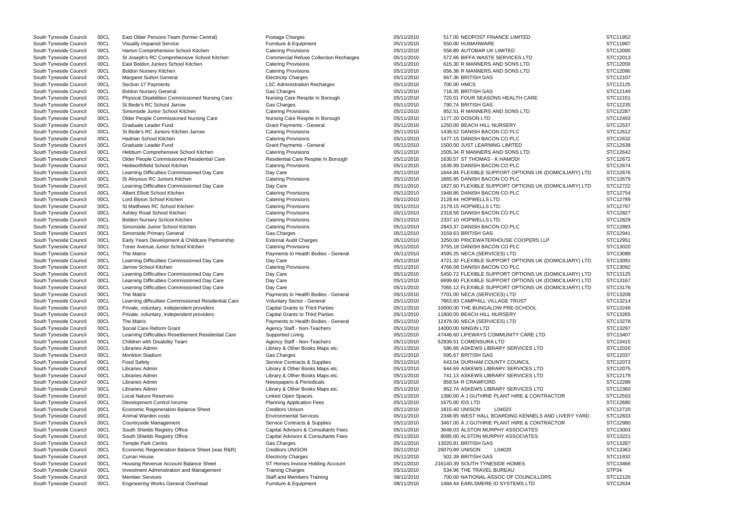| | | | | | | | |
|---|---|---|---|---|---|---|---|
| South Tyneside Council | 00CL | East Older Persons Team (former Central) | Postage Charges | 05/11/2010 | 517.00 | NEOPOST FINANCE LIMITED | STC11952 |
| South Tyneside Council | 00CL | Visually Impaired Service | Furniture & Equipment | 05/11/2010 | 550.00 | HUMANWARE | STC11987 |
| South Tyneside Council | 00CL | Harton Comprehensive School Kitchen | Catering Provisions | 05/11/2010 | 558.89 | AUTOBAR UK LIMITED | STC12000 |
| South Tyneside Council | 00CL | St Joseph's RC Comprehensive School Kitchen | Commercial Refuse Collection Recharges | 05/11/2010 | 572.66 | BIFFA WASTE SERVICES LTD | STC12013 |
| South Tyneside Council | 00CL | East Boldon Juniors School Kitchen | Catering Provisions | 05/11/2010 | 615.30 | R MANNERS AND SONS LTD | STC12059 |
| South Tyneside Council | 00CL | Boldon Nursery Kitchen | Catering Provisions | 05/11/2010 | 656.38 | R MANNERS AND SONS LTD | STC12090 |
| South Tyneside Council | 00CL | Margaret Sutton General | Electricity Charges | 05/11/2010 | 667.36 | BRITISH GAS | STC12107 |
| South Tyneside Council | 00CL | Section 17 Payments | LSC Administration Recharges | 05/11/2010 | 700.00 | HMCS | STC12125 |
| South Tyneside Council | 00CL | Boldon Nursery General | Gas Charges | 05/11/2010 | 718.35 | BRITISH GAS | STC12149 |
| South Tyneside Council | 00CL | Physical Disabilities Commissioned Nursing Care | Nursing Care Respite In Borough | 05/11/2010 | 720.51 | FOUR SEASONS HEALTH CARE | STC12151 |
| South Tyneside Council | 00CL | St Bede's RC School Jarrow | Gas Charges | 05/11/2010 | 790.74 | BRITISH GAS | STC12235 |
| South Tyneside Council | 00CL | Simonside Junior School Kitchen | Catering Provisions | 05/11/2010 | 852.51 | R MANNERS AND SONS LTD | STC12287 |
| South Tyneside Council | 00CL | Older People Commissioned Nursing Care | Nursing Care Respite In Borough | 05/11/2010 | 1177.20 | DOSON LTD | STC12493 |
| South Tyneside Council | 00CL | Graduate Leader Fund | Grant Payments - General | 05/11/2010 | 1250.00 | BEACH HILL NURSERY | STC12537 |
| South Tyneside Council | 00CL | St Bede's RC Juniors Kitchen Jarrow | Catering Provisions | 05/11/2010 | 1439.52 | DANISH BACON CO PLC | STC12612 |
| South Tyneside Council | 00CL | Hadrian School Kitchen | Catering Provisions | 05/11/2010 | 1477.15 | DANISH BACON CO PLC | STC12632 |
| South Tyneside Council | 00CL | Graduate Leader Fund | Grant Payments - General | 05/11/2010 | 1500.00 | JUST LEARNING LIMITED | STC12638 |
| South Tyneside Council | 00CL | Hebburn Comprehensive School Kitchen | Catering Provisions | 05/11/2010 | 1505.34 | R MANNERS AND SONS LTD | STC12642 |
| South Tyneside Council | 00CL | Older People Commissioned Residential Care | Residential Care Respite In Borough | 05/11/2010 | 1630.57 | ST THOMAS - K HAMODI | STC12672 |
| South Tyneside Council | 00CL | Hedworthfield School Kitchen | Catering Provisions | 05/11/2010 | 1639.99 | DANISH BACON CO PLC | STC12674 |
| South Tyneside Council | 00CL | Learning Difficulties Commissioned Day Care | Day Care | 05/11/2010 | 1644.84 | FLEXIBLE SUPPORT OPTIONS UK (DOMICILIARY) LTD | STC12676 |
| South Tyneside Council | 00CL | St Aloysius RC Juniors Kitchen | Catering Provisions | 05/11/2010 | 1665.95 | DANISH BACON CO PLC | STC12679 |
| South Tyneside Council | 00CL | Learning Difficulties Commissioned Day Care | Day Care | 05/11/2010 | 1827.60 | FLEXIBLE SUPPORT OPTIONS UK (DOMICILIARY) LTD | STC12722 |
| South Tyneside Council | 00CL | Albert Elliott School Kitchen | Catering Provisions | 05/11/2010 | 1948.86 | DANISH BACON CO PLC | STC12754 |
| South Tyneside Council | 00CL | Lord Blyton School Kitchen | Catering Provisions | 05/11/2010 | 2128.44 | HOPWELLS LTD. | STC12789 |
| South Tyneside Council | 00CL | St Matthews RC School Kitchen | Catering Provisions | 05/11/2010 | 2179.15 | HOPWELLS LTD. | STC12797 |
| South Tyneside Council | 00CL | Ashley Road School Kitchen | Catering Provisions | 05/11/2010 | 2318.56 | DANISH BACON CO PLC | STC12827 |
| South Tyneside Council | 00CL | Boldon Nursery School Kitchen | Catering Provisions | 05/11/2010 | 2337.10 | HOPWELLS LTD. | STC12829 |
| South Tyneside Council | 00CL | Simonside Junior School Kitchen | Catering Provisions | 05/11/2010 | 2843.37 | DANISH BACON CO PLC | STC12893 |
| South Tyneside Council | 00CL | Simonside Primary General | Gas Charges | 05/11/2010 | 3159.63 | BRITISH GAS | STC12941 |
| South Tyneside Council | 00CL | Early Years Development & Childcare Partnership | External Audit Charges | 05/11/2010 | 3250.00 | PRICEWATERHOUSE COOPERS LLP | STC12951 |
| South Tyneside Council | 00CL | Toner Avenue Junior School Kitchen | Catering Provisions | 05/11/2010 | 3755.18 | DANISH BACON CO PLC | STC13020 |
| South Tyneside Council | 00CL | The Matrix | Payments to Health Bodies - General | 05/11/2010 | 4595.25 | NECA (SERVICES) LTD | STC13089 |
| South Tyneside Council | 00CL | Learning Difficulties Commissioned Day Care | Day Care | 05/11/2010 | 4721.32 | FLEXIBLE SUPPORT OPTIONS UK (DOMICILIARY) LTD | STC13091 |
| South Tyneside Council | 00CL | Jarrow School Kitchen | Catering Provisions | 05/11/2010 | 4766.08 | DANISH BACON CO PLC | STC13092 |
| South Tyneside Council | 00CL | Learning Difficulties Commissioned Day Care | Day Care | 05/11/2010 | 5450.72 | FLEXIBLE SUPPORT OPTIONS UK (DOMICILIARY) LTD | STC13125 |
| South Tyneside Council | 00CL | Learning Difficulties Commissioned Day Care | Day Care | 05/11/2010 | 6699.60 | FLEXIBLE SUPPORT OPTIONS UK (DOMICILIARY) LTD | STC13167 |
| South Tyneside Council | 00CL | Learning Difficulties Commissioned Day Care | Day Care | 05/11/2010 | 7065.12 | FLEXIBLE SUPPORT OPTIONS UK (DOMICILIARY) LTD | STC13176 |
| South Tyneside Council | 00CL | The Matrix | Payments to Health Bodies - General | 05/11/2010 | 7701.00 | NECA (SERVICES) LTD | STC13208 |
| South Tyneside Council | 00CL | Learning difficulties Commissioned Residential Care | Voluntary Sector - General | 05/11/2010 | 7863.83 | CAMPHILL VILLAGE TRUST | STC13214 |
| South Tyneside Council | 00CL | Private, voluntary, independent providers | Capital Grants to Third Parties | 05/11/2010 | 10000.00 | THE BUNGALOW PRE-SCHOOL | STC13248 |
| South Tyneside Council | 00CL | Private, voluntary, independent providers | Capital Grants to Third Parties | 05/11/2010 | 11800.00 | BEACH HILL NURSERY | STC13265 |
| South Tyneside Council | 00CL | The Matrix | Payments to Health Bodies - General | 05/11/2010 | 12476.00 | NECA (SERVICES) LTD | STC13278 |
| South Tyneside Council | 00CL | Social Care Reform Grant | Agency Staff - Non-Teachers | 05/11/2010 | 14000.00 | NINGIN LTD | STC13297 |
| South Tyneside Council | 00CL | Learning Difficulties Resettlement Residential Care | Supported Living | 05/11/2010 | 47448.60 | LIFEWAYS COMMUNITY CARE LTD | STC13407 |
| South Tyneside Council | 00CL | Children with Disability Team | Agency Staff - Non-Teachers | 05/11/2010 | 52836.51 | COMENSURA LTD | STC13415 |
| South Tyneside Council | 00CL | Libraries Admin | Library & Other Books Maps etc. | 05/11/2010 | 586.86 | ASKEWS LIBRARY SERVICES LTD | STC12026 |
| South Tyneside Council | 00CL | Monkton Stadium | Gas Charges | 05/11/2010 | 595.67 | BRITISH GAS | STC12037 |
| South Tyneside Council | 00CL | Food Safety | Service Contracts & Supplies | 05/11/2010 | 643.04 | DURHAM COUNTY COUNCIL | STC12073 |
| South Tyneside Council | 00CL | Libraries Admin | Library & Other Books Maps etc. | 05/11/2010 | 644.69 | ASKEWS LIBRARY SERVICES LTD | STC12075 |
| South Tyneside Council | 00CL | Libraries Admin | Library & Other Books Maps etc. | 05/11/2010 | 741.13 | ASKEWS LIBRARY SERVICES LTD | STC12179 |
| South Tyneside Council | 00CL | Libraries Admin | Newspapers & Periodicals | 05/11/2010 | 859.54 | R CRAWFORD | STC12289 |
| South Tyneside Council | 00CL | Libraries Admin | Library & Other Books Maps etc. | 05/11/2010 | 952.74 | ASKEWS LIBRARY SERVICES LTD | STC12360 |
| South Tyneside Council | 00CL | Local Nature Reserves | Linked Open Spaces | 05/11/2010 | 1380.00 | A J GUTHRIE PLANT HIRE & CONTRACTOR | STC12593 |
| South Tyneside Council | 00CL | Development Control Income | Planning Application Fees | 05/11/2010 | 1675.00 | IDS LTD | STC12680 |
| South Tyneside Council | 00CL | Economic Regeneration Balance Sheet | Creditors Unison | 05/11/2010 | 1815.40 | UNISON L04020 | STC12720 |
| South Tyneside Council | 00CL | Animal Warden costs | Environmental Services | 05/11/2010 | 2348.85 | WEST HALL BOARDING KENNELS AND LIVERY YARD | STC12833 |
| South Tyneside Council | 00CL | Countryside Management | Service Contracts & Supplies | 05/11/2010 | 3467.00 | A J GUTHRIE PLANT HIRE & CONTRACTOR | STC12980 |
| South Tyneside Council | 00CL | South Shields Registry Office | Capital Advisors & Consultants Fees | 05/11/2010 | 3648.00 | ALSTON MURPHY ASSOCIATES | STC13003 |
| South Tyneside Council | 00CL | South Shields Registry Office | Capital Advisors & Consultants Fees | 05/11/2010 | 8085.00 | ALSTON MURPHY ASSOCIATES | STC13221 |
| South Tyneside Council | 00CL | Temple Park Centre | Gas Charges | 05/11/2010 | 13020.81 | BRITISH GAS | STC13287 |
| South Tyneside Council | 00CL | Economic Regeneration Balance Sheet (was R&R) | Creditors UNISON | 05/11/2010 | 26070.89 | UNISON L04020 | STC13363 |
| South Tyneside Council | 00CL | Curran House | Electricity Charges | 05/11/2010 | 502.39 | BRITISH GAS | STC11932 |
| South Tyneside Council | 00CL | Housing Revenue Account Balance Sheet | ST Homes Invoice Holding Account | 05/11/2010 | 216140.39 | SOUTH TYNESIDE HOMES | STC13466 |
| South Tyneside Council | 00CL | Investment Administration and Management | Training Charges | 05/11/2010 | 534.96 | THE TRAVEL BUREAU | STP34 |
| South Tyneside Council | 00CL | Member Services | Staff and Members Training | 08/11/2010 | 700.00 | NATIONAL ASSOC OF COUNCILLORS | STC12126 |
| South Tyneside Council | 00CL | Engineering Works General Overhead | Furniture & Equipment | 08/11/2010 | 1484.44 | EARLSMERE ID SYSTEMS LTD | STC12634 |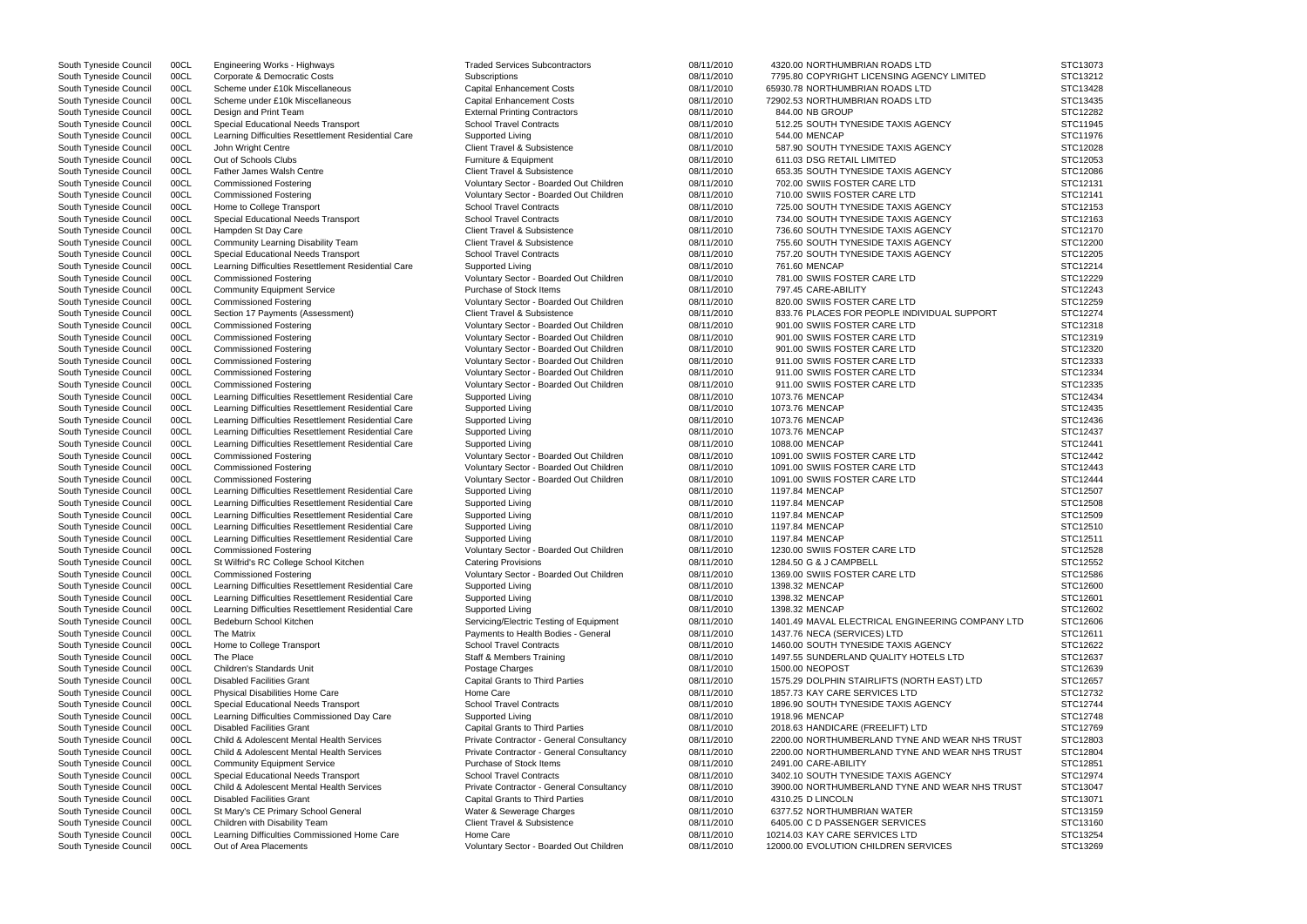| | | | | | | |
|---|---|---|---|---|---|---|
| South Tyneside Council | 00CL | Engineering Works - Highways | Traded Services Subcontractors | 08/11/2010 | 4320.00 NORTHUMBRIAN ROADS LTD | STC13073 |
| South Tyneside Council | 00CL | Corporate & Democratic Costs | Subscriptions | 08/11/2010 | 7795.80 COPYRIGHT LICENSING AGENCY LIMITED | STC13212 |
| South Tyneside Council | 00CL | Scheme under £10k Miscellaneous | Capital Enhancement Costs | 08/11/2010 | 65930.78 NORTHUMBRIAN ROADS LTD | STC13428 |
| South Tyneside Council | 00CL | Scheme under £10k Miscellaneous | Capital Enhancement Costs | 08/11/2010 | 72902.53 NORTHUMBRIAN ROADS LTD | STC13435 |
| South Tyneside Council | 00CL | Design and Print Team | External Printing Contractors | 08/11/2010 | 844.00 NB GROUP | STC12282 |
| South Tyneside Council | 00CL | Special Educational Needs Transport | School Travel Contracts | 08/11/2010 | 512.25 SOUTH TYNESIDE TAXIS AGENCY | STC11945 |
| South Tyneside Council | 00CL | Learning Difficulties Resettlement Residential Care | Supported Living | 08/11/2010 | 544.00 MENCAP | STC11976 |
| South Tyneside Council | 00CL | John Wright Centre | Client Travel & Subsistence | 08/11/2010 | 587.90 SOUTH TYNESIDE TAXIS AGENCY | STC12028 |
| South Tyneside Council | 00CL | Out of Schools Clubs | Furniture & Equipment | 08/11/2010 | 611.03 DSG RETAIL LIMITED | STC12053 |
| South Tyneside Council | 00CL | Father James Walsh Centre | Client Travel & Subsistence | 08/11/2010 | 653.35 SOUTH TYNESIDE TAXIS AGENCY | STC12086 |
| South Tyneside Council | 00CL | Commissioned Fostering | Voluntary Sector - Boarded Out Children | 08/11/2010 | 702.00 SWIIS FOSTER CARE LTD | STC12131 |
| South Tyneside Council | 00CL | Commissioned Fostering | Voluntary Sector - Boarded Out Children | 08/11/2010 | 710.00 SWIIS FOSTER CARE LTD | STC12141 |
| South Tyneside Council | 00CL | Home to College Transport | School Travel Contracts | 08/11/2010 | 725.00 SOUTH TYNESIDE TAXIS AGENCY | STC12153 |
| South Tyneside Council | 00CL | Special Educational Needs Transport | School Travel Contracts | 08/11/2010 | 734.00 SOUTH TYNESIDE TAXIS AGENCY | STC12163 |
| South Tyneside Council | 00CL | Hampden St Day Care | Client Travel & Subsistence | 08/11/2010 | 736.60 SOUTH TYNESIDE TAXIS AGENCY | STC12170 |
| South Tyneside Council | 00CL | Community Learning Disability Team | Client Travel & Subsistence | 08/11/2010 | 755.60 SOUTH TYNESIDE TAXIS AGENCY | STC12200 |
| South Tyneside Council | 00CL | Special Educational Needs Transport | School Travel Contracts | 08/11/2010 | 757.20 SOUTH TYNESIDE TAXIS AGENCY | STC12205 |
| South Tyneside Council | 00CL | Learning Difficulties Resettlement Residential Care | Supported Living | 08/11/2010 | 761.60 MENCAP | STC12214 |
| South Tyneside Council | 00CL | Commissioned Fostering | Voluntary Sector - Boarded Out Children | 08/11/2010 | 781.00 SWIIS FOSTER CARE LTD | STC12229 |
| South Tyneside Council | 00CL | Community Equipment Service | Purchase of Stock Items | 08/11/2010 | 797.45 CARE-ABILITY | STC12243 |
| South Tyneside Council | 00CL | Commissioned Fostering | Voluntary Sector - Boarded Out Children | 08/11/2010 | 820.00 SWIIS FOSTER CARE LTD | STC12259 |
| South Tyneside Council | 00CL | Section 17 Payments (Assessment) | Client Travel & Subsistence | 08/11/2010 | 833.76 PLACES FOR PEOPLE INDIVIDUAL SUPPORT | STC12274 |
| South Tyneside Council | 00CL | Commissioned Fostering | Voluntary Sector - Boarded Out Children | 08/11/2010 | 901.00 SWIIS FOSTER CARE LTD | STC12318 |
| South Tyneside Council | 00CL | Commissioned Fostering | Voluntary Sector - Boarded Out Children | 08/11/2010 | 901.00 SWIIS FOSTER CARE LTD | STC12319 |
| South Tyneside Council | 00CL | Commissioned Fostering | Voluntary Sector - Boarded Out Children | 08/11/2010 | 901.00 SWIIS FOSTER CARE LTD | STC12320 |
| South Tyneside Council | 00CL | Commissioned Fostering | Voluntary Sector - Boarded Out Children | 08/11/2010 | 911.00 SWIIS FOSTER CARE LTD | STC12333 |
| South Tyneside Council | 00CL | Commissioned Fostering | Voluntary Sector - Boarded Out Children | 08/11/2010 | 911.00 SWIIS FOSTER CARE LTD | STC12334 |
| South Tyneside Council | 00CL | Commissioned Fostering | Voluntary Sector - Boarded Out Children | 08/11/2010 | 911.00 SWIIS FOSTER CARE LTD | STC12335 |
| South Tyneside Council | 00CL | Learning Difficulties Resettlement Residential Care | Supported Living | 08/11/2010 | 1073.76 MENCAP | STC12434 |
| South Tyneside Council | 00CL | Learning Difficulties Resettlement Residential Care | Supported Living | 08/11/2010 | 1073.76 MENCAP | STC12435 |
| South Tyneside Council | 00CL | Learning Difficulties Resettlement Residential Care | Supported Living | 08/11/2010 | 1073.76 MENCAP | STC12436 |
| South Tyneside Council | 00CL | Learning Difficulties Resettlement Residential Care | Supported Living | 08/11/2010 | 1073.76 MENCAP | STC12437 |
| South Tyneside Council | 00CL | Learning Difficulties Resettlement Residential Care | Supported Living | 08/11/2010 | 1088.00 MENCAP | STC12441 |
| South Tyneside Council | 00CL | Commissioned Fostering | Voluntary Sector - Boarded Out Children | 08/11/2010 | 1091.00 SWIIS FOSTER CARE LTD | STC12442 |
| South Tyneside Council | 00CL | Commissioned Fostering | Voluntary Sector - Boarded Out Children | 08/11/2010 | 1091.00 SWIIS FOSTER CARE LTD | STC12443 |
| South Tyneside Council | 00CL | Commissioned Fostering | Voluntary Sector - Boarded Out Children | 08/11/2010 | 1091.00 SWIIS FOSTER CARE LTD | STC12444 |
| South Tyneside Council | 00CL | Learning Difficulties Resettlement Residential Care | Supported Living | 08/11/2010 | 1197.84 MENCAP | STC12507 |
| South Tyneside Council | 00CL | Learning Difficulties Resettlement Residential Care | Supported Living | 08/11/2010 | 1197.84 MENCAP | STC12508 |
| South Tyneside Council | 00CL | Learning Difficulties Resettlement Residential Care | Supported Living | 08/11/2010 | 1197.84 MENCAP | STC12509 |
| South Tyneside Council | 00CL | Learning Difficulties Resettlement Residential Care | Supported Living | 08/11/2010 | 1197.84 MENCAP | STC12510 |
| South Tyneside Council | 00CL | Learning Difficulties Resettlement Residential Care | Supported Living | 08/11/2010 | 1197.84 MENCAP | STC12511 |
| South Tyneside Council | 00CL | Commissioned Fostering | Voluntary Sector - Boarded Out Children | 08/11/2010 | 1230.00 SWIIS FOSTER CARE LTD | STC12528 |
| South Tyneside Council | 00CL | St Wilfrid's RC College School Kitchen | Catering Provisions | 08/11/2010 | 1284.50 G & J CAMPBELL | STC12552 |
| South Tyneside Council | 00CL | Commissioned Fostering | Voluntary Sector - Boarded Out Children | 08/11/2010 | 1369.00 SWIIS FOSTER CARE LTD | STC12586 |
| South Tyneside Council | 00CL | Learning Difficulties Resettlement Residential Care | Supported Living | 08/11/2010 | 1398.32 MENCAP | STC12600 |
| South Tyneside Council | 00CL | Learning Difficulties Resettlement Residential Care | Supported Living | 08/11/2010 | 1398.32 MENCAP | STC12601 |
| South Tyneside Council | 00CL | Learning Difficulties Resettlement Residential Care | Supported Living | 08/11/2010 | 1398.32 MENCAP | STC12602 |
| South Tyneside Council | 00CL | Bedeburn School Kitchen | Servicing/Electric Testing of Equipment | 08/11/2010 | 1401.49 MAVAL ELECTRICAL ENGINEERING COMPANY LTD | STC12606 |
| South Tyneside Council | 00CL | The Matrix | Payments to Health Bodies - General | 08/11/2010 | 1437.76 NECA (SERVICES) LTD | STC12611 |
| South Tyneside Council | 00CL | Home to College Transport | School Travel Contracts | 08/11/2010 | 1460.00 SOUTH TYNESIDE TAXIS AGENCY | STC12622 |
| South Tyneside Council | 00CL | The Place | Staff & Members Training | 08/11/2010 | 1497.55 SUNDERLAND QUALITY HOTELS LTD | STC12637 |
| South Tyneside Council | 00CL | Children's Standards Unit | Postage Charges | 08/11/2010 | 1500.00 NEOPOST | STC12639 |
| South Tyneside Council | 00CL | Disabled Facilities Grant | Capital Grants to Third Parties | 08/11/2010 | 1575.29 DOLPHIN STAIRLIFTS (NORTH EAST) LTD | STC12657 |
| South Tyneside Council | 00CL | Physical Disabilities Home Care | Home Care | 08/11/2010 | 1857.73 KAY CARE SERVICES LTD | STC12732 |
| South Tyneside Council | 00CL | Special Educational Needs Transport | School Travel Contracts | 08/11/2010 | 1896.90 SOUTH TYNESIDE TAXIS AGENCY | STC12744 |
| South Tyneside Council | 00CL | Learning Difficulties Commissioned Day Care | Supported Living | 08/11/2010 | 1918.96 MENCAP | STC12748 |
| South Tyneside Council | 00CL | Disabled Facilities Grant | Capital Grants to Third Parties | 08/11/2010 | 2018.63 HANDICARE (FREELIFT) LTD | STC12769 |
| South Tyneside Council | 00CL | Child & Adolescent Mental Health Services | Private Contractor - General Consultancy | 08/11/2010 | 2200.00 NORTHUMBERLAND TYNE AND WEAR NHS TRUST | STC12803 |
| South Tyneside Council | 00CL | Child & Adolescent Mental Health Services | Private Contractor - General Consultancy | 08/11/2010 | 2200.00 NORTHUMBERLAND TYNE AND WEAR NHS TRUST | STC12804 |
| South Tyneside Council | 00CL | Community Equipment Service | Purchase of Stock Items | 08/11/2010 | 2491.00 CARE-ABILITY | STC12851 |
| South Tyneside Council | 00CL | Special Educational Needs Transport | School Travel Contracts | 08/11/2010 | 3402.10 SOUTH TYNESIDE TAXIS AGENCY | STC12974 |
| South Tyneside Council | 00CL | Child & Adolescent Mental Health Services | Private Contractor - General Consultancy | 08/11/2010 | 3900.00 NORTHUMBERLAND TYNE AND WEAR NHS TRUST | STC13047 |
| South Tyneside Council | 00CL | Disabled Facilities Grant | Capital Grants to Third Parties | 08/11/2010 | 4310.25 D LINCOLN | STC13071 |
| South Tyneside Council | 00CL | St Mary's CE Primary School General | Water & Sewerage Charges | 08/11/2010 | 6377.52 NORTHUMBRIAN WATER | STC13159 |
| South Tyneside Council | 00CL | Children with Disability Team | Client Travel & Subsistence | 08/11/2010 | 6405.00 C D PASSENGER SERVICES | STC13160 |
| South Tyneside Council | 00CL | Learning Difficulties Commissioned Home Care | Home Care | 08/11/2010 | 10214.03 KAY CARE SERVICES LTD | STC13254 |
| South Tyneside Council | 00CL | Out of Area Placements | Voluntary Sector - Boarded Out Children | 08/11/2010 | 12000.00 EVOLUTION CHILDREN SERVICES | STC13269 |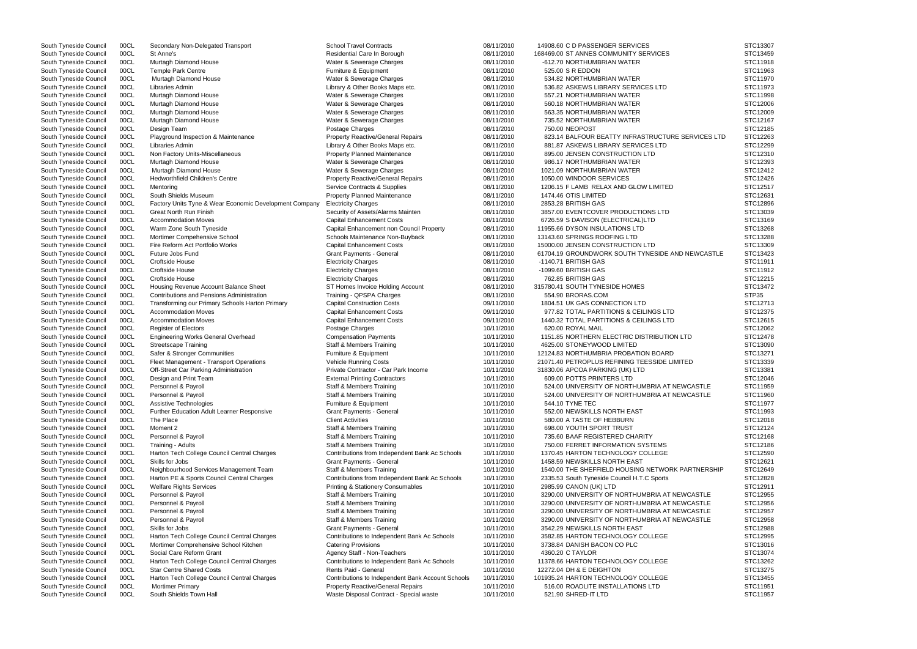| | | | | | | |
|---|---|---|---|---|---|---|
| South Tyneside Council | 00CL | Secondary Non-Delegated Transport | School Travel Contracts | 08/11/2010 | 14908.60 C D PASSENGER SERVICES | STC13307 |
| South Tyneside Council | 00CL | St Anne's | Residential Care In Borough | 08/11/2010 | 168469.00 ST ANNES COMMUNITY SERVICES | STC13459 |
| South Tyneside Council | 00CL | Murtagh Diamond House | Water & Sewerage Charges | 08/11/2010 | -612.70 NORTHUMBRIAN WATER | STC11918 |
| South Tyneside Council | 00CL | Temple Park Centre | Furniture & Equipment | 08/11/2010 | 525.00 S R EDDON | STC11963 |
| South Tyneside Council | 00CL | Murtagh Diamond House | Water & Sewerage Charges | 08/11/2010 | 534.82 NORTHUMBRIAN WATER | STC11970 |
| South Tyneside Council | 00CL | Libraries Admin | Library & Other Books Maps etc. | 08/11/2010 | 536.82 ASKEWS LIBRARY SERVICES LTD | STC11973 |
| South Tyneside Council | 00CL | Murtagh Diamond House | Water & Sewerage Charges | 08/11/2010 | 557.21 NORTHUMBRIAN WATER | STC11998 |
| South Tyneside Council | 00CL | Murtagh Diamond House | Water & Sewerage Charges | 08/11/2010 | 560.18 NORTHUMBRIAN WATER | STC12006 |
| South Tyneside Council | 00CL | Murtagh Diamond House | Water & Sewerage Charges | 08/11/2010 | 563.35 NORTHUMBRIAN WATER | STC12009 |
| South Tyneside Council | 00CL | Murtagh Diamond House | Water & Sewerage Charges | 08/11/2010 | 735.52 NORTHUMBRIAN WATER | STC12167 |
| South Tyneside Council | 00CL | Design Team | Postage Charges | 08/11/2010 | 750.00 NEOPOST | STC12185 |
| South Tyneside Council | 00CL | Playground Inspection & Maintenance | Property Reactive/General Repairs | 08/11/2010 | 823.14 BALFOUR BEATTY INFRASTRUCTURE SERVICES LTD | STC12263 |
| South Tyneside Council | 00CL | Libraries Admin | Library & Other Books Maps etc. | 08/11/2010 | 881.87 ASKEWS LIBRARY SERVICES LTD | STC12299 |
| South Tyneside Council | 00CL | Non Factory Units-Miscellaneous | Property Planned Maintenance | 08/11/2010 | 895.00 JENSEN CONSTRUCTION LTD | STC12310 |
| South Tyneside Council | 00CL | Murtagh Diamond House | Water & Sewerage Charges | 08/11/2010 | 986.17 NORTHUMBRIAN WATER | STC12393 |
| South Tyneside Council | 00CL | Murtagh Diamond House | Water & Sewerage Charges | 08/11/2010 | 1021.09 NORTHUMBRIAN WATER | STC12412 |
| South Tyneside Council | 00CL | Hedworthfield Children's Centre | Property Reactive/General Repairs | 08/11/2010 | 1050.00 WINDOOR SERVICES | STC12426 |
| South Tyneside Council | 00CL | Mentoring | Service Contracts & Supplies | 08/11/2010 | 1206.15 F LAMB RELAX AND GLOW LIMITED | STC12517 |
| South Tyneside Council | 00CL | South Shields Museum | Property Planned Maintenance | 08/11/2010 | 1474.46 OTIS LIMITED | STC12631 |
| South Tyneside Council | 00CL | Factory Units Tyne & Wear Economic Development Company | Electricity Charges | 08/11/2010 | 2853.28 BRITISH GAS | STC12896 |
| South Tyneside Council | 00CL | Great North Run Finish | Security of Assets/Alarms Mainten | 08/11/2010 | 3857.00 EVENTCOVER PRODUCTIONS LTD | STC13039 |
| South Tyneside Council | 00CL | Accommodation Moves | Capital Enhancement Costs | 08/11/2010 | 6726.59 S DAVISON (ELECTRICAL)LTD | STC13169 |
| South Tyneside Council | 00CL | Warm Zone South Tyneside | Capital Enhancement non Council Property | 08/11/2010 | 11955.66 DYSON INSULATIONS LTD | STC13268 |
| South Tyneside Council | 00CL | Mortimer Compehensive School | Schools Maintenance Non-Buyback | 08/11/2010 | 13143.60 SPRINGS ROOFING LTD | STC13288 |
| South Tyneside Council | 00CL | Fire Reform Act Portfolio Works | Capital Enhancement Costs | 08/11/2010 | 15000.00 JENSEN CONSTRUCTION LTD | STC13309 |
| South Tyneside Council | 00CL | Future Jobs Fund | Grant Payments - General | 08/11/2010 | 61704.19 GROUNDWORK SOUTH TYNESIDE AND NEWCASTLE | STC13423 |
| South Tyneside Council | 00CL | Croftside House | Electricity Charges | 08/11/2010 | -1140.71 BRITISH GAS | STC11911 |
| South Tyneside Council | 00CL | Croftside House | Electricity Charges | 08/11/2010 | -1099.60 BRITISH GAS | STC11912 |
| South Tyneside Council | 00CL | Croftside House | Electricity Charges | 08/11/2010 | 762.85 BRITISH GAS | STC12215 |
| South Tyneside Council | 00CL | Housing Revenue Account Balance Sheet | ST Homes Invoice Holding Account | 08/11/2010 | 315780.41 SOUTH TYNESIDE HOMES | STC13472 |
| South Tyneside Council | 00CL | Contributions and Pensions Administration | Training - QPSPA Charges | 08/11/2010 | 554.90 BRORAS.COM | STP35 |
| South Tyneside Council | 00CL | Transforming our Primary Schools Harton Primary | Capital Construction Costs | 09/11/2010 | 1804.51 UK GAS CONNECTION LTD | STC12713 |
| South Tyneside Council | 00CL | Accommodation Moves | Capital Enhancement Costs | 09/11/2010 | 977.82 TOTAL PARTITIONS & CEILINGS LTD | STC12375 |
| South Tyneside Council | 00CL | Accommodation Moves | Capital Enhancement Costs | 09/11/2010 | 1440.32 TOTAL PARTITIONS & CEILINGS LTD | STC12615 |
| South Tyneside Council | 00CL | Register of Electors | Postage Charges | 10/11/2010 | 620.00 ROYAL MAIL | STC12062 |
| South Tyneside Council | 00CL | Engineering Works General Overhead | Compensation Payments | 10/11/2010 | 1151.85 NORTHERN ELECTRIC DISTRIBUTION LTD | STC12478 |
| South Tyneside Council | 00CL | Streetscape Training | Staff & Members Training | 10/11/2010 | 4625.00 STONEYWOOD LIMITED | STC13090 |
| South Tyneside Council | 00CL | Safer & Stronger Communities | Furniture & Equipment | 10/11/2010 | 12124.83 NORTHUMBRIA PROBATION BOARD | STC13271 |
| South Tyneside Council | 00CL | Fleet Management - Transport Operations | Vehicle Running Costs | 10/11/2010 | 21071.40 PETROPLUS REFINING TEESSIDE LIMITED | STC13339 |
| South Tyneside Council | 00CL | Off-Street Car Parking Administration | Private Contractor - Car Park Income | 10/11/2010 | 31830.06 APCOA PARKING (UK) LTD | STC13381 |
| South Tyneside Council | 00CL | Design and Print Team | External Printing Contractors | 10/11/2010 | 609.00 POTTS PRINTERS LTD | STC12046 |
| South Tyneside Council | 00CL | Personnel & Payroll | Staff & Members Training | 10/11/2010 | 524.00 UNIVERSITY OF NORTHUMBRIA AT NEWCASTLE | STC11959 |
| South Tyneside Council | 00CL | Personnel & Payroll | Staff & Members Training | 10/11/2010 | 524.00 UNIVERSITY OF NORTHUMBRIA AT NEWCASTLE | STC11960 |
| South Tyneside Council | 00CL | Assistive Technologies | Furniture & Equipment | 10/11/2010 | 544.10 TYNE TEC | STC11977 |
| South Tyneside Council | 00CL | Further Education Adult Learner Responsive | Grant Payments - General | 10/11/2010 | 552.00 NEWSKILLS NORTH EAST | STC11993 |
| South Tyneside Council | 00CL | The Place | Client Activities | 10/11/2010 | 580.00 A TASTE OF HEBBURN | STC12018 |
| South Tyneside Council | 00CL | Moment 2 | Staff & Members Training | 10/11/2010 | 698.00 YOUTH SPORT TRUST | STC12124 |
| South Tyneside Council | 00CL | Personnel & Payroll | Staff & Members Training | 10/11/2010 | 735.60 BAAF REGISTERED CHARITY | STC12168 |
| South Tyneside Council | 00CL | Training - Adults | Staff & Members Training | 10/11/2010 | 750.00 FERRET INFORMATION SYSTEMS | STC12186 |
| South Tyneside Council | 00CL | Harton Tech College Council Central Charges | Contributions from Independent Bank Ac Schools | 10/11/2010 | 1370.45 HARTON TECHNOLOGY COLLEGE | STC12590 |
| South Tyneside Council | 00CL | Skills for Jobs | Grant Payments - General | 10/11/2010 | 1458.59 NEWSKILLS NORTH EAST | STC12621 |
| South Tyneside Council | 00CL | Neighbourhood Services Management Team | Staff & Members Training | 10/11/2010 | 1540.00 THE SHEFFIELD HOUSING NETWORK PARTNERSHIP | STC12649 |
| South Tyneside Council | 00CL | Harton PE & Sports Council Central Charges | Contributions from Independent Bank Ac Schools | 10/11/2010 | 2335.53 South Tyneside Council H.T.C Sports | STC12828 |
| South Tyneside Council | 00CL | Welfare Rights Services | Printing & Stationery Consumables | 10/11/2010 | 2985.99 CANON (UK) LTD | STC12911 |
| South Tyneside Council | 00CL | Personnel & Payroll | Staff & Members Training | 10/11/2010 | 3290.00 UNIVERSITY OF NORTHUMBRIA AT NEWCASTLE | STC12955 |
| South Tyneside Council | 00CL | Personnel & Payroll | Staff & Members Training | 10/11/2010 | 3290.00 UNIVERSITY OF NORTHUMBRIA AT NEWCASTLE | STC12956 |
| South Tyneside Council | 00CL | Personnel & Payroll | Staff & Members Training | 10/11/2010 | 3290.00 UNIVERSITY OF NORTHUMBRIA AT NEWCASTLE | STC12957 |
| South Tyneside Council | 00CL | Personnel & Payroll | Staff & Members Training | 10/11/2010 | 3290.00 UNIVERSITY OF NORTHUMBRIA AT NEWCASTLE | STC12958 |
| South Tyneside Council | 00CL | Skills for Jobs | Grant Payments - General | 10/11/2010 | 3542.29 NEWSKILLS NORTH EAST | STC12988 |
| South Tyneside Council | 00CL | Harton Tech College Council Central Charges | Contributions to Independent Bank Ac Schools | 10/11/2010 | 3582.85 HARTON TECHNOLOGY COLLEGE | STC12995 |
| South Tyneside Council | 00CL | Mortimer Comprehensive School Kitchen | Catering Provisions | 10/11/2010 | 3738.84 DANISH BACON CO PLC | STC13016 |
| South Tyneside Council | 00CL | Social Care Reform Grant | Agency Staff - Non-Teachers | 10/11/2010 | 4360.20 C TAYLOR | STC13074 |
| South Tyneside Council | 00CL | Harton Tech College Council Central Charges | Contributions to Independent Bank Ac Schools | 10/11/2010 | 11378.66 HARTON TECHNOLOGY COLLEGE | STC13262 |
| South Tyneside Council | 00CL | Star Centre Shared Costs | Rents Paid - General | 10/11/2010 | 12272.04 DH & E DEIGHTON | STC13275 |
| South Tyneside Council | 00CL | Harton Tech College Council Central Charges | Contributions to Independent Bank Account Schools | 10/11/2010 | 101935.24 HARTON TECHNOLOGY COLLEGE | STC13455 |
| South Tyneside Council | 00CL | Mortimer Primary | Property Reactive/General Repairs | 10/11/2010 | 516.00 ROADLITE INSTALLATIONS LTD | STC11951 |
| South Tyneside Council | 00CL | South Shields Town Hall | Waste Disposal Contract - Special waste | 10/11/2010 | 521.90 SHRED-IT LTD | STC11957 |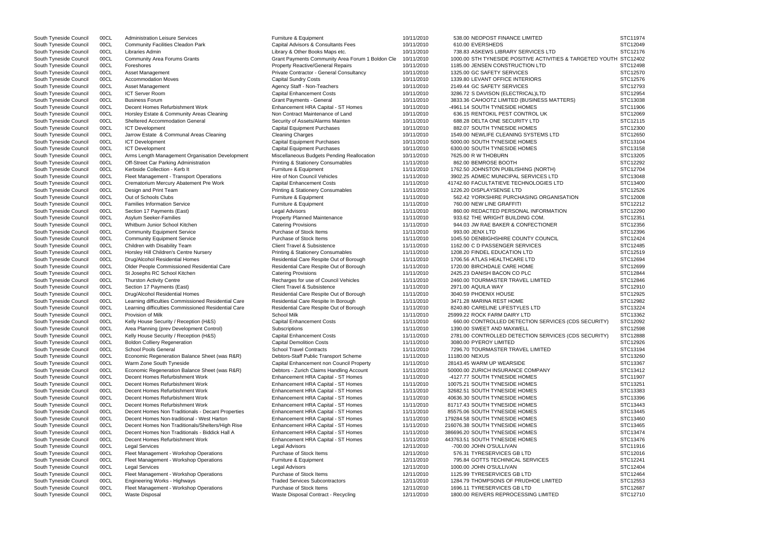| | | | | | | | |
|---|---|---|---|---|---|---|---|
| South Tyneside Council | 00CL | Administration Leisure Services | Furniture & Equipment | 10/11/2010 | 538.00 | NEOPOST FINANCE LIMITED | STC11974 |
| South Tyneside Council | 00CL | Community Facilities Cleadon Park | Capital Advisors & Consultants Fees | 10/11/2010 | 610.00 | EVERSHEDS | STC12049 |
| South Tyneside Council | 00CL | Libraries Admin | Library & Other Books Maps etc. | 10/11/2010 | 738.83 | ASKEWS LIBRARY SERVICES LTD | STC12176 |
| South Tyneside Council | 00CL | Community Area Forums Grants | Grant Payments Community Area Forum 1 Boldon Cle | 10/11/2010 | 1000.00 | STH TYNESIDE POSITIVE ACTIVITIES & TARGETED YOUTH | STC12402 |
| South Tyneside Council | 00CL | Foreshores | Property Reactive/General Repairs | 10/11/2010 | 1185.00 | JENSEN CONSTRUCTION LTD | STC12498 |
| South Tyneside Council | 00CL | Asset Management | Private Contractor - General Consultancy | 10/11/2010 | 1325.00 | GC SAFETY SERVICES | STC12570 |
| South Tyneside Council | 00CL | Accommodation Moves | Capital Sundry Costs | 10/11/2010 | 1339.80 | LEVANT OFFICE INTERIORS | STC12576 |
| South Tyneside Council | 00CL | Asset Management | Agency Staff - Non-Teachers | 10/11/2010 | 2149.44 | GC SAFETY SERVICES | STC12793 |
| South Tyneside Council | 00CL | ICT Server Room | Capital Enhancement Costs | 10/11/2010 | 3286.72 | S DAVISON (ELECTRICAL)LTD | STC12954 |
| South Tyneside Council | 00CL | Business Forum | Grant Payments - General | 10/11/2010 | 3833.36 | CAHOOTZ LIMITED (BUSINESS MATTERS) | STC13038 |
| South Tyneside Council | 00CL | Decent Homes Refurbishment Work | Enhancement HRA Capital - ST Homes | 10/11/2010 | -4961.14 | SOUTH TYNESIDE HOMES | STC11906 |
| South Tyneside Council | 00CL | Horsley Estate & Community Areas Cleaning | Non Contract Maintenance of Land | 10/11/2010 | 636.15 | RENTOKIL PEST CONTROL UK | STC12069 |
| South Tyneside Council | 00CL | Sheltered Accommodation General | Security of Assets/Alarms Mainten | 10/11/2010 | 688.28 | DELTA ONE SECURITY LTD | STC12115 |
| South Tyneside Council | 00CL | ICT Development | Capital Equipment Purchases | 10/11/2010 | 882.07 | SOUTH TYNESIDE HOMES | STC12300 |
| South Tyneside Council | 00CL | Jarrow Estate & Communal Areas Cleaning | Cleaning Charges | 10/11/2010 | 1549.00 | NEWLIFE CLEANING SYSTEMS LTD | STC12650 |
| South Tyneside Council | 00CL | ICT Development | Capital Equipment Purchases | 10/11/2010 | 5000.00 | SOUTH TYNESIDE HOMES | STC13104 |
| South Tyneside Council | 00CL | ICT Development | Capital Equipment Purchases | 10/11/2010 | 6300.00 | SOUTH TYNESIDE HOMES | STC13158 |
| South Tyneside Council | 00CL | Arms Length Management Organisation Development | Miscellaneous Budgets Pending Reallocation | 10/11/2010 | 7625.00 | R W THOBURN | STC13205 |
| South Tyneside Council | 00CL | Off-Street Car Parking Administration | Printing & Stationery Consumables | 11/11/2010 | 862.00 | BEMROSE BOOTH | STC12292 |
| South Tyneside Council | 00CL | Kerbside Collection - Kerb It | Furniture & Equipment | 11/11/2010 | 1762.50 | JOHNSTON PUBLISHING (NORTH) | STC12704 |
| South Tyneside Council | 00CL | Fleet Management - Transport Operations | Hire of Non Council Vehicles | 11/11/2010 | 3902.25 | ADMEC MUNICIPAL SERVICES LTD | STC13048 |
| South Tyneside Council | 00CL | Crematorium Mercury Abatement Pre Work | Capital Enhancement Costs | 11/11/2010 | 41742.60 | FACULTATIEVE TECHNOLOGIES LTD | STC13400 |
| South Tyneside Council | 00CL | Design and Print Team | Printing & Stationery Consumables | 11/11/2010 | 1226.20 | DISPLAYSENSE LTD | STC12526 |
| South Tyneside Council | 00CL | Out of Schools Clubs | Furniture & Equipment | 11/11/2010 | 562.42 | YORKSHIRE PURCHASING ORGANISATION | STC12008 |
| South Tyneside Council | 00CL | Families Information Service | Furniture & Equipment | 11/11/2010 | 760.00 | NEW LINE GRAFFITI | STC12212 |
| South Tyneside Council | 00CL | Section 17 Payments (East) | Legal Advisors | 11/11/2010 | 860.00 | REDACTED PERSONAL INFORMATION | STC12290 |
| South Tyneside Council | 00CL | Asylum Seeker-Families | Property Planned Maintenance | 11/11/2010 | 933.62 | THE WRIGHT BUILDING COM. | STC12351 |
| South Tyneside Council | 00CL | Whitburn Junior School Kitchen | Catering Provisions | 11/11/2010 | 944.03 | JW RAE BAKER & CONFECTIONER | STC12356 |
| South Tyneside Council | 00CL | Community Equipment Service | Purchase of Stock Items | 11/11/2010 | 993.00 | JENX LTD | STC12396 |
| South Tyneside Council | 00CL | Community Equipment Service | Purchase of Stock Items | 11/11/2010 | 1045.50 | DENBIGHSHIRE COUNTY COUNCIL | STC12424 |
| South Tyneside Council | 00CL | Children with Disability Team | Client Travel & Subsistence | 11/11/2010 | 1162.00 | C D PASSENGER SERVICES | STC12485 |
| South Tyneside Council | 00CL | Horsley Hill Children's Centre Nursery | Printing & Stationery Consumables | 11/11/2010 | 1208.20 | FINDEL EDUCATION LTD | STC12519 |
| South Tyneside Council | 00CL | Drug/Alcohol Residential Homes | Residential Care Respite Out of Borough | 11/11/2010 | 1706.56 | ATLAS HEALTHCARE LTD | STC12694 |
| South Tyneside Council | 00CL | Older People Commissioned Residential Care | Residential Care Respite Out of Borough | 11/11/2010 | 1720.00 | BIRCHDALE CARE HOME | STC12699 |
| South Tyneside Council | 00CL | St Josephs RC School Kitchen | Catering Provisions | 11/11/2010 | 2425.23 | DANISH BACON CO PLC | STC12844 |
| South Tyneside Council | 00CL | Thurston Activity Centre | Recharges for use of Council Vehicles | 11/11/2010 | 2460.00 | TOURMASTER TRAVEL LIMITED | STC12846 |
| South Tyneside Council | 00CL | Section 17 Payments (East) | Client Travel & Subsistence | 11/11/2010 | 2971.00 | AQUILA WAY | STC12910 |
| South Tyneside Council | 00CL | Drug/Alcohol Residential Homes | Residential Care Respite Out of Borough | 11/11/2010 | 3040.59 | PHOENIX HOUSE | STC12925 |
| South Tyneside Council | 00CL | Learning difficulties Commissioned Residential Care | Residential Care Respite In Borough | 11/11/2010 | 3471.28 | MARINA REST HOME | STC12982 |
| South Tyneside Council | 00CL | Learning difficulties Commissioned Residential Care | Residential Care Respite Out of Borough | 11/11/2010 | 8240.80 | CARELINE LIFESTYLES LTD | STC13224 |
| South Tyneside Council | 00CL | Provision of Milk | School Milk | 11/11/2010 | 25999.22 | ROCK FARM DAIRY LTD | STC13362 |
| South Tyneside Council | 00CL | Kelly House Security / Reception (H&S) | Capital Enhancement Costs | 11/11/2010 | 660.00 | CONTROLLED DETECTION SERVICES (CDS SECURITY) | STC12092 |
| South Tyneside Council | 00CL | Area Planning (prev Development Control) | Subscriptions | 11/11/2010 | 1390.00 | SWEET AND MAXWELL | STC12598 |
| South Tyneside Council | 00CL | Kelly House Security / Reception (H&S) | Capital Enhancement Costs | 11/11/2010 | 2781.00 | CONTROLLED DETECTION SERVICES (CDS SECURITY) | STC12888 |
| South Tyneside Council | 00CL | Boldon Colliery Regeneration | Capital Demolition Costs | 11/11/2010 | 3080.00 | PYEROY LIMITED | STC12926 |
| South Tyneside Council | 00CL | School Pools General | School Travel Contracts | 11/11/2010 | 7296.70 | TOURMASTER TRAVEL LIMITED | STC13194 |
| South Tyneside Council | 00CL | Economic Regeneration Balance Sheet (was R&R) | Debtors-Staff Public Transport Scheme | 11/11/2010 | 11180.00 | NEXUS | STC13260 |
| South Tyneside Council | 00CL | Warm Zone South Tyneside | Capital Enhancement non Council Property | 11/11/2010 | 28143.45 | WARM UP WEARSIDE | STC13367 |
| South Tyneside Council | 00CL | Economic Regeneration Balance Sheet (was R&R) | Debtors - Zurich Claims Handling Account | 11/11/2010 | 50000.00 | ZURICH INSURANCE COMPANY | STC13412 |
| South Tyneside Council | 00CL | Decent Homes Refurbishment Work | Enhancement HRA Capital - ST Homes | 11/11/2010 | -4127.77 | SOUTH TYNESIDE HOMES | STC11907 |
| South Tyneside Council | 00CL | Decent Homes Refurbishment Work | Enhancement HRA Capital - ST Homes | 11/11/2010 | 10075.21 | SOUTH TYNESIDE HOMES | STC13251 |
| South Tyneside Council | 00CL | Decent Homes Refurbishment Work | Enhancement HRA Capital - ST Homes | 11/11/2010 | 32682.51 | SOUTH TYNESIDE HOMES | STC13383 |
| South Tyneside Council | 00CL | Decent Homes Refurbishment Work | Enhancement HRA Capital - ST Homes | 11/11/2010 | 40636.30 | SOUTH TYNESIDE HOMES | STC13396 |
| South Tyneside Council | 00CL | Decent Homes Refurbishment Work | Enhancement HRA Capital - ST Homes | 11/11/2010 | 81717.43 | SOUTH TYNESIDE HOMES | STC13443 |
| South Tyneside Council | 00CL | Decent Homes Non Traditionals - Decant Properties | Enhancement HRA Capital - ST Homes | 11/11/2010 | 85575.06 | SOUTH TYNESIDE HOMES | STC13445 |
| South Tyneside Council | 00CL | Decent Homes Non-traditional - West Harton | Enhancement HRA Capital - ST Homes | 11/11/2010 | 179284.58 | SOUTH TYNESIDE HOMES | STC13460 |
| South Tyneside Council | 00CL | Decent Homes Non Traditionals/Shelters/High Rise | Enhancement HRA Capital - ST Homes | 11/11/2010 | 216076.38 | SOUTH TYNESIDE HOMES | STC13465 |
| South Tyneside Council | 00CL | Decent Homes Non Traditionals - Biddick Hall A | Enhancement HRA Capital - ST Homes | 11/11/2010 | 386696.20 | SOUTH TYNESIDE HOMES | STC13474 |
| South Tyneside Council | 00CL | Decent Homes Refurbishment Work | Enhancement HRA Capital - ST Homes | 11/11/2010 | 443763.51 | SOUTH TYNESIDE HOMES | STC13476 |
| South Tyneside Council | 00CL | Legal Services | Legal Advisors | 12/11/2010 | -700.00 | JOHN O'SULLIVAN | STC11916 |
| South Tyneside Council | 00CL | Fleet Management - Workshop Operations | Purchase of Stock Items | 12/11/2010 | 576.31 | TYRESERVICES GB LTD | STC12016 |
| South Tyneside Council | 00CL | Fleet Management - Workshop Operations | Furniture & Equipment | 12/11/2010 | 795.84 | GOTTS TECHINICAL SERVICES | STC12241 |
| South Tyneside Council | 00CL | Legal Services | Legal Advisors | 12/11/2010 | 1000.00 | JOHN O'SULLIVAN | STC12404 |
| South Tyneside Council | 00CL | Fleet Management - Workshop Operations | Purchase of Stock Items | 12/11/2010 | 1125.99 | TYRESERVICES GB LTD | STC12464 |
| South Tyneside Council | 00CL | Engineering Works - Highways | Traded Services Subcontractors | 12/11/2010 | 1284.79 | THOMPSONS OF PRUDHOE LIMITED | STC12553 |
| South Tyneside Council | 00CL | Fleet Management - Workshop Operations | Purchase of Stock Items | 12/11/2010 | 1696.11 | TYRESERVICES GB LTD | STC12687 |
| South Tyneside Council | 00CL | Waste Disposal | Waste Disposal Contract - Recycling | 12/11/2010 | 1800.00 | REIVERS REPROCESSING LIMITED | STC12710 |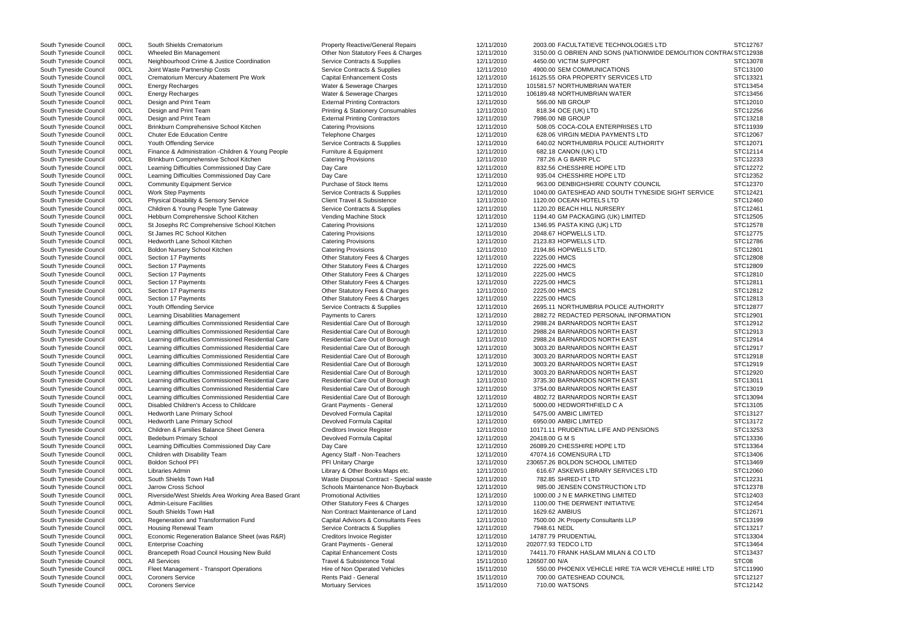| | | | | | | | |
|---|---|---|---|---|---|---|---|
| South Tyneside Council | 00CL | South Shields Crematorium | Property Reactive/General Repairs | 12/11/2010 | 2003.00 | FACULTATIEVE TECHNOLOGIES LTD | STC12767 |
| South Tyneside Council | 00CL | Wheeled Bin Management | Other Non Statutory Fees & Charges | 12/11/2010 | 3150.00 | G OBRIEN AND SONS (NATIONWIDE DEMOLITION CONTRA( | STC12938 |
| South Tyneside Council | 00CL | Neighbourhood Crime & Justice Coordination | Service Contracts & Supplies | 12/11/2010 | 4450.00 | VICTIM SUPPORT | STC13078 |
| South Tyneside Council | 00CL | Joint Waste Partnership Costs | Service Contracts & Supplies | 12/11/2010 | 4900.00 | SEM COMMUNICATIONS | STC13100 |
| South Tyneside Council | 00CL | Crematorium Mercury Abatement Pre Work | Capital Enhancement Costs | 12/11/2010 | 16125.55 | ORA PROPERTY SERVICES LTD | STC13321 |
| South Tyneside Council | 00CL | Energy Recharges | Water & Sewerage Charges | 12/11/2010 | 101581.57 | NORTHUMBRIAN WATER | STC13454 |
| South Tyneside Council | 00CL | Energy Recharges | Water & Sewerage Charges | 12/11/2010 | 106189.48 | NORTHUMBRIAN WATER | STC13456 |
| South Tyneside Council | 00CL | Design and Print Team | External Printing Contractors | 12/11/2010 | 566.00 | NB GROUP | STC12010 |
| South Tyneside Council | 00CL | Design and Print Team | Printing & Stationery Consumables | 12/11/2010 | 818.34 | OCE (UK) LTD | STC12256 |
| South Tyneside Council | 00CL | Design and Print Team | External Printing Contractors | 12/11/2010 | 7986.00 | NB GROUP | STC13218 |
| South Tyneside Council | 00CL | Brinkburn Comprehensive School Kitchen | Catering Provisions | 12/11/2010 | 508.05 | COCA-COLA ENTERPRISES LTD | STC11939 |
| South Tyneside Council | 00CL | Chuter Ede Education Centre | Telephone Charges | 12/11/2010 | 628.06 | VIRGIN MEDIA PAYMENTS LTD | STC12067 |
| South Tyneside Council | 00CL | Youth Offending Service | Service Contracts & Supplies | 12/11/2010 | 640.02 | NORTHUMBRIA POLICE AUTHORITY | STC12071 |
| South Tyneside Council | 00CL | Finance & Administration -Children & Young People | Furniture & Equipment | 12/11/2010 | 682.18 | CANON (UK) LTD | STC12114 |
| South Tyneside Council | 00CL | Brinkburn Comprehensive School Kitchen | Catering Provisions | 12/11/2010 | 787.26 | A G BARR PLC | STC12233 |
| South Tyneside Council | 00CL | Learning Difficulties Commissioned Day Care | Day Care | 12/11/2010 | 832.56 | CHESSHIRE HOPE LTD | STC12272 |
| South Tyneside Council | 00CL | Learning Difficulties Commissioned Day Care | Day Care | 12/11/2010 | 935.04 | CHESSHIRE HOPE LTD | STC12352 |
| South Tyneside Council | 00CL | Community Equipment Service | Purchase of Stock Items | 12/11/2010 | 963.00 | DENBIGHSHIRE COUNTY COUNCIL | STC12370 |
| South Tyneside Council | 00CL | Work Step Payments | Service Contracts & Supplies | 12/11/2010 | 1040.00 | GATESHEAD AND SOUTH TYNESIDE SIGHT SERVICE | STC12421 |
| South Tyneside Council | 00CL | Physical Disability & Sensory Service | Client Travel & Subsistence | 12/11/2010 | 1120.00 | OCEAN HOTELS LTD | STC12460 |
| South Tyneside Council | 00CL | Children & Young People Tyne Gateway | Service Contracts & Supplies | 12/11/2010 | 1120.20 | BEACH HILL NURSERY | STC12461 |
| South Tyneside Council | 00CL | Hebburn Comprehensive School Kitchen | Vending Machine Stock | 12/11/2010 | 1194.40 | GM PACKAGING (UK) LIMITED | STC12505 |
| South Tyneside Council | 00CL | St Josephs RC Comprehensive School Kitchen | Catering Provisions | 12/11/2010 | 1346.95 | PASTA KING (UK) LTD | STC12578 |
| South Tyneside Council | 00CL | St James RC School Kitchen | Catering Provisions | 12/11/2010 | 2048.67 | HOPWELLS LTD. | STC12775 |
| South Tyneside Council | 00CL | Hedworth Lane School Kitchen | Catering Provisions | 12/11/2010 | 2123.83 | HOPWELLS LTD. | STC12786 |
| South Tyneside Council | 00CL | Boldon Nursery School Kitchen | Catering Provisions | 12/11/2010 | 2194.86 | HOPWELLS LTD. | STC12801 |
| South Tyneside Council | 00CL | Section 17 Payments | Other Statutory Fees & Charges | 12/11/2010 | 2225.00 | HMCS | STC12808 |
| South Tyneside Council | 00CL | Section 17 Payments | Other Statutory Fees & Charges | 12/11/2010 | 2225.00 | HMCS | STC12809 |
| South Tyneside Council | 00CL | Section 17 Payments | Other Statutory Fees & Charges | 12/11/2010 | 2225.00 | HMCS | STC12810 |
| South Tyneside Council | 00CL | Section 17 Payments | Other Statutory Fees & Charges | 12/11/2010 | 2225.00 | HMCS | STC12811 |
| South Tyneside Council | 00CL | Section 17 Payments | Other Statutory Fees & Charges | 12/11/2010 | 2225.00 | HMCS | STC12812 |
| South Tyneside Council | 00CL | Section 17 Payments | Other Statutory Fees & Charges | 12/11/2010 | 2225.00 | HMCS | STC12813 |
| South Tyneside Council | 00CL | Youth Offending Service | Service Contracts & Supplies | 12/11/2010 | 2695.11 | NORTHUMBRIA POLICE AUTHORITY | STC12877 |
| South Tyneside Council | 00CL | Learning Disabilities Management | Payments to Carers | 12/11/2010 | 2882.72 | REDACTED PERSONAL INFORMATION | STC12901 |
| South Tyneside Council | 00CL | Learning difficulties Commissioned Residential Care | Residential Care Out of Borough | 12/11/2010 | 2988.24 | BARNARDOS NORTH EAST | STC12912 |
| South Tyneside Council | 00CL | Learning difficulties Commissioned Residential Care | Residential Care Out of Borough | 12/11/2010 | 2988.24 | BARNARDOS NORTH EAST | STC12913 |
| South Tyneside Council | 00CL | Learning difficulties Commissioned Residential Care | Residential Care Out of Borough | 12/11/2010 | 2988.24 | BARNARDOS NORTH EAST | STC12914 |
| South Tyneside Council | 00CL | Learning difficulties Commissioned Residential Care | Residential Care Out of Borough | 12/11/2010 | 3003.20 | BARNARDOS NORTH EAST | STC12917 |
| South Tyneside Council | 00CL | Learning difficulties Commissioned Residential Care | Residential Care Out of Borough | 12/11/2010 | 3003.20 | BARNARDOS NORTH EAST | STC12918 |
| South Tyneside Council | 00CL | Learning difficulties Commissioned Residential Care | Residential Care Out of Borough | 12/11/2010 | 3003.20 | BARNARDOS NORTH EAST | STC12919 |
| South Tyneside Council | 00CL | Learning difficulties Commissioned Residential Care | Residential Care Out of Borough | 12/11/2010 | 3003.20 | BARNARDOS NORTH EAST | STC12920 |
| South Tyneside Council | 00CL | Learning difficulties Commissioned Residential Care | Residential Care Out of Borough | 12/11/2010 | 3735.30 | BARNARDOS NORTH EAST | STC13011 |
| South Tyneside Council | 00CL | Learning difficulties Commissioned Residential Care | Residential Care Out of Borough | 12/11/2010 | 3754.00 | BARNARDOS NORTH EAST | STC13019 |
| South Tyneside Council | 00CL | Learning difficulties Commissioned Residential Care | Residential Care Out of Borough | 12/11/2010 | 4802.72 | BARNARDOS NORTH EAST | STC13094 |
| South Tyneside Council | 00CL | Disabled Children's Access to Childcare | Grant Payments - General | 12/11/2010 | 5000.00 | HEDWORTHFIELD C A | STC13105 |
| South Tyneside Council | 00CL | Hedworth Lane Primary School | Devolved Formula Capital | 12/11/2010 | 5475.00 | AMBIC LIMITED | STC13127 |
| South Tyneside Council | 00CL | Hedworth Lane Primary School | Devolved Formula Capital | 12/11/2010 | 6950.00 | AMBIC LIMITED | STC13172 |
| South Tyneside Council | 00CL | Children & Families Balance Sheet Genera | Creditors Invoice Register | 12/11/2010 | 10171.11 | PRUDENTIAL LIFE AND PENSIONS | STC13253 |
| South Tyneside Council | 00CL | Bedeburn Primary School | Devolved Formula Capital | 12/11/2010 | 20418.00 | G M S | STC13336 |
| South Tyneside Council | 00CL | Learning Difficulties Commissioned Day Care | Day Care | 12/11/2010 | 26089.20 | CHESSHIRE HOPE LTD | STC13364 |
| South Tyneside Council | 00CL | Children with Disability Team | Agency Staff - Non-Teachers | 12/11/2010 | 47074.16 | COMENSURA LTD | STC13406 |
| South Tyneside Council | 00CL | Boldon School PFI | PFI Unitary Charge | 12/11/2010 | 230657.26 | BOLDON SCHOOL LIMITED | STC13469 |
| South Tyneside Council | 00CL | Libraries Admin | Library & Other Books Maps etc. | 12/11/2010 | 616.67 | ASKEWS LIBRARY SERVICES LTD | STC12060 |
| South Tyneside Council | 00CL | South Shields Town Hall | Waste Disposal Contract - Special waste | 12/11/2010 | 782.85 | SHRED-IT LTD | STC12231 |
| South Tyneside Council | 00CL | Jarrow Cross School | Schools Maintenance Non-Buyback | 12/11/2010 | 985.00 | JENSEN CONSTRUCTION LTD | STC12378 |
| South Tyneside Council | 00CL | Riverside/West Shields Area Working Area Based Grant | Promotional Activities | 12/11/2010 | 1000.00 | J N E MARKETING LIMITED | STC12403 |
| South Tyneside Council | 00CL | Admin-Leisure Facilities | Other Statutory Fees & Charges | 12/11/2010 | 1100.00 | THE DERWENT INITIATIVE | STC12454 |
| South Tyneside Council | 00CL | South Shields Town Hall | Non Contract Maintenance of Land | 12/11/2010 | 1629.62 | AMBIUS | STC12671 |
| South Tyneside Council | 00CL | Regeneration and Transformation Fund | Capital Advisors & Consultants Fees | 12/11/2010 | 7500.00 | JK Property Consultants LLP | STC13199 |
| South Tyneside Council | 00CL | Housing Renewal Team | Service Contracts & Supplies | 12/11/2010 | 7948.61 | NEDL | STC13217 |
| South Tyneside Council | 00CL | Economic Regeneration Balance Sheet (was R&R) | Creditors Invoice Register | 12/11/2010 | 14787.79 | PRUDENTIAL | STC13304 |
| South Tyneside Council | 00CL | Enterprise Coaching | Grant Payments - General | 12/11/2010 | 202077.93 | TEDCO LTD | STC13464 |
| South Tyneside Council | 00CL | Brancepeth Road Council Housing New Build | Capital Enhancement Costs | 12/11/2010 | 74411.70 | FRANK HASLAM MILAN & CO LTD | STC13437 |
| South Tyneside Council | 00CL | All Services | Travel & Subsistence Total | 15/11/2010 | 126507.00 | N/A | STC08 |
| South Tyneside Council | 00CL | Fleet Management - Transport Operations | Hire of Non Operated Vehicles | 15/11/2010 | 550.00 | PHOENIX VEHICLE HIRE T/A WCR VEHICLE HIRE LTD | STC11990 |
| South Tyneside Council | 00CL | Coroners Service | Rents Paid - General | 15/11/2010 | 700.00 | GATESHEAD COUNCIL | STC12127 |
| South Tyneside Council | 00CL | Coroners Service | Mortuary Services | 15/11/2010 | 710.00 | WATSONS | STC12142 |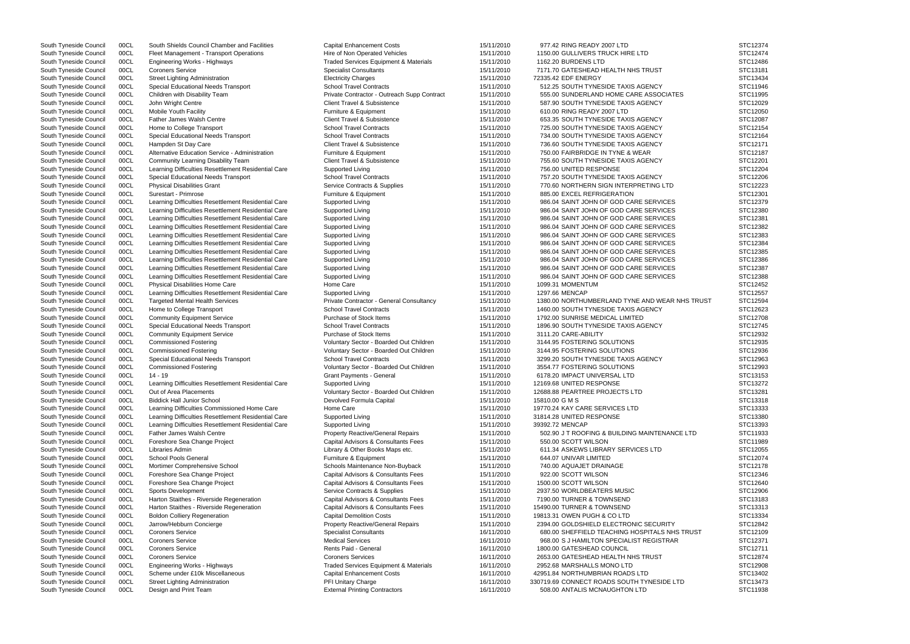| | | | | | | | |
|---|---|---|---|---|---|---|---|
| South Tyneside Council | 00CL | South Shields Council Chamber and Facilities | Capital Enhancement Costs | 15/11/2010 | 977.42 | RING READY 2007 LTD | STC12374 |
| South Tyneside Council | 00CL | Fleet Management - Transport Operations | Hire of Non Operated Vehicles | 15/11/2010 | 1150.00 | GULLIVERS TRUCK HIRE LTD | STC12474 |
| South Tyneside Council | 00CL | Engineering Works - Highways | Traded Services Equipment & Materials | 15/11/2010 | 1162.20 | BURDENS LTD | STC12486 |
| South Tyneside Council | 00CL | Coroners Service | Specialist Consultants | 15/11/2010 | 7171.70 | GATESHEAD HEALTH NHS TRUST | STC13181 |
| South Tyneside Council | 00CL | Street Lighting Administration | Electricity Charges | 15/11/2010 | 72335.42 | EDF ENERGY | STC13434 |
| South Tyneside Council | 00CL | Special Educational Needs Transport | School Travel Contracts | 15/11/2010 | 512.25 | SOUTH TYNESIDE TAXIS AGENCY | STC11946 |
| South Tyneside Council | 00CL | Children with Disability Team | Private Contractor - Outreach Supp Contract | 15/11/2010 | 555.00 | SUNDERLAND HOME CARE ASSOCIATES | STC11995 |
| South Tyneside Council | 00CL | John Wright Centre | Client Travel & Subsistence | 15/11/2010 | 587.90 | SOUTH TYNESIDE TAXIS AGENCY | STC12029 |
| South Tyneside Council | 00CL | Mobile Youth Facility | Furniture & Equipment | 15/11/2010 | 610.00 | RING READY 2007 LTD | STC12050 |
| South Tyneside Council | 00CL | Father James Walsh Centre | Client Travel & Subsistence | 15/11/2010 | 653.35 | SOUTH TYNESIDE TAXIS AGENCY | STC12087 |
| South Tyneside Council | 00CL | Home to College Transport | School Travel Contracts | 15/11/2010 | 725.00 | SOUTH TYNESIDE TAXIS AGENCY | STC12154 |
| South Tyneside Council | 00CL | Special Educational Needs Transport | School Travel Contracts | 15/11/2010 | 734.00 | SOUTH TYNESIDE TAXIS AGENCY | STC12164 |
| South Tyneside Council | 00CL | Hampden St Day Care | Client Travel & Subsistence | 15/11/2010 | 736.60 | SOUTH TYNESIDE TAXIS AGENCY | STC12171 |
| South Tyneside Council | 00CL | Alternative Education Service - Administration | Furniture & Equipment | 15/11/2010 | 750.00 | FAIRBRIDGE IN TYNE & WEAR | STC12187 |
| South Tyneside Council | 00CL | Community Learning Disability Team | Client Travel & Subsistence | 15/11/2010 | 755.60 | SOUTH TYNESIDE TAXIS AGENCY | STC12201 |
| South Tyneside Council | 00CL | Learning Difficulties Resettlement Residential Care | Supported Living | 15/11/2010 | 756.00 | UNITED RESPONSE | STC12204 |
| South Tyneside Council | 00CL | Special Educational Needs Transport | School Travel Contracts | 15/11/2010 | 757.20 | SOUTH TYNESIDE TAXIS AGENCY | STC12206 |
| South Tyneside Council | 00CL | Physical Disabilities Grant | Service Contracts & Supplies | 15/11/2010 | 770.60 | NORTHERN SIGN INTERPRETING LTD | STC12223 |
| South Tyneside Council | 00CL | Surestart - Primrose | Furniture & Equipment | 15/11/2010 | 885.00 | EXCEL REFRIGERATION | STC12301 |
| South Tyneside Council | 00CL | Learning Difficulties Resettlement Residential Care | Supported Living | 15/11/2010 | 986.04 | SAINT JOHN OF GOD CARE SERVICES | STC12379 |
| South Tyneside Council | 00CL | Learning Difficulties Resettlement Residential Care | Supported Living | 15/11/2010 | 986.04 | SAINT JOHN OF GOD CARE SERVICES | STC12380 |
| South Tyneside Council | 00CL | Learning Difficulties Resettlement Residential Care | Supported Living | 15/11/2010 | 986.04 | SAINT JOHN OF GOD CARE SERVICES | STC12381 |
| South Tyneside Council | 00CL | Learning Difficulties Resettlement Residential Care | Supported Living | 15/11/2010 | 986.04 | SAINT JOHN OF GOD CARE SERVICES | STC12382 |
| South Tyneside Council | 00CL | Learning Difficulties Resettlement Residential Care | Supported Living | 15/11/2010 | 986.04 | SAINT JOHN OF GOD CARE SERVICES | STC12383 |
| South Tyneside Council | 00CL | Learning Difficulties Resettlement Residential Care | Supported Living | 15/11/2010 | 986.04 | SAINT JOHN OF GOD CARE SERVICES | STC12384 |
| South Tyneside Council | 00CL | Learning Difficulties Resettlement Residential Care | Supported Living | 15/11/2010 | 986.04 | SAINT JOHN OF GOD CARE SERVICES | STC12385 |
| South Tyneside Council | 00CL | Learning Difficulties Resettlement Residential Care | Supported Living | 15/11/2010 | 986.04 | SAINT JOHN OF GOD CARE SERVICES | STC12386 |
| South Tyneside Council | 00CL | Learning Difficulties Resettlement Residential Care | Supported Living | 15/11/2010 | 986.04 | SAINT JOHN OF GOD CARE SERVICES | STC12387 |
| South Tyneside Council | 00CL | Learning Difficulties Resettlement Residential Care | Supported Living | 15/11/2010 | 986.04 | SAINT JOHN OF GOD CARE SERVICES | STC12388 |
| South Tyneside Council | 00CL | Physical Disabilities Home Care | Home Care | 15/11/2010 | 1099.31 | MOMENTUM | STC12452 |
| South Tyneside Council | 00CL | Learning Difficulties Resettlement Residential Care | Supported Living | 15/11/2010 | 1297.66 | MENCAP | STC12557 |
| South Tyneside Council | 00CL | Targeted Mental Health Services | Private Contractor - General Consultancy | 15/11/2010 | 1380.00 | NORTHUMBERLAND TYNE AND WEAR NHS TRUST | STC12594 |
| South Tyneside Council | 00CL | Home to College Transport | School Travel Contracts | 15/11/2010 | 1460.00 | SOUTH TYNESIDE TAXIS AGENCY | STC12623 |
| South Tyneside Council | 00CL | Community Equipment Service | Purchase of Stock Items | 15/11/2010 | 1792.00 | SUNRISE MEDICAL LIMITED | STC12708 |
| South Tyneside Council | 00CL | Special Educational Needs Transport | School Travel Contracts | 15/11/2010 | 1896.90 | SOUTH TYNESIDE TAXIS AGENCY | STC12745 |
| South Tyneside Council | 00CL | Community Equipment Service | Purchase of Stock Items | 15/11/2010 | 3111.20 | CARE-ABILITY | STC12932 |
| South Tyneside Council | 00CL | Commissioned Fostering | Voluntary Sector - Boarded Out Children | 15/11/2010 | 3144.95 | FOSTERING SOLUTIONS | STC12935 |
| South Tyneside Council | 00CL | Commissioned Fostering | Voluntary Sector - Boarded Out Children | 15/11/2010 | 3144.95 | FOSTERING SOLUTIONS | STC12936 |
| South Tyneside Council | 00CL | Special Educational Needs Transport | School Travel Contracts | 15/11/2010 | 3299.20 | SOUTH TYNESIDE TAXIS AGENCY | STC12963 |
| South Tyneside Council | 00CL | Commissioned Fostering | Voluntary Sector - Boarded Out Children | 15/11/2010 | 3554.77 | FOSTERING SOLUTIONS | STC12993 |
| South Tyneside Council | 00CL | 14 - 19 | Grant Payments - General | 15/11/2010 | 6178.20 | IMPACT UNIVERSAL LTD | STC13153 |
| South Tyneside Council | 00CL | Learning Difficulties Resettlement Residential Care | Supported Living | 15/11/2010 | 12169.68 | UNITED RESPONSE | STC13272 |
| South Tyneside Council | 00CL | Out of Area Placements | Voluntary Sector - Boarded Out Children | 15/11/2010 | 12688.88 | PEARTREE PROJECTS LTD | STC13281 |
| South Tyneside Council | 00CL | Biddick Hall Junior School | Devolved Formula Capital | 15/11/2010 | 15810.00 | G M S | STC13318 |
| South Tyneside Council | 00CL | Learning Difficulties Commissioned Home Care | Home Care | 15/11/2010 | 19770.24 | KAY CARE SERVICES LTD | STC13333 |
| South Tyneside Council | 00CL | Learning Difficulties Resettlement Residential Care | Supported Living | 15/11/2010 | 31814.28 | UNITED RESPONSE | STC13380 |
| South Tyneside Council | 00CL | Learning Difficulties Resettlement Residential Care | Supported Living | 15/11/2010 | 39392.72 | MENCAP | STC13393 |
| South Tyneside Council | 00CL | Father James Walsh Centre | Property Reactive/General Repairs | 15/11/2010 | 502.90 | J T ROOFING & BUILDING MAINTENANCE LTD | STC11933 |
| South Tyneside Council | 00CL | Foreshore Sea Change Project | Capital Advisors & Consultants Fees | 15/11/2010 | 550.00 | SCOTT WILSON | STC11989 |
| South Tyneside Council | 00CL | Libraries Admin | Library & Other Books Maps etc. | 15/11/2010 | 611.34 | ASKEWS LIBRARY SERVICES LTD | STC12055 |
| South Tyneside Council | 00CL | School Pools General | Furniture & Equipment | 15/11/2010 | 644.07 | UNIVAR LIMITED | STC12074 |
| South Tyneside Council | 00CL | Mortimer Comprehensive School | Schools Maintenance Non-Buyback | 15/11/2010 | 740.00 | AQUAJET DRAINAGE | STC12178 |
| South Tyneside Council | 00CL | Foreshore Sea Change Project | Capital Advisors & Consultants Fees | 15/11/2010 | 922.00 | SCOTT WILSON | STC12346 |
| South Tyneside Council | 00CL | Foreshore Sea Change Project | Capital Advisors & Consultants Fees | 15/11/2010 | 1500.00 | SCOTT WILSON | STC12640 |
| South Tyneside Council | 00CL | Sports Development | Service Contracts & Supplies | 15/11/2010 | 2937.50 | WORLDBEATERS MUSIC | STC12906 |
| South Tyneside Council | 00CL | Harton Staithes - Riverside Regeneration | Capital Advisors & Consultants Fees | 15/11/2010 | 7190.00 | TURNER & TOWNSEND | STC13183 |
| South Tyneside Council | 00CL | Harton Staithes - Riverside Regeneration | Capital Advisors & Consultants Fees | 15/11/2010 | 15490.00 | TURNER & TOWNSEND | STC13313 |
| South Tyneside Council | 00CL | Boldon Colliery Regeneration | Capital Demolition Costs | 15/11/2010 | 19813.31 | OWEN PUGH & CO LTD | STC13334 |
| South Tyneside Council | 00CL | Jarrow/Hebburn Concierge | Property Reactive/General Repairs | 15/11/2010 | 2394.00 | GOLDSHIELD ELECTRONIC SECURITY | STC12842 |
| South Tyneside Council | 00CL | Coroners Service | Specialist Consultants | 16/11/2010 | 680.00 | SHEFFIELD TEACHING HOSPITALS NHS TRUST | STC12109 |
| South Tyneside Council | 00CL | Coroners Service | Medical Services | 16/11/2010 | 968.00 | S J HAMILTON SPECIALIST REGISTRAR | STC12371 |
| South Tyneside Council | 00CL | Coroners Service | Rents Paid - General | 16/11/2010 | 1800.00 | GATESHEAD COUNCIL | STC12711 |
| South Tyneside Council | 00CL | Coroners Service | Coroners Services | 16/11/2010 | 2653.00 | GATESHEAD HEALTH NHS TRUST | STC12874 |
| South Tyneside Council | 00CL | Engineering Works - Highways | Traded Services Equipment & Materials | 16/11/2010 | 2952.68 | MARSHALLS MONO LTD | STC12908 |
| South Tyneside Council | 00CL | Scheme under £10k Miscellaneous | Capital Enhancement Costs | 16/11/2010 | 42951.84 | NORTHUMBRIAN ROADS LTD | STC13402 |
| South Tyneside Council | 00CL | Street Lighting Administration | PFI Unitary Charge | 16/11/2010 | 330719.69 | CONNECT ROADS SOUTH TYNESIDE LTD | STC13473 |
| South Tyneside Council | 00CL | Design and Print Team | External Printing Contractors | 16/11/2010 | 508.00 | ANTALIS MCNAUGHTON LTD | STC11938 |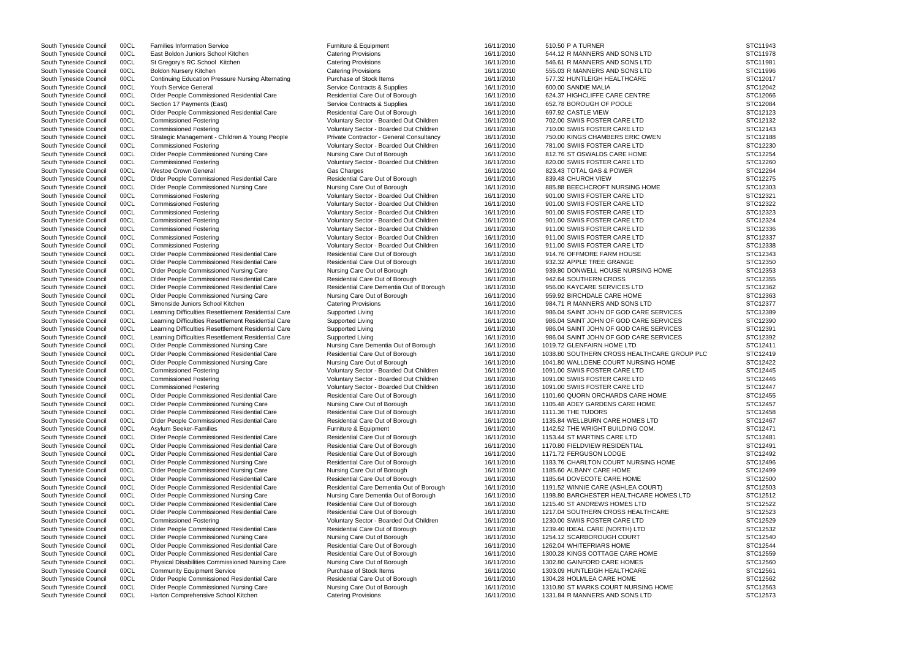| | | | | | | |
|---|---|---|---|---|---|---|
| South Tyneside Council | 00CL | Families Information Service | Furniture & Equipment | 16/11/2010 | 510.50 P A TURNER | STC11943 |
| South Tyneside Council | 00CL | East Boldon Juniors School Kitchen | Catering Provisions | 16/11/2010 | 544.12 R MANNERS AND SONS LTD | STC11978 |
| South Tyneside Council | 00CL | St Gregory's RC School Kitchen | Catering Provisions | 16/11/2010 | 546.61 R MANNERS AND SONS LTD | STC11981 |
| South Tyneside Council | 00CL | Boldon Nursery Kitchen | Catering Provisions | 16/11/2010 | 555.03 R MANNERS AND SONS LTD | STC11996 |
| South Tyneside Council | 00CL | Continuing Education Pressure Nursing Alternating | Purchase of Stock Items | 16/11/2010 | 577.32 HUNTLEIGH HEALTHCARE | STC12017 |
| South Tyneside Council | 00CL | Youth Service General | Service Contracts & Supplies | 16/11/2010 | 600.00 SANDIE MALIA | STC12042 |
| South Tyneside Council | 00CL | Older People Commissioned Residential Care | Residential Care Out of Borough | 16/11/2010 | 624.37 HIGHCLIFFE CARE CENTRE | STC12066 |
| South Tyneside Council | 00CL | Section 17 Payments (East) | Service Contracts & Supplies | 16/11/2010 | 652.78 BOROUGH OF POOLE | STC12084 |
| South Tyneside Council | 00CL | Older People Commissioned Residential Care | Residential Care Out of Borough | 16/11/2010 | 697.92 CASTLE VIEW | STC12123 |
| South Tyneside Council | 00CL | Commissioned Fostering | Voluntary Sector - Boarded Out Children | 16/11/2010 | 702.00 SWIIS FOSTER CARE LTD | STC12132 |
| South Tyneside Council | 00CL | Commissioned Fostering | Voluntary Sector - Boarded Out Children | 16/11/2010 | 710.00 SWIIS FOSTER CARE LTD | STC12143 |
| South Tyneside Council | 00CL | Strategic Management - Children & Young People | Private Contractor - General Consultancy | 16/11/2010 | 750.00 KINGS CHAMBERS ERIC OWEN | STC12188 |
| South Tyneside Council | 00CL | Commissioned Fostering | Voluntary Sector - Boarded Out Children | 16/11/2010 | 781.00 SWIIS FOSTER CARE LTD | STC12230 |
| South Tyneside Council | 00CL | Older People Commissioned Nursing Care | Nursing Care Out of Borough | 16/11/2010 | 812.76 ST OSWALDS CARE HOME | STC12254 |
| South Tyneside Council | 00CL | Commissioned Fostering | Voluntary Sector - Boarded Out Children | 16/11/2010 | 820.00 SWIIS FOSTER CARE LTD | STC12260 |
| South Tyneside Council | 00CL | Westoe Crown General | Gas Charges | 16/11/2010 | 823.43 TOTAL GAS & POWER | STC12264 |
| South Tyneside Council | 00CL | Older People Commissioned Residential Care | Residential Care Out of Borough | 16/11/2010 | 839.48 CHURCH VIEW | STC12275 |
| South Tyneside Council | 00CL | Older People Commissioned Nursing Care | Nursing Care Out of Borough | 16/11/2010 | 885.88 BEECHCROFT NURSING HOME | STC12303 |
| South Tyneside Council | 00CL | Commissioned Fostering | Voluntary Sector - Boarded Out Children | 16/11/2010 | 901.00 SWIIS FOSTER CARE LTD | STC12321 |
| South Tyneside Council | 00CL | Commissioned Fostering | Voluntary Sector - Boarded Out Children | 16/11/2010 | 901.00 SWIIS FOSTER CARE LTD | STC12322 |
| South Tyneside Council | 00CL | Commissioned Fostering | Voluntary Sector - Boarded Out Children | 16/11/2010 | 901.00 SWIIS FOSTER CARE LTD | STC12323 |
| South Tyneside Council | 00CL | Commissioned Fostering | Voluntary Sector - Boarded Out Children | 16/11/2010 | 901.00 SWIIS FOSTER CARE LTD | STC12324 |
| South Tyneside Council | 00CL | Commissioned Fostering | Voluntary Sector - Boarded Out Children | 16/11/2010 | 911.00 SWIIS FOSTER CARE LTD | STC12336 |
| South Tyneside Council | 00CL | Commissioned Fostering | Voluntary Sector - Boarded Out Children | 16/11/2010 | 911.00 SWIIS FOSTER CARE LTD | STC12337 |
| South Tyneside Council | 00CL | Commissioned Fostering | Voluntary Sector - Boarded Out Children | 16/11/2010 | 911.00 SWIIS FOSTER CARE LTD | STC12338 |
| South Tyneside Council | 00CL | Older People Commissioned Residential Care | Residential Care Out of Borough | 16/11/2010 | 914.76 OFFMORE FARM HOUSE | STC12343 |
| South Tyneside Council | 00CL | Older People Commissioned Residential Care | Residential Care Out of Borough | 16/11/2010 | 932.32 APPLE TREE GRANGE | STC12350 |
| South Tyneside Council | 00CL | Older People Commissioned Nursing Care | Nursing Care Out of Borough | 16/11/2010 | 939.80 DONWELL HOUSE NURSING HOME | STC12353 |
| South Tyneside Council | 00CL | Older People Commissioned Residential Care | Residential Care Out of Borough | 16/11/2010 | 942.64 SOUTHERN CROSS | STC12355 |
| South Tyneside Council | 00CL | Older People Commissioned Residential Care | Residential Care Dementia Out of Borough | 16/11/2010 | 956.00 KAYCARE SERVICES LTD | STC12362 |
| South Tyneside Council | 00CL | Older People Commissioned Nursing Care | Nursing Care Out of Borough | 16/11/2010 | 959.92 BIRCHDALE CARE HOME | STC12363 |
| South Tyneside Council | 00CL | Simonside Juniors School Kitchen | Catering Provisions | 16/11/2010 | 984.71 R MANNERS AND SONS LTD | STC12377 |
| South Tyneside Council | 00CL | Learning Difficulties Resettlement Residential Care | Supported Living | 16/11/2010 | 986.04 SAINT JOHN OF GOD CARE SERVICES | STC12389 |
| South Tyneside Council | 00CL | Learning Difficulties Resettlement Residential Care | Supported Living | 16/11/2010 | 986.04 SAINT JOHN OF GOD CARE SERVICES | STC12390 |
| South Tyneside Council | 00CL | Learning Difficulties Resettlement Residential Care | Supported Living | 16/11/2010 | 986.04 SAINT JOHN OF GOD CARE SERVICES | STC12391 |
| South Tyneside Council | 00CL | Learning Difficulties Resettlement Residential Care | Supported Living | 16/11/2010 | 986.04 SAINT JOHN OF GOD CARE SERVICES | STC12392 |
| South Tyneside Council | 00CL | Older People Commissioned Nursing Care | Nursing Care Dementia Out of Borough | 16/11/2010 | 1019.72 GLENFAIRN HOME LTD | STC12411 |
| South Tyneside Council | 00CL | Older People Commissioned Residential Care | Residential Care Out of Borough | 16/11/2010 | 1038.80 SOUTHERN CROSS HEALTHCARE GROUP PLC | STC12419 |
| South Tyneside Council | 00CL | Older People Commissioned Nursing Care | Nursing Care Out of Borough | 16/11/2010 | 1041.80 WALLDENE COURT NURSING HOME | STC12422 |
| South Tyneside Council | 00CL | Commissioned Fostering | Voluntary Sector - Boarded Out Children | 16/11/2010 | 1091.00 SWIIS FOSTER CARE LTD | STC12445 |
| South Tyneside Council | 00CL | Commissioned Fostering | Voluntary Sector - Boarded Out Children | 16/11/2010 | 1091.00 SWIIS FOSTER CARE LTD | STC12446 |
| South Tyneside Council | 00CL | Commissioned Fostering | Voluntary Sector - Boarded Out Children | 16/11/2010 | 1091.00 SWIIS FOSTER CARE LTD | STC12447 |
| South Tyneside Council | 00CL | Older People Commissioned Residential Care | Residential Care Out of Borough | 16/11/2010 | 1101.60 QUORN ORCHARDS CARE HOME | STC12455 |
| South Tyneside Council | 00CL | Older People Commissioned Nursing Care | Nursing Care Out of Borough | 16/11/2010 | 1105.48 ADEY GARDENS CARE HOME | STC12457 |
| South Tyneside Council | 00CL | Older People Commissioned Residential Care | Residential Care Out of Borough | 16/11/2010 | 1111.36 THE TUDORS | STC12458 |
| South Tyneside Council | 00CL | Older People Commissioned Residential Care | Residential Care Out of Borough | 16/11/2010 | 1135.84 WELLBURN CARE HOMES LTD | STC12467 |
| South Tyneside Council | 00CL | Asylum Seeker-Families | Furniture & Equipment | 16/11/2010 | 1142.52 THE WRIGHT BUILDING COM. | STC12471 |
| South Tyneside Council | 00CL | Older People Commissioned Residential Care | Residential Care Out of Borough | 16/11/2010 | 1153.44 ST MARTINS CARE LTD | STC12481 |
| South Tyneside Council | 00CL | Older People Commissioned Residential Care | Residential Care Out of Borough | 16/11/2010 | 1170.80 FIELDVIEW RESIDENTIAL | STC12491 |
| South Tyneside Council | 00CL | Older People Commissioned Residential Care | Residential Care Out of Borough | 16/11/2010 | 1171.72 FERGUSON LODGE | STC12492 |
| South Tyneside Council | 00CL | Older People Commissioned Nursing Care | Residential Care Out of Borough | 16/11/2010 | 1183.76 CHARLTON COURT NURSING HOME | STC12496 |
| South Tyneside Council | 00CL | Older People Commissioned Nursing Care | Nursing Care Out of Borough | 16/11/2010 | 1185.60 ALBANY CARE HOME | STC12499 |
| South Tyneside Council | 00CL | Older People Commissioned Residential Care | Residential Care Out of Borough | 16/11/2010 | 1185.64 DOVECOTE CARE HOME | STC12500 |
| South Tyneside Council | 00CL | Older People Commissioned Residential Care | Residential Care Dementia Out of Borough | 16/11/2010 | 1191.52 WINNIE CARE (ASHLEA COURT) | STC12503 |
| South Tyneside Council | 00CL | Older People Commissioned Nursing Care | Nursing Care Dementia Out of Borough | 16/11/2010 | 1198.80 BARCHESTER HEALTHCARE HOMES LTD | STC12512 |
| South Tyneside Council | 00CL | Older People Commissioned Residential Care | Residential Care Out of Borough | 16/11/2010 | 1215.40 ST ANDREWS HOMES LTD | STC12522 |
| South Tyneside Council | 00CL | Older People Commissioned Residential Care | Residential Care Out of Borough | 16/11/2010 | 1217.04 SOUTHERN CROSS HEALTHCARE | STC12523 |
| South Tyneside Council | 00CL | Commissioned Fostering | Voluntary Sector - Boarded Out Children | 16/11/2010 | 1230.00 SWIIS FOSTER CARE LTD | STC12529 |
| South Tyneside Council | 00CL | Older People Commissioned Residential Care | Residential Care Out of Borough | 16/11/2010 | 1239.40 IDEAL CARE (NORTH) LTD | STC12532 |
| South Tyneside Council | 00CL | Older People Commissioned Nursing Care | Nursing Care Out of Borough | 16/11/2010 | 1254.12 SCARBOROUGH COURT | STC12540 |
| South Tyneside Council | 00CL | Older People Commissioned Residential Care | Residential Care Out of Borough | 16/11/2010 | 1262.04 WHITEFRIARS HOME | STC12544 |
| South Tyneside Council | 00CL | Older People Commissioned Residential Care | Residential Care Out of Borough | 16/11/2010 | 1300.28 KINGS COTTAGE CARE HOME | STC12559 |
| South Tyneside Council | 00CL | Physical Disabilities Commissioned Nursing Care | Nursing Care Out of Borough | 16/11/2010 | 1302.80 GAINFORD CARE HOMES | STC12560 |
| South Tyneside Council | 00CL | Community Equipment Service | Purchase of Stock Items | 16/11/2010 | 1303.09 HUNTLEIGH HEALTHCARE | STC12561 |
| South Tyneside Council | 00CL | Older People Commissioned Residential Care | Residential Care Out of Borough | 16/11/2010 | 1304.28 HOLMLEA CARE HOME | STC12562 |
| South Tyneside Council | 00CL | Older People Commissioned Nursing Care | Nursing Care Out of Borough | 16/11/2010 | 1310.80 ST MARKS COURT NURSING HOME | STC12563 |
| South Tyneside Council | 00CL | Harton Comprehensive School Kitchen | Catering Provisions | 16/11/2010 | 1331.84 R MANNERS AND SONS LTD | STC12573 |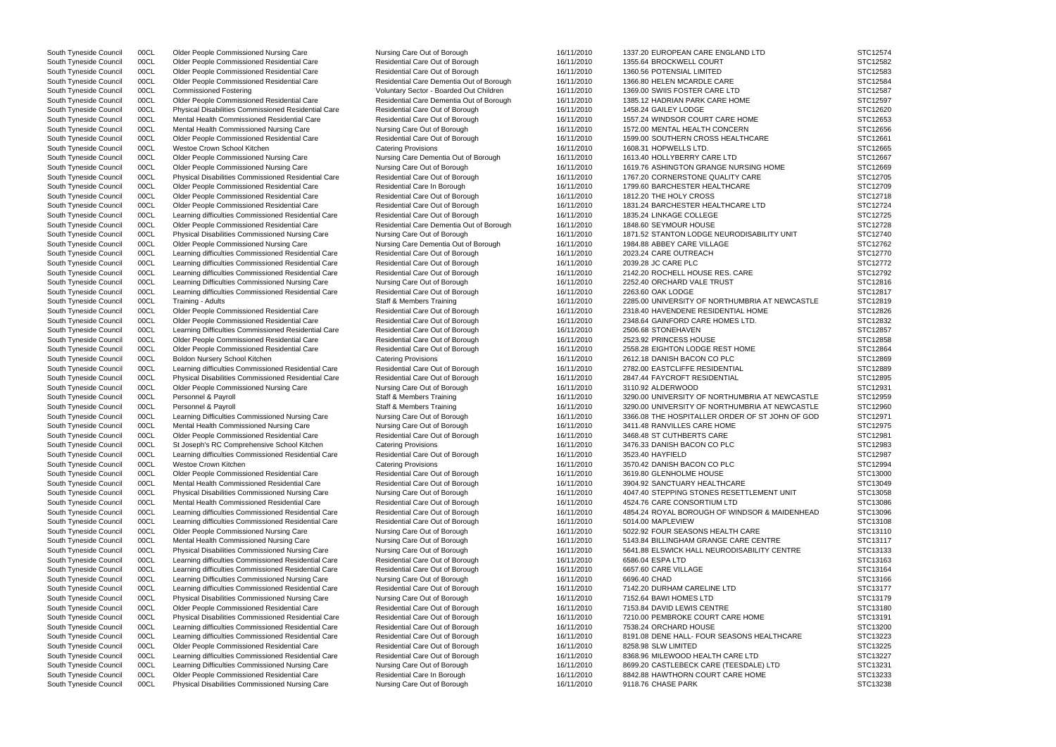| | | | | | | |
|---|---|---|---|---|---|---|
| South Tyneside Council | 00CL | Older People Commissioned Nursing Care | Nursing Care Out of Borough | 16/11/2010 | 1337.20 EUROPEAN CARE ENGLAND LTD | STC12574 |
| South Tyneside Council | 00CL | Older People Commissioned Residential Care | Residential Care Out of Borough | 16/11/2010 | 1355.64 BROCKWELL COURT | STC12582 |
| South Tyneside Council | 00CL | Older People Commissioned Residential Care | Residential Care Out of Borough | 16/11/2010 | 1360.56 POTENSIAL LIMITED | STC12583 |
| South Tyneside Council | 00CL | Older People Commissioned Residential Care | Residential Care Dementia Out of Borough | 16/11/2010 | 1366.80 HELEN MCARDLE CARE | STC12584 |
| South Tyneside Council | 00CL | Commissioned Fostering | Voluntary Sector - Boarded Out Children | 16/11/2010 | 1369.00 SWIIS FOSTER CARE LTD | STC12587 |
| South Tyneside Council | 00CL | Older People Commissioned Residential Care | Residential Care Dementia Out of Borough | 16/11/2010 | 1385.12 HADRIAN PARK CARE HOME | STC12597 |
| South Tyneside Council | 00CL | Physical Disabilities Commissioned Residential Care | Residential Care Out of Borough | 16/11/2010 | 1458.24 GAILEY LODGE | STC12620 |
| South Tyneside Council | 00CL | Mental Health Commissioned Residential Care | Residential Care Out of Borough | 16/11/2010 | 1557.24 WINDSOR COURT CARE HOME | STC12653 |
| South Tyneside Council | 00CL | Mental Health Commissioned Nursing Care | Nursing Care Out of Borough | 16/11/2010 | 1572.00 MENTAL HEALTH CONCERN | STC12656 |
| South Tyneside Council | 00CL | Older People Commissioned Residential Care | Residential Care Out of Borough | 16/11/2010 | 1599.00 SOUTHERN CROSS HEALTHCARE | STC12661 |
| South Tyneside Council | 00CL | Westoe Crown School Kitchen | Catering Provisions | 16/11/2010 | 1608.31 HOPWELLS LTD. | STC12665 |
| South Tyneside Council | 00CL | Older People Commissioned Nursing Care | Nursing Care Dementia Out of Borough | 16/11/2010 | 1613.40 HOLLYBERRY CARE LTD | STC12667 |
| South Tyneside Council | 00CL | Older People Commissioned Nursing Care | Nursing Care Out of Borough | 16/11/2010 | 1619.76 ASHINGTON GRANGE NURSING HOME | STC12669 |
| South Tyneside Council | 00CL | Physical Disabilities Commissioned Residential Care | Residential Care Out of Borough | 16/11/2010 | 1767.20 CORNERSTONE QUALITY CARE | STC12705 |
| South Tyneside Council | 00CL | Older People Commissioned Residential Care | Residential Care In Borough | 16/11/2010 | 1799.60 BARCHESTER HEALTHCARE | STC12709 |
| South Tyneside Council | 00CL | Older People Commissioned Residential Care | Residential Care Out of Borough | 16/11/2010 | 1812.20 THE HOLY CROSS | STC12718 |
| South Tyneside Council | 00CL | Older People Commissioned Residential Care | Residential Care Out of Borough | 16/11/2010 | 1831.24 BARCHESTER HEALTHCARE LTD | STC12724 |
| South Tyneside Council | 00CL | Learning difficulties Commissioned Residential Care | Residential Care Out of Borough | 16/11/2010 | 1835.24 LINKAGE COLLEGE | STC12725 |
| South Tyneside Council | 00CL | Older People Commissioned Residential Care | Residential Care Dementia Out of Borough | 16/11/2010 | 1848.60 SEYMOUR HOUSE | STC12728 |
| South Tyneside Council | 00CL | Physical Disabilities Commissioned Nursing Care | Nursing Care Out of Borough | 16/11/2010 | 1871.52 STANTON LODGE NEURODISABILITY UNIT | STC12740 |
| South Tyneside Council | 00CL | Older People Commissioned Nursing Care | Nursing Care Dementia Out of Borough | 16/11/2010 | 1984.88 ABBEY CARE VILLAGE | STC12762 |
| South Tyneside Council | 00CL | Learning difficulties Commissioned Residential Care | Residential Care Out of Borough | 16/11/2010 | 2023.24 CARE OUTREACH | STC12770 |
| South Tyneside Council | 00CL | Learning difficulties Commissioned Residential Care | Residential Care Out of Borough | 16/11/2010 | 2039.28 JC CARE PLC | STC12772 |
| South Tyneside Council | 00CL | Learning difficulties Commissioned Residential Care | Residential Care Out of Borough | 16/11/2010 | 2142.20 ROCHELL HOUSE RES. CARE | STC12792 |
| South Tyneside Council | 00CL | Learning Difficulties Commissioned Nursing Care | Nursing Care Out of Borough | 16/11/2010 | 2252.40 ORCHARD VALE TRUST | STC12816 |
| South Tyneside Council | 00CL | Learning difficulties Commissioned Residential Care | Residential Care Out of Borough | 16/11/2010 | 2263.60 OAK LODGE | STC12817 |
| South Tyneside Council | 00CL | Training - Adults | Staff & Members Training | 16/11/2010 | 2285.00 UNIVERSITY OF NORTHUMBRIA AT NEWCASTLE | STC12819 |
| South Tyneside Council | 00CL | Older People Commissioned Residential Care | Residential Care Out of Borough | 16/11/2010 | 2318.40 HAVENDENE RESIDENTIAL HOME | STC12826 |
| South Tyneside Council | 00CL | Older People Commissioned Residential Care | Residential Care Out of Borough | 16/11/2010 | 2348.64 GAINFORD CARE HOMES LTD. | STC12832 |
| South Tyneside Council | 00CL | Learning Difficulties Commissioned Residential Care | Residential Care Out of Borough | 16/11/2010 | 2506.68 STONEHAVEN | STC12857 |
| South Tyneside Council | 00CL | Older People Commissioned Residential Care | Residential Care Out of Borough | 16/11/2010 | 2523.92 PRINCESS HOUSE | STC12858 |
| South Tyneside Council | 00CL | Older People Commissioned Residential Care | Residential Care Out of Borough | 16/11/2010 | 2558.28 EIGHTON LODGE REST HOME | STC12864 |
| South Tyneside Council | 00CL | Boldon Nursery School Kitchen | Catering Provisions | 16/11/2010 | 2612.18 DANISH BACON CO PLC | STC12869 |
| South Tyneside Council | 00CL | Learning difficulties Commissioned Residential Care | Residential Care Out of Borough | 16/11/2010 | 2782.00 EASTCLIFFE RESIDENTIAL | STC12889 |
| South Tyneside Council | 00CL | Physical Disabilities Commissioned Residential Care | Residential Care Out of Borough | 16/11/2010 | 2847.44 FAYCROFT RESIDENTIAL | STC12895 |
| South Tyneside Council | 00CL | Older People Commissioned Nursing Care | Nursing Care Out of Borough | 16/11/2010 | 3110.92 ALDERWOOD | STC12931 |
| South Tyneside Council | 00CL | Personnel & Payroll | Staff & Members Training | 16/11/2010 | 3290.00 UNIVERSITY OF NORTHUMBRIA AT NEWCASTLE | STC12959 |
| South Tyneside Council | 00CL | Personnel & Payroll | Staff & Members Training | 16/11/2010 | 3290.00 UNIVERSITY OF NORTHUMBRIA AT NEWCASTLE | STC12960 |
| South Tyneside Council | 00CL | Learning Difficulties Commissioned Nursing Care | Nursing Care Out of Borough | 16/11/2010 | 3366.08 THE HOSPITALLER ORDER OF ST JOHN OF GOD | STC12971 |
| South Tyneside Council | 00CL | Mental Health Commissioned Nursing Care | Nursing Care Out of Borough | 16/11/2010 | 3411.48 RANVILLES CARE HOME | STC12975 |
| South Tyneside Council | 00CL | Older People Commissioned Residential Care | Residential Care Out of Borough | 16/11/2010 | 3468.48 ST CUTHBERTS CARE | STC12981 |
| South Tyneside Council | 00CL | St Joseph's RC Comprehensive School Kitchen | Catering Provisions | 16/11/2010 | 3476.33 DANISH BACON CO PLC | STC12983 |
| South Tyneside Council | 00CL | Learning difficulties Commissioned Residential Care | Residential Care Out of Borough | 16/11/2010 | 3523.40 HAYFIELD | STC12987 |
| South Tyneside Council | 00CL | Westoe Crown Kitchen | Catering Provisions | 16/11/2010 | 3570.42 DANISH BACON CO PLC | STC12994 |
| South Tyneside Council | 00CL | Older People Commissioned Residential Care | Residential Care Out of Borough | 16/11/2010 | 3619.80 GLENHOLME HOUSE | STC13000 |
| South Tyneside Council | 00CL | Mental Health Commissioned Residential Care | Residential Care Out of Borough | 16/11/2010 | 3904.92 SANCTUARY HEALTHCARE | STC13049 |
| South Tyneside Council | 00CL | Physical Disabilities Commissioned Nursing Care | Nursing Care Out of Borough | 16/11/2010 | 4047.40 STEPPING STONES RESETTLEMENT UNIT | STC13058 |
| South Tyneside Council | 00CL | Mental Health Commissioned Residential Care | Residential Care Out of Borough | 16/11/2010 | 4524.76 CARE CONSORTIUM LTD | STC13086 |
| South Tyneside Council | 00CL | Learning difficulties Commissioned Residential Care | Residential Care Out of Borough | 16/11/2010 | 4854.24 ROYAL BOROUGH OF WINDSOR & MAIDENHEAD | STC13096 |
| South Tyneside Council | 00CL | Learning difficulties Commissioned Residential Care | Residential Care Out of Borough | 16/11/2010 | 5014.00 MAPLEVIEW | STC13108 |
| South Tyneside Council | 00CL | Older People Commissioned Nursing Care | Nursing Care Out of Borough | 16/11/2010 | 5022.92 FOUR SEASONS HEALTH CARE | STC13110 |
| South Tyneside Council | 00CL | Mental Health Commissioned Nursing Care | Nursing Care Out of Borough | 16/11/2010 | 5143.84 BILLINGHAM GRANGE CARE CENTRE | STC13117 |
| South Tyneside Council | 00CL | Physical Disabilities Commissioned Nursing Care | Nursing Care Out of Borough | 16/11/2010 | 5641.88 ELSWICK HALL NEURODISABILITY CENTRE | STC13133 |
| South Tyneside Council | 00CL | Learning difficulties Commissioned Residential Care | Residential Care Out of Borough | 16/11/2010 | 6586.04 ESPA LTD | STC13163 |
| South Tyneside Council | 00CL | Learning difficulties Commissioned Residential Care | Residential Care Out of Borough | 16/11/2010 | 6657.60 CARE VILLAGE | STC13164 |
| South Tyneside Council | 00CL | Learning Difficulties Commissioned Nursing Care | Nursing Care Out of Borough | 16/11/2010 | 6696.40 CHAD | STC13166 |
| South Tyneside Council | 00CL | Learning difficulties Commissioned Residential Care | Residential Care Out of Borough | 16/11/2010 | 7142.20 DURHAM CARELINE LTD | STC13177 |
| South Tyneside Council | 00CL | Physical Disabilities Commissioned Nursing Care | Nursing Care Out of Borough | 16/11/2010 | 7152.64 BAWI HOMES LTD | STC13179 |
| South Tyneside Council | 00CL | Older People Commissioned Residential Care | Residential Care Out of Borough | 16/11/2010 | 7153.84 DAVID LEWIS CENTRE | STC13180 |
| South Tyneside Council | 00CL | Physical Disabilities Commissioned Residential Care | Residential Care Out of Borough | 16/11/2010 | 7210.00 PEMBROKE COURT CARE HOME | STC13191 |
| South Tyneside Council | 00CL | Learning difficulties Commissioned Residential Care | Residential Care Out of Borough | 16/11/2010 | 7538.24 ORCHARD HOUSE | STC13200 |
| South Tyneside Council | 00CL | Learning difficulties Commissioned Residential Care | Residential Care Out of Borough | 16/11/2010 | 8191.08 DENE HALL- FOUR SEASONS HEALTHCARE | STC13223 |
| South Tyneside Council | 00CL | Older People Commissioned Residential Care | Residential Care Out of Borough | 16/11/2010 | 8258.98 SLW LIMITED | STC13225 |
| South Tyneside Council | 00CL | Learning difficulties Commissioned Residential Care | Residential Care Out of Borough | 16/11/2010 | 8368.96 MILEWOOD HEALTH CARE LTD | STC13227 |
| South Tyneside Council | 00CL | Learning Difficulties Commissioned Nursing Care | Nursing Care Out of Borough | 16/11/2010 | 8699.20 CASTLEBECK CARE (TEESDALE) LTD | STC13231 |
| South Tyneside Council | 00CL | Older People Commissioned Residential Care | Residential Care In Borough | 16/11/2010 | 8842.88 HAWTHORN COURT CARE HOME | STC13233 |
| South Tyneside Council | 00CL | Physical Disabilities Commissioned Nursing Care | Nursing Care Out of Borough | 16/11/2010 | 9118.76 CHASE PARK | STC13238 |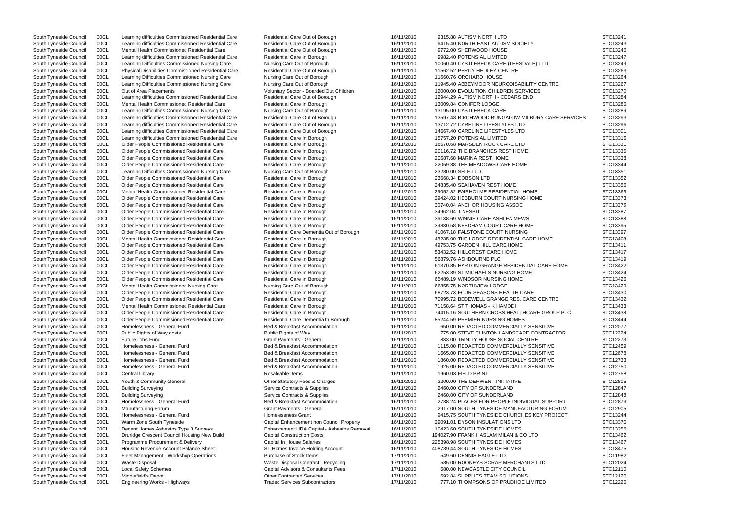| | | | | | | | |
|---|---|---|---|---|---|---|---|
| South Tyneside Council | 00CL | Learning difficulties Commissioned Residential Care | Residential Care Out of Borough | 16/11/2010 | 9315.88 | AUTISM NORTH LTD | STC13241 |
| South Tyneside Council | 00CL | Learning difficulties Commissioned Residential Care | Residential Care Out of Borough | 16/11/2010 | 9415.40 | NORTH EAST AUTISM SOCIETY | STC13243 |
| South Tyneside Council | 00CL | Mental Health Commissioned Residential Care | Residential Care Out of Borough | 16/11/2010 | 9772.00 | SHERWOOD HOUSE | STC13246 |
| South Tyneside Council | 00CL | Learning difficulties Commissioned Residential Care | Residential Care In Borough | 16/11/2010 | 9982.40 | POTENSIAL LIMITED | STC13247 |
| South Tyneside Council | 00CL | Learning Difficulties Commissioned Nursing Care | Nursing Care Out of Borough | 16/11/2010 | 10060.40 | CASTLEBECK CARE (TEESDALE) LTD | STC13249 |
| South Tyneside Council | 00CL | Physical Disabilities Commissioned Residential Care | Residential Care Out of Borough | 16/11/2010 | 11562.52 | PERCY HEDLEY CENTRE | STC13263 |
| South Tyneside Council | 00CL | Learning Difficulties Commissioned Nursing Care | Nursing Care Out of Borough | 16/11/2010 | 11660.76 | ORCHARD HOUSE | STC13264 |
| South Tyneside Council | 00CL | Learning Difficulties Commissioned Nursing Care | Nursing Care Out of Borough | 16/11/2010 | 11945.40 | ABBEYMOOR NEURODISABILITY CENTRE | STC13267 |
| South Tyneside Council | 00CL | Out of Area Placements | Voluntary Sector - Boarded Out Children | 16/11/2010 | 12000.00 | EVOLUTION CHILDREN SERVICES | STC13270 |
| South Tyneside Council | 00CL | Learning difficulties Commissioned Residential Care | Residential Care Out of Borough | 16/11/2010 | 12944.29 | AUTISM NORTH - CEDARS END | STC13284 |
| South Tyneside Council | 00CL | Mental Health Commissioned Residential Care | Residential Care In Borough | 16/11/2010 | 13009.84 | CONIFER LODGE | STC13286 |
| South Tyneside Council | 00CL | Learning Difficulties Commissioned Nursing Care | Nursing Care Out of Borough | 16/11/2010 | 13195.00 | CASTLEBECK CARE | STC13289 |
| South Tyneside Council | 00CL | Learning difficulties Commissioned Residential Care | Residential Care Out of Borough | 16/11/2010 | 13597.48 | BIRCHWOOD BUNGALOW MILBURY CARE SERVICES | STC13293 |
| South Tyneside Council | 00CL | Learning difficulties Commissioned Residential Care | Residential Care Out of Borough | 16/11/2010 | 13712.72 | CARELINE LIFESTYLES LTD | STC13296 |
| South Tyneside Council | 00CL | Learning difficulties Commissioned Residential Care | Residential Care Out of Borough | 16/11/2010 | 14667.40 | CARELINE LIFESTYLES LTD | STC13301 |
| South Tyneside Council | 00CL | Learning difficulties Commissioned Residential Care | Residential Care In Borough | 16/11/2010 | 15757.20 | POTENSIAL LIMITED | STC13315 |
| South Tyneside Council | 00CL | Older People Commissioned Residential Care | Residential Care In Borough | 16/11/2010 | 18670.68 | MARSDEN ROCK CARE LTD | STC13331 |
| South Tyneside Council | 00CL | Older People Commissioned Residential Care | Residential Care In Borough | 16/11/2010 | 20116.72 | THE BRANCHES REST HOME | STC13335 |
| South Tyneside Council | 00CL | Older People Commissioned Residential Care | Residential Care In Borough | 16/11/2010 | 20687.68 | MARINA REST HOME | STC13338 |
| South Tyneside Council | 00CL | Older People Commissioned Residential Care | Residential Care In Borough | 16/11/2010 | 22059.38 | THE MEADOWS CARE HOME | STC13344 |
| South Tyneside Council | 00CL | Learning Difficulties Commissioned Nursing Care | Nursing Care Out of Borough | 16/11/2010 | 23280.00 | SELF LTD | STC13351 |
| South Tyneside Council | 00CL | Older People Commissioned Residential Care | Residential Care In Borough | 16/11/2010 | 23668.34 | DOBSON LTD | STC13352 |
| South Tyneside Council | 00CL | Older People Commissioned Residential Care | Residential Care In Borough | 16/11/2010 | 24835.40 | SEAHAVEN REST HOME | STC13356 |
| South Tyneside Council | 00CL | Mental Health Commissioned Residential Care | Residential Care In Borough | 16/11/2010 | 29052.82 | FAIRHOLME RESIDENTIAL HOME | STC13369 |
| South Tyneside Council | 00CL | Older People Commissioned Residential Care | Residential Care In Borough | 16/11/2010 | 29424.02 | HEBBURN COURT NURSING HOME | STC13373 |
| South Tyneside Council | 00CL | Older People Commissioned Residential Care | Residential Care In Borough | 16/11/2010 | 30740.04 | ANCHOR HOUSING ASSOC | STC13375 |
| South Tyneside Council | 00CL | Older People Commissioned Residential Care | Residential Care In Borough | 16/11/2010 | 34962.04 | T NESBIT | STC13387 |
| South Tyneside Council | 00CL | Older People Commissioned Residential Care | Residential Care In Borough | 16/11/2010 | 36138.69 | WINNIE CARE ASHLEA MEWS | STC13388 |
| South Tyneside Council | 00CL | Older People Commissioned Residential Care | Residential Care In Borough | 16/11/2010 | 39830.58 | NEEDHAM COURT CARE HOME | STC13395 |
| South Tyneside Council | 00CL | Older People Commissioned Residential Care | Residential Care Dementia Out of Borough | 16/11/2010 | 41067.18 | FALSTONE COURT NURSING | STC13397 |
| South Tyneside Council | 00CL | Mental Health Commissioned Residential Care | Residential Care In Borough | 16/11/2010 | 48235.00 | THE LODGE RESIDENTIAL CARE HOME | STC13408 |
| South Tyneside Council | 00CL | Older People Commissioned Residential Care | Residential Care In Borough | 16/11/2010 | 49753.75 | GARDEN HILL CARE HOME | STC13411 |
| South Tyneside Council | 00CL | Older People Commissioned Residential Care | Residential Care In Borough | 16/11/2010 | 53432.52 | HILLCREST CARE HOME | STC13417 |
| South Tyneside Council | 00CL | Older People Commissioned Residential Care | Residential Care In Borough | 16/11/2010 | 56879.76 | ASHBOURNE PLC | STC13419 |
| South Tyneside Council | 00CL | Older People Commissioned Residential Care | Residential Care In Borough | 16/11/2010 | 61370.85 | HARTON GRANGE RESIDENTIAL CARE HOME | STC13422 |
| South Tyneside Council | 00CL | Older People Commissioned Residential Care | Residential Care In Borough | 16/11/2010 | 62253.39 | ST MICHAELS NURSING HOME | STC13424 |
| South Tyneside Council | 00CL | Older People Commissioned Residential Care | Residential Care In Borough | 16/11/2010 | 65489.19 | WINDSOR NURSING HOME | STC13426 |
| South Tyneside Council | 00CL | Mental Health Commissioned Nursing Care | Nursing Care Out of Borough | 16/11/2010 | 66855.75 | NORTHVIEW LODGE | STC13429 |
| South Tyneside Council | 00CL | Older People Commissioned Residential Care | Residential Care In Borough | 16/11/2010 | 68723.73 | FOUR SEASONS HEALTH CARE | STC13430 |
| South Tyneside Council | 00CL | Older People Commissioned Residential Care | Residential Care In Borough | 16/11/2010 | 70995.72 | BEDEWELL GRANGE RES. CARE CENTRE | STC13432 |
| South Tyneside Council | 00CL | Mental Health Commissioned Residential Care | Residential Care In Borough | 16/11/2010 | 71158.64 | ST THOMAS - K HAMODI | STC13433 |
| South Tyneside Council | 00CL | Older People Commissioned Residential Care | Residential Care In Borough | 16/11/2010 | 74415.16 | SOUTHERN CROSS HEALTHCARE GROUP PLC | STC13438 |
| South Tyneside Council | 00CL | Older People Commissioned Residential Care | Residential Care Dementia In Borough | 16/11/2010 | 85244.59 | PREMIER NURSING HOMES | STC13444 |
| South Tyneside Council | 00CL | Homelessness - General Fund | Bed & Breakfast Accommodation | 16/11/2010 | 650.00 | REDACTED COMMERCIALLY SENSITIVE | STC12077 |
| South Tyneside Council | 00CL | Public Rights of Way costs | Public Rights of Way | 16/11/2010 | 775.00 | STEVE CLINTON LANDSCAPE CONTRACTOR | STC12224 |
| South Tyneside Council | 00CL | Future Jobs Fund | Grant Payments - General | 16/11/2010 | 833.00 | TRINITY HOUSE SOCIAL CENTRE | STC12273 |
| South Tyneside Council | 00CL | Homelessness - General Fund | Bed & Breakfast Accommodation | 16/11/2010 | 1115.00 | REDACTED COMMERCIALLY SENSITIVE | STC12459 |
| South Tyneside Council | 00CL | Homelessness - General Fund | Bed & Breakfast Accommodation | 16/11/2010 | 1665.00 | REDACTED COMMERCIALLY SENSITIVE | STC12678 |
| South Tyneside Council | 00CL | Homelessness - General Fund | Bed & Breakfast Accommodation | 16/11/2010 | 1860.00 | REDACTED COMMERCIALLY SENSITIVE | STC12733 |
| South Tyneside Council | 00CL | Homelessness - General Fund | Bed & Breakfast Accommodation | 16/11/2010 | 1925.00 | REDACTED COMMERCIALLY SENSITIVE | STC12750 |
| South Tyneside Council | 00CL | Central Library | Resaleable Items | 16/11/2010 | 1960.03 | FIELD PRINT | STC12758 |
| South Tyneside Council | 00CL | Youth & Community General | Other Statutory Fees & Charges | 16/11/2010 | 2200.00 | THE DERWENT INITIATIVE | STC12805 |
| South Tyneside Council | 00CL | Building Surveying | Service Contracts & Supplies | 16/11/2010 | 2460.00 | CITY OF SUNDERLAND | STC12847 |
| South Tyneside Council | 00CL | Building Surveying | Service Contracts & Supplies | 16/11/2010 | 2460.00 | CITY OF SUNDERLAND | STC12848 |
| South Tyneside Council | 00CL | Homelessness - General Fund | Bed & Breakfast Accommodation | 16/11/2010 | 2738.24 | PLACES FOR PEOPLE INDIVIDUAL SUPPORT | STC12879 |
| South Tyneside Council | 00CL | Manufacturing Forum | Grant Payments - General | 16/11/2010 | 2917.00 | SOUTH TYNESIDE MANUFACTURING FORUM | STC12905 |
| South Tyneside Council | 00CL | Homelessness - General Fund | Homelessness Grant | 16/11/2010 | 9415.75 | SOUTH TYNESIDE CHURCHES KEY PROJECT | STC13244 |
| South Tyneside Council | 00CL | Warm Zone South Tyneside | Capital Enhancement non Council Property | 16/11/2010 | 29091.01 | DYSON INSULATIONS LTD | STC13370 |
| South Tyneside Council | 00CL | Decent Homes Asbestos Type 3 Surveys | Enhancement HRA Capital - Asbestos Removal | 16/11/2010 | 10423.60 | SOUTH TYNESIDE HOMES | STC13256 |
| South Tyneside Council | 00CL | Druridge Crescent Council Housing New Build | Capital Construction Costs | 16/11/2010 | 194027.90 | FRANK HASLAM MILAN & CO LTD | STC13462 |
| South Tyneside Council | 00CL | Programme Procurement & Delivery | Capital In House Salaries | 16/11/2010 | 225398.98 | SOUTH TYNESIDE HOMES | STC13467 |
| South Tyneside Council | 00CL | Housing Revenue Account Balance Sheet | ST Homes Invoice Holding Account | 16/11/2010 | 408739.44 | SOUTH TYNESIDE HOMES | STC13475 |
| South Tyneside Council | 00CL | Fleet Management - Workshop Operations | Purchase of Stock Items | 17/11/2010 | 549.60 | DENNIS EAGLE LTD | STC11982 |
| South Tyneside Council | 00CL | Waste Disposal | Waste Disposal Contract - Recycling | 17/11/2010 | 585.00 | ROONEYS SCRAP MERCHANTS LTD | STC12024 |
| South Tyneside Council | 00CL | Local Safety Schemes | Capital Advisors & Consultants Fees | 17/11/2010 | 680.00 | NEWCASTLE CITY COUNCIL | STC12110 |
| South Tyneside Council | 00CL | Middlefield's Depot | Other Contracted Services | 17/11/2010 | 692.84 | SUPPLIES TEAM SOLUTIONS | STC12120 |
| South Tyneside Council | 00CL | Engineering Works - Highways | Traded Services Subcontractors | 17/11/2010 | 777.10 | THOMPSONS OF PRUDHOE LIMITED | STC12226 |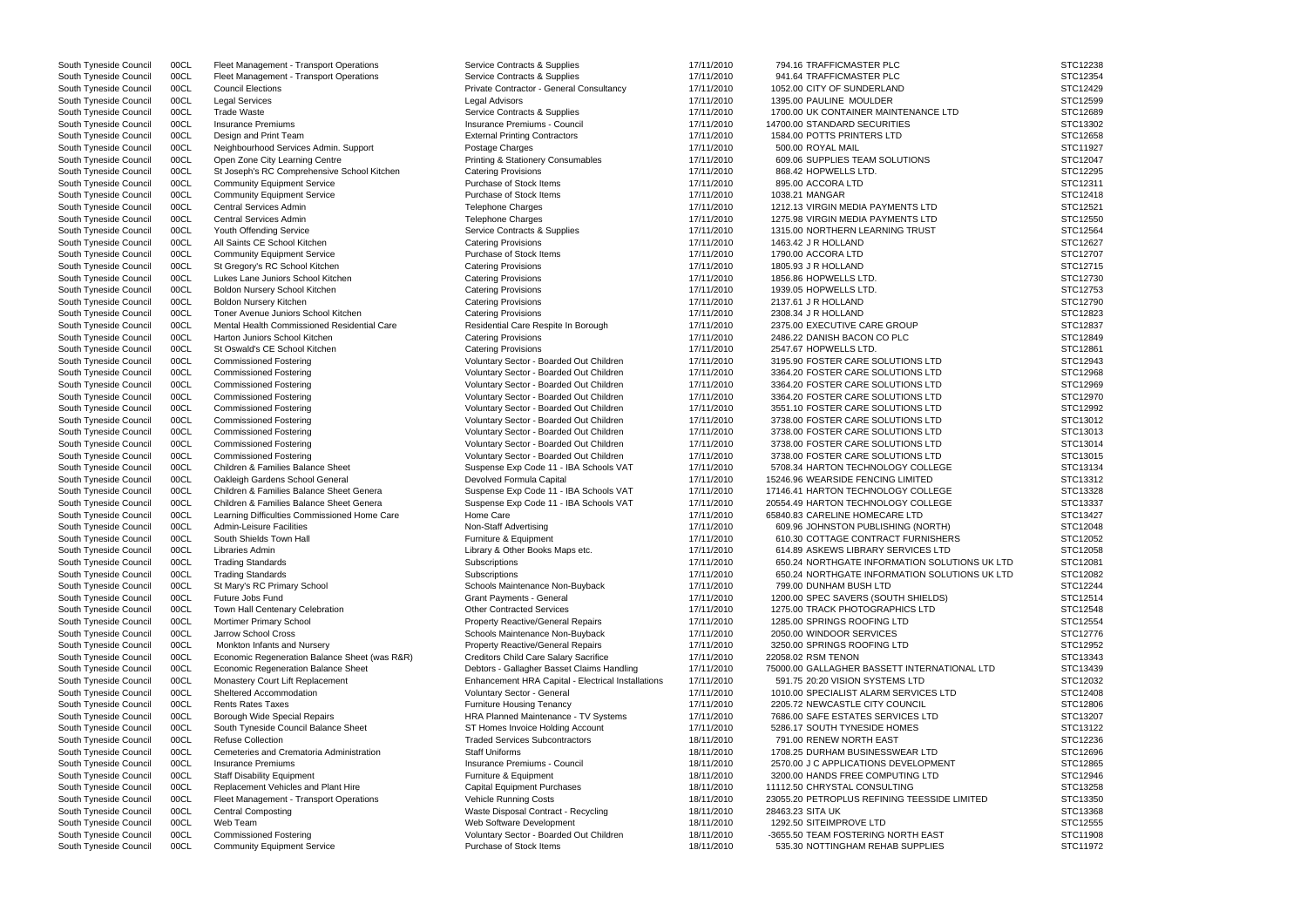| | | | | | | |
|---|---|---|---|---|---|---|
| South Tyneside Council | 00CL | Fleet Management - Transport Operations | Service Contracts & Supplies | 17/11/2010 | 794.16 TRAFFICMASTER PLC | STC12238 |
| South Tyneside Council | 00CL | Fleet Management - Transport Operations | Service Contracts & Supplies | 17/11/2010 | 941.64 TRAFFICMASTER PLC | STC12354 |
| South Tyneside Council | 00CL | Council Elections | Private Contractor - General Consultancy | 17/11/2010 | 1052.00 CITY OF SUNDERLAND | STC12429 |
| South Tyneside Council | 00CL | Legal Services | Legal Advisors | 17/11/2010 | 1395.00 PAULINE MOULDER | STC12599 |
| South Tyneside Council | 00CL | Trade Waste | Service Contracts & Supplies | 17/11/2010 | 1700.00 UK CONTAINER MAINTENANCE LTD | STC12689 |
| South Tyneside Council | 00CL | Insurance Premiums | Insurance Premiums - Council | 17/11/2010 | 14700.00 STANDARD SECURITIES | STC13302 |
| South Tyneside Council | 00CL | Design and Print Team | External Printing Contractors | 17/11/2010 | 1584.00 POTTS PRINTERS LTD | STC12658 |
| South Tyneside Council | 00CL | Neighbourhood Services Admin. Support | Postage Charges | 17/11/2010 | 500.00 ROYAL MAIL | STC11927 |
| South Tyneside Council | 00CL | Open Zone City Learning Centre | Printing & Stationery Consumables | 17/11/2010 | 609.06 SUPPLIES TEAM SOLUTIONS | STC12047 |
| South Tyneside Council | 00CL | St Joseph's RC Comprehensive School Kitchen | Catering Provisions | 17/11/2010 | 868.42 HOPWELLS LTD. | STC12295 |
| South Tyneside Council | 00CL | Community Equipment Service | Purchase of Stock Items | 17/11/2010 | 895.00 ACCORA LTD | STC12311 |
| South Tyneside Council | 00CL | Community Equipment Service | Purchase of Stock Items | 17/11/2010 | 1038.21 MANGAR | STC12418 |
| South Tyneside Council | 00CL | Central Services Admin | Telephone Charges | 17/11/2010 | 1212.13 VIRGIN MEDIA PAYMENTS LTD | STC12521 |
| South Tyneside Council | 00CL | Central Services Admin | Telephone Charges | 17/11/2010 | 1275.98 VIRGIN MEDIA PAYMENTS LTD | STC12550 |
| South Tyneside Council | 00CL | Youth Offending Service | Service Contracts & Supplies | 17/11/2010 | 1315.00 NORTHERN LEARNING TRUST | STC12564 |
| South Tyneside Council | 00CL | All Saints CE School Kitchen | Catering Provisions | 17/11/2010 | 1463.42 J R HOLLAND | STC12627 |
| South Tyneside Council | 00CL | Community Equipment Service | Purchase of Stock Items | 17/11/2010 | 1790.00 ACCORA LTD | STC12707 |
| South Tyneside Council | 00CL | St Gregory's RC School Kitchen | Catering Provisions | 17/11/2010 | 1805.93 J R HOLLAND | STC12715 |
| South Tyneside Council | 00CL | Lukes Lane Juniors School Kitchen | Catering Provisions | 17/11/2010 | 1856.86 HOPWELLS LTD. | STC12730 |
| South Tyneside Council | 00CL | Boldon Nursery School Kitchen | Catering Provisions | 17/11/2010 | 1939.05 HOPWELLS LTD. | STC12753 |
| South Tyneside Council | 00CL | Boldon Nursery Kitchen | Catering Provisions | 17/11/2010 | 2137.61 J R HOLLAND | STC12790 |
| South Tyneside Council | 00CL | Toner Avenue Juniors School Kitchen | Catering Provisions | 17/11/2010 | 2308.34 J R HOLLAND | STC12823 |
| South Tyneside Council | 00CL | Mental Health Commissioned Residential Care | Residential Care Respite In Borough | 17/11/2010 | 2375.00 EXECUTIVE CARE GROUP | STC12837 |
| South Tyneside Council | 00CL | Harton Juniors School Kitchen | Catering Provisions | 17/11/2010 | 2486.22 DANISH BACON CO PLC | STC12849 |
| South Tyneside Council | 00CL | St Oswald's CE School Kitchen | Catering Provisions | 17/11/2010 | 2547.67 HOPWELLS LTD. | STC12861 |
| South Tyneside Council | 00CL | Commissioned Fostering | Voluntary Sector - Boarded Out Children | 17/11/2010 | 3195.90 FOSTER CARE SOLUTIONS LTD | STC12943 |
| South Tyneside Council | 00CL | Commissioned Fostering | Voluntary Sector - Boarded Out Children | 17/11/2010 | 3364.20 FOSTER CARE SOLUTIONS LTD | STC12968 |
| South Tyneside Council | 00CL | Commissioned Fostering | Voluntary Sector - Boarded Out Children | 17/11/2010 | 3364.20 FOSTER CARE SOLUTIONS LTD | STC12969 |
| South Tyneside Council | 00CL | Commissioned Fostering | Voluntary Sector - Boarded Out Children | 17/11/2010 | 3364.20 FOSTER CARE SOLUTIONS LTD | STC12970 |
| South Tyneside Council | 00CL | Commissioned Fostering | Voluntary Sector - Boarded Out Children | 17/11/2010 | 3551.10 FOSTER CARE SOLUTIONS LTD | STC12992 |
| South Tyneside Council | 00CL | Commissioned Fostering | Voluntary Sector - Boarded Out Children | 17/11/2010 | 3738.00 FOSTER CARE SOLUTIONS LTD | STC13012 |
| South Tyneside Council | 00CL | Commissioned Fostering | Voluntary Sector - Boarded Out Children | 17/11/2010 | 3738.00 FOSTER CARE SOLUTIONS LTD | STC13013 |
| South Tyneside Council | 00CL | Commissioned Fostering | Voluntary Sector - Boarded Out Children | 17/11/2010 | 3738.00 FOSTER CARE SOLUTIONS LTD | STC13014 |
| South Tyneside Council | 00CL | Commissioned Fostering | Voluntary Sector - Boarded Out Children | 17/11/2010 | 3738.00 FOSTER CARE SOLUTIONS LTD | STC13015 |
| South Tyneside Council | 00CL | Children & Families Balance Sheet | Suspense Exp Code 11 - IBA Schools VAT | 17/11/2010 | 5708.34 HARTON TECHNOLOGY COLLEGE | STC13134 |
| South Tyneside Council | 00CL | Oakleigh Gardens School General | Devolved Formula Capital | 17/11/2010 | 15246.96 WEARSIDE FENCING LIMITED | STC13312 |
| South Tyneside Council | 00CL | Children & Families Balance Sheet Genera | Suspense Exp Code 11 - IBA Schools VAT | 17/11/2010 | 17146.41 HARTON TECHNOLOGY COLLEGE | STC13328 |
| South Tyneside Council | 00CL | Children & Families Balance Sheet Genera | Suspense Exp Code 11 - IBA Schools VAT | 17/11/2010 | 20554.49 HARTON TECHNOLOGY COLLEGE | STC13337 |
| South Tyneside Council | 00CL | Learning Difficulties Commissioned Home Care | Home Care | 17/11/2010 | 65840.83 CARELINE HOMECARE LTD | STC13427 |
| South Tyneside Council | 00CL | Admin-Leisure Facilities | Non-Staff Advertising | 17/11/2010 | 609.96 JOHNSTON PUBLISHING (NORTH) | STC12048 |
| South Tyneside Council | 00CL | South Shields Town Hall | Furniture & Equipment | 17/11/2010 | 610.30 COTTAGE CONTRACT FURNISHERS | STC12052 |
| South Tyneside Council | 00CL | Libraries Admin | Library & Other Books Maps etc. | 17/11/2010 | 614.89 ASKEWS LIBRARY SERVICES LTD | STC12058 |
| South Tyneside Council | 00CL | Trading Standards | Subscriptions | 17/11/2010 | 650.24 NORTHGATE INFORMATION SOLUTIONS UK LTD | STC12081 |
| South Tyneside Council | 00CL | Trading Standards | Subscriptions | 17/11/2010 | 650.24 NORTHGATE INFORMATION SOLUTIONS UK LTD | STC12082 |
| South Tyneside Council | 00CL | St Mary's RC Primary School | Schools Maintenance Non-Buyback | 17/11/2010 | 799.00 DUNHAM BUSH LTD | STC12244 |
| South Tyneside Council | 00CL | Future Jobs Fund | Grant Payments - General | 17/11/2010 | 1200.00 SPEC SAVERS (SOUTH SHIELDS) | STC12514 |
| South Tyneside Council | 00CL | Town Hall Centenary Celebration | Other Contracted Services | 17/11/2010 | 1275.00 TRACK PHOTOGRAPHICS LTD | STC12548 |
| South Tyneside Council | 00CL | Mortimer Primary School | Property Reactive/General Repairs | 17/11/2010 | 1285.00 SPRINGS ROOFING LTD | STC12554 |
| South Tyneside Council | 00CL | Jarrow School Cross | Schools Maintenance Non-Buyback | 17/11/2010 | 2050.00 WINDOOR SERVICES | STC12776 |
| South Tyneside Council | 00CL | Monkton Infants and Nursery | Property Reactive/General Repairs | 17/11/2010 | 3250.00 SPRINGS ROOFING LTD | STC12952 |
| South Tyneside Council | 00CL | Economic Regeneration Balance Sheet (was R&R) | Creditors Child Care Salary Sacrifice | 17/11/2010 | 22058.02 RSM TENON | STC13343 |
| South Tyneside Council | 00CL | Economic Regeneration Balance Sheet | Debtors - Gallagher Basset Claims Handling | 17/11/2010 | 75000.00 GALLAGHER BASSETT INTERNATIONAL LTD | STC13439 |
| South Tyneside Council | 00CL | Monastery Court Lift Replacement | Enhancement HRA Capital - Electrical Installations | 17/11/2010 | 591.75 20:20 VISION SYSTEMS LTD | STC12032 |
| South Tyneside Council | 00CL | Sheltered Accommodation | Voluntary Sector - General | 17/11/2010 | 1010.00 SPECIALIST ALARM SERVICES LTD | STC12408 |
| South Tyneside Council | 00CL | Rents Rates Taxes | Furniture Housing Tenancy | 17/11/2010 | 2205.72 NEWCASTLE CITY COUNCIL | STC12806 |
| South Tyneside Council | 00CL | Borough Wide Special Repairs | HRA Planned Maintenance - TV Systems | 17/11/2010 | 7686.00 SAFE ESTATES SERVICES LTD | STC13207 |
| South Tyneside Council | 00CL | South Tyneside Council Balance Sheet | ST Homes Invoice Holding Account | 17/11/2010 | 5286.17 SOUTH TYNESIDE HOMES | STC13122 |
| South Tyneside Council | 00CL | Refuse Collection | Traded Services Subcontractors | 18/11/2010 | 791.00 RENEW NORTH EAST | STC12236 |
| South Tyneside Council | 00CL | Cemeteries and Crematoria Administration | Staff Uniforms | 18/11/2010 | 1708.25 DURHAM BUSINESSWEAR LTD | STC12696 |
| South Tyneside Council | 00CL | Insurance Premiums | Insurance Premiums - Council | 18/11/2010 | 2570.00 J C APPLICATIONS DEVELOPMENT | STC12865 |
| South Tyneside Council | 00CL | Staff Disability Equipment | Furniture & Equipment | 18/11/2010 | 3200.00 HANDS FREE COMPUTING LTD | STC12946 |
| South Tyneside Council | 00CL | Replacement Vehicles and Plant Hire | Capital Equipment Purchases | 18/11/2010 | 11112.50 CHRYSTAL CONSULTING | STC13258 |
| South Tyneside Council | 00CL | Fleet Management - Transport Operations | Vehicle Running Costs | 18/11/2010 | 23055.20 PETROPLUS REFINING TEESSIDE LIMITED | STC13350 |
| South Tyneside Council | 00CL | Central Composting | Waste Disposal Contract - Recycling | 18/11/2010 | 28463.23 SITA UK | STC13368 |
| South Tyneside Council | 00CL | Web Team | Web Software Development | 18/11/2010 | 1292.50 SITEIMPROVE LTD | STC12555 |
| South Tyneside Council | 00CL | Commissioned Fostering | Voluntary Sector - Boarded Out Children | 18/11/2010 | -3655.50 TEAM FOSTERING NORTH EAST | STC11908 |
| South Tyneside Council | 00CL | Community Equipment Service | Purchase of Stock Items | 18/11/2010 | 535.30 NOTTINGHAM REHAB SUPPLIES | STC11972 |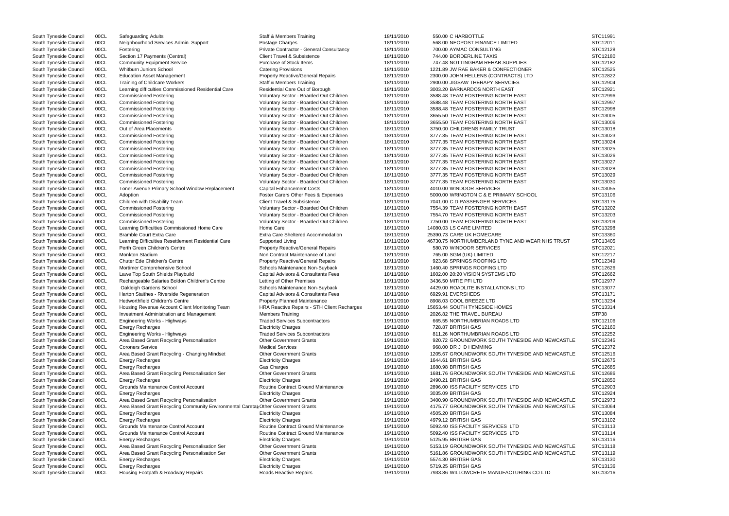| South Tyneside Council | 00CL | Safeguarding Adults | Staff & Members Training | 18/11/2010 | 550.00 | C HARBOTTLE | STC11991 |
|---|---|---|---|---|---|---|---|
| South Tyneside Council | 00CL | Neighbourhood Services Admin. Support | Postage Charges | 18/11/2010 | 568.00 | NEOPOST FINANCE LIMITED | STC12011 |
| South Tyneside Council | 00CL | Fostering | Private Contractor - General Consultancy | 18/11/2010 | 700.00 | AYMAC CONSULTING | STC12128 |
| South Tyneside Council | 00CL | Section 17 Payments (Central) | Client Travel & Subsistence | 18/11/2010 | 744.00 | BORDERLINE TAXIS | STC12180 |
| South Tyneside Council | 00CL | Community Equipment Service | Purchase of Stock Items | 18/11/2010 | 747.48 | NOTTINGHAM REHAB SUPPLIES | STC12182 |
| South Tyneside Council | 00CL | Whitburn Juniors School | Catering Provisions | 18/11/2010 | 1221.89 | JW RAE BAKER & CONFECTIONER | STC12525 |
| South Tyneside Council | 00CL | Education Asset Management | Property Reactive/General Repairs | 18/11/2010 | 2300.00 | JOHN HELLENS (CONTRACTS) LTD | STC12822 |
| South Tyneside Council | 00CL | Training of Childcare Workers | Staff & Members Training | 18/11/2010 | 2900.00 | JIGSAW THERAPY SERVCIES | STC12904 |
| South Tyneside Council | 00CL | Learning difficulties Commissioned Residential Care | Residential Care Out of Borough | 18/11/2010 | 3003.20 | BARNARDOS NORTH EAST | STC12921 |
| South Tyneside Council | 00CL | Commissioned Fostering | Voluntary Sector - Boarded Out Children | 18/11/2010 | 3588.48 | TEAM FOSTERING NORTH EAST | STC12996 |
| South Tyneside Council | 00CL | Commissioned Fostering | Voluntary Sector - Boarded Out Children | 18/11/2010 | 3588.48 | TEAM FOSTERING NORTH EAST | STC12997 |
| South Tyneside Council | 00CL | Commissioned Fostering | Voluntary Sector - Boarded Out Children | 18/11/2010 | 3588.48 | TEAM FOSTERING NORTH EAST | STC12998 |
| South Tyneside Council | 00CL | Commissioned Fostering | Voluntary Sector - Boarded Out Children | 18/11/2010 | 3655.50 | TEAM FOSTERING NORTH EAST | STC13005 |
| South Tyneside Council | 00CL | Commissioned Fostering | Voluntary Sector - Boarded Out Children | 18/11/2010 | 3655.50 | TEAM FOSTERING NORTH EAST | STC13006 |
| South Tyneside Council | 00CL | Out of Area Placements | Voluntary Sector - Boarded Out Children | 18/11/2010 | 3750.00 | CHILDRENS FAMILY TRUST | STC13018 |
| South Tyneside Council | 00CL | Commissioned Fostering | Voluntary Sector - Boarded Out Children | 18/11/2010 | 3777.35 | TEAM FOSTERING NORTH EAST | STC13023 |
| South Tyneside Council | 00CL | Commissioned Fostering | Voluntary Sector - Boarded Out Children | 18/11/2010 | 3777.35 | TEAM FOSTERING NORTH EAST | STC13024 |
| South Tyneside Council | 00CL | Commissioned Fostering | Voluntary Sector - Boarded Out Children | 18/11/2010 | 3777.35 | TEAM FOSTERING NORTH EAST | STC13025 |
| South Tyneside Council | 00CL | Commissioned Fostering | Voluntary Sector - Boarded Out Children | 18/11/2010 | 3777.35 | TEAM FOSTERING NORTH EAST | STC13026 |
| South Tyneside Council | 00CL | Commissioned Fostering | Voluntary Sector - Boarded Out Children | 18/11/2010 | 3777.35 | TEAM FOSTERING NORTH EAST | STC13027 |
| South Tyneside Council | 00CL | Commissioned Fostering | Voluntary Sector - Boarded Out Children | 18/11/2010 | 3777.35 | TEAM FOSTERING NORTH EAST | STC13028 |
| South Tyneside Council | 00CL | Commissioned Fostering | Voluntary Sector - Boarded Out Children | 18/11/2010 | 3777.35 | TEAM FOSTERING NORTH EAST | STC13029 |
| South Tyneside Council | 00CL | Commissioned Fostering | Voluntary Sector - Boarded Out Children | 18/11/2010 | 3777.35 | TEAM FOSTERING NORTH EAST | STC13030 |
| South Tyneside Council | 00CL | Toner Avenue Primary School Window Replacement | Capital Enhancement Costs | 18/11/2010 | 4010.00 | WINDOOR SERVICES | STC13055 |
| South Tyneside Council | 00CL | Adoption | Foster Carers Other Fees & Expenses | 18/11/2010 | 5000.00 | WRINGTON C & E PRIMARY SCHOOL | STC13106 |
| South Tyneside Council | 00CL | Children with Disability Team | Client Travel & Subsistence | 18/11/2010 | 7041.00 | C D PASSENGER SERVICES | STC13175 |
| South Tyneside Council | 00CL | Commissioned Fostering | Voluntary Sector - Boarded Out Children | 18/11/2010 | 7554.39 | TEAM FOSTERING NORTH EAST | STC13202 |
| South Tyneside Council | 00CL | Commissioned Fostering | Voluntary Sector - Boarded Out Children | 18/11/2010 | 7554.70 | TEAM FOSTERING NORTH EAST | STC13203 |
| South Tyneside Council | 00CL | Commissioned Fostering | Voluntary Sector - Boarded Out Children | 18/11/2010 | 7750.00 | TEAM FOSTERING NORTH EAST | STC13209 |
| South Tyneside Council | 00CL | Learning Difficulties Commissioned Home Care | Home Care | 18/11/2010 | 14080.03 | LS CARE LIMITED | STC13298 |
| South Tyneside Council | 00CL | Bramble Court Extra Care | Extra Care Sheltered Accommodation | 18/11/2010 | 25390.73 | CARE UK HOMECARE | STC13360 |
| South Tyneside Council | 00CL | Learning Difficulties Resettlement Residential Care | Supported Living | 18/11/2010 | 46730.75 | NORTHUMBERLAND TYNE AND WEAR NHS TRUST | STC13405 |
| South Tyneside Council | 00CL | Perth Green Children's Centre | Property Reactive/General Repairs | 18/11/2010 | 580.70 | WINDOOR SERVICES | STC12021 |
| South Tyneside Council | 00CL | Monkton Stadium | Non Contract Maintenance of Land | 18/11/2010 | 765.00 | SGM (UK) LIMITED | STC12217 |
| South Tyneside Council | 00CL | Chuter Ede Children's Centre | Property Reactive/General Repairs | 18/11/2010 | 923.68 | SPRINGS ROOFING LTD | STC12349 |
| South Tyneside Council | 00CL | Mortimer Comprehensive School | Schools Maintenance Non-Buyback | 18/11/2010 | 1460.40 | SPRINGS ROOFING LTD | STC12626 |
| South Tyneside Council | 00CL | Lawe Top South Shields Playbuild | Capital Advisors & Consultants Fees | 18/11/2010 | 1602.00 | 20:20 VISION SYSTEMS LTD | STC12662 |
| South Tyneside Council | 00CL | Rechargeable Salaries Boldon Children's Centre | Letting of Other Premises | 18/11/2010 | 3436.50 | MITIE PFI LTD | STC12977 |
| South Tyneside Council | 00CL | Oakleigh Gardens School | Schools Maintenance Non-Buyback | 18/11/2010 | 4429.00 | ROADLITE INSTALLATIONS LTD | STC13077 |
| South Tyneside Council | 00CL | Harton Staithes - Riverside Regeneration | Capital Advisors & Consultants Fees | 18/11/2010 | 6929.91 | EVERSHEDS | STC13171 |
| South Tyneside Council | 00CL | Hedworthfield Children's Centre | Property Planned Maintenance | 18/11/2010 | 8908.03 | COOL BREEZE LTD | STC13234 |
| South Tyneside Council | 00CL | Housing Revenue Account Client Monitoring Team | HRA Reactive Repairs - STH Client Recharges | 18/11/2010 | 15653.44 | SOUTH TYNESIDE HOMES | STC13314 |
| South Tyneside Council | 00CL | Investment Administration and Management | Members Training | 18/11/2010 | 2026.82 | THE TRAVEL BUREAU | STP38 |
| South Tyneside Council | 00CL | Engineering Works - Highways | Traded Services Subcontractors | 19/11/2010 | 665.55 | NORTHUMBRIAN ROADS LTD | STC12106 |
| South Tyneside Council | 00CL | Energy Recharges | Electricity Charges | 19/11/2010 | 728.87 | BRITISH GAS | STC12160 |
| South Tyneside Council | 00CL | Engineering Works - Highways | Traded Services Subcontractors | 19/11/2010 | 811.26 | NORTHUMBRIAN ROADS LTD | STC12252 |
| South Tyneside Council | 00CL | Area Based Grant Recycling Personalisation | Other Government Grants | 19/11/2010 | 920.72 | GROUNDWORK SOUTH TYNESIDE AND NEWCASTLE | STC12345 |
| South Tyneside Council | 00CL | Coroners Service | Medical Services | 19/11/2010 | 968.00 | DR J D HEMMING | STC12372 |
| South Tyneside Council | 00CL | Area Based Grant Recycling - Changing Mindset | Other Government Grants | 19/11/2010 | 1205.67 | GROUNDWORK SOUTH TYNESIDE AND NEWCASTLE | STC12516 |
| South Tyneside Council | 00CL | Energy Recharges | Electricity Charges | 19/11/2010 | 1644.61 | BRITISH GAS | STC12675 |
| South Tyneside Council | 00CL | Energy Recharges | Gas Charges | 19/11/2010 | 1680.98 | BRITISH GAS | STC12685 |
| South Tyneside Council | 00CL | Area Based Grant Recycling Personalisation Ser | Other Government Grants | 19/11/2010 | 1681.76 | GROUNDWORK SOUTH TYNESIDE AND NEWCASTLE | STC12686 |
| South Tyneside Council | 00CL | Energy Recharges | Electricity Charges | 19/11/2010 | 2490.21 | BRITISH GAS | STC12850 |
| South Tyneside Council | 00CL | Grounds Maintenance Control Account | Routine Contract Ground Maintenance | 19/11/2010 | 2896.00 | ISS FACILITY SERVICES LTD | STC12903 |
| South Tyneside Council | 00CL | Energy Recharges | Electricity Charges | 19/11/2010 | 3035.09 | BRITISH GAS | STC12924 |
| South Tyneside Council | 00CL | Area Based Grant Recycling Personalisation | Other Government Grants | 19/11/2010 | 3400.90 | GROUNDWORK SOUTH TYNESIDE AND NEWCASTLE | STC12973 |
| South Tyneside Council | 00CL | Area Based Grant Recycling Community Environmental Caretak | Other Government Grants | 19/11/2010 | 4175.77 | GROUNDWORK SOUTH TYNESIDE AND NEWCASTLE | STC13064 |
| South Tyneside Council | 00CL | Energy Recharges | Electricity Charges | 19/11/2010 | 4505.20 | BRITISH GAS | STC13084 |
| South Tyneside Council | 00CL | Energy Recharges | Electricity Charges | 19/11/2010 | 4979.12 | BRITISH GAS | STC13102 |
| South Tyneside Council | 00CL | Grounds Maintenance Control Account | Routine Contract Ground Maintenance | 19/11/2010 | 5092.40 | ISS FACILITY SERVICES LTD | STC13113 |
| South Tyneside Council | 00CL | Grounds Maintenance Control Account | Routine Contract Ground Maintenance | 19/11/2010 | 5092.40 | ISS FACILITY SERVICES LTD | STC13114 |
| South Tyneside Council | 00CL | Energy Recharges | Electricity Charges | 19/11/2010 | 5125.95 | BRITISH GAS | STC13116 |
| South Tyneside Council | 00CL | Area Based Grant Recycling Personalisation Ser | Other Government Grants | 19/11/2010 | 5153.19 | GROUNDWORK SOUTH TYNESIDE AND NEWCASTLE | STC13118 |
| South Tyneside Council | 00CL | Area Based Grant Recycling Personalisation Ser | Other Government Grants | 19/11/2010 | 5161.86 | GROUNDWORK SOUTH TYNESIDE AND NEWCASTLE | STC13119 |
| South Tyneside Council | 00CL | Energy Recharges | Electricity Charges | 19/11/2010 | 5574.30 | BRITISH GAS | STC13130 |
| South Tyneside Council | 00CL | Energy Recharges | Electricity Charges | 19/11/2010 | 5719.25 | BRITISH GAS | STC13136 |
| South Tyneside Council | 00CL | Housing Footpath & Roadway Repairs | Roads Reactive Repairs | 19/11/2010 | 7933.86 | WILLOWCRETE MANUFACTURING CO LTD | STC13216 |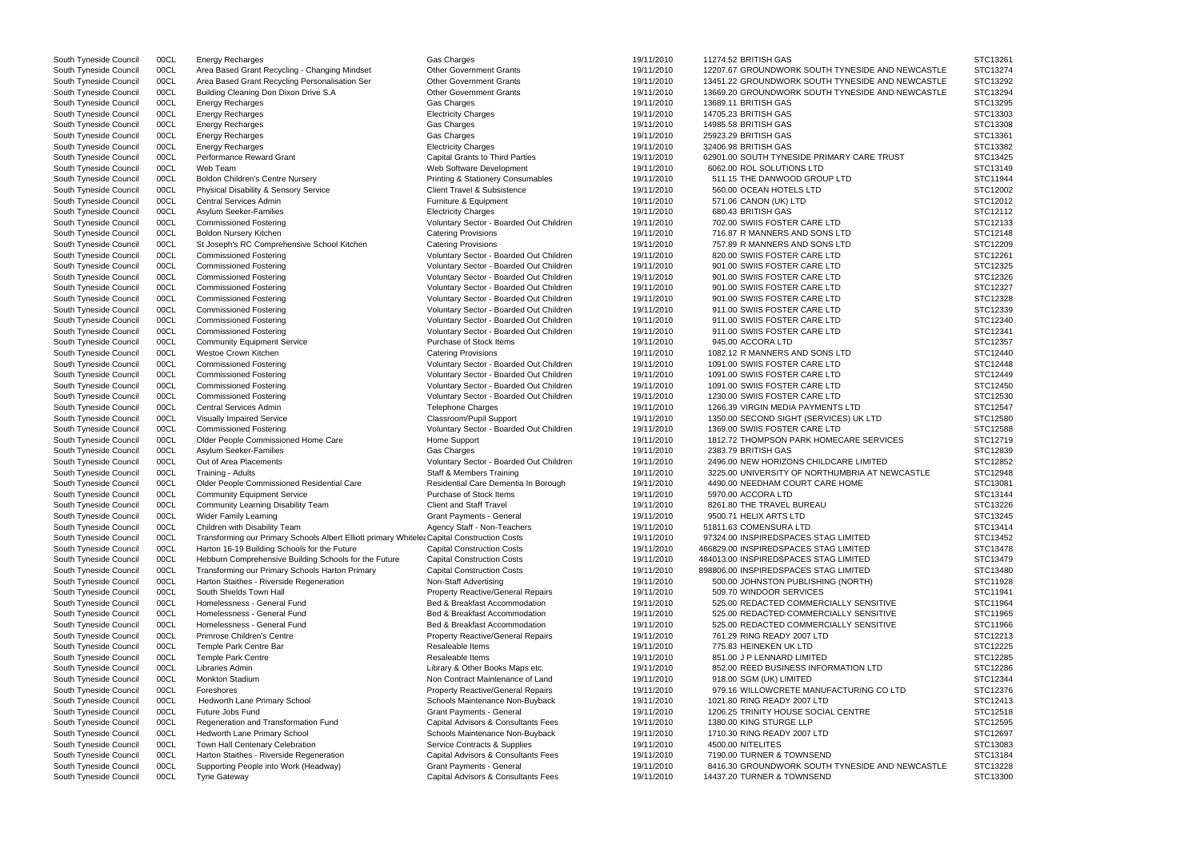| South Tyneside Council | 00CL | Energy Recharges | Gas Charges | 19/11/2010 | 11274.52 | BRITISH GAS | STC13261 |
|---|---|---|---|---|---|---|---|
| South Tyneside Council | 00CL | Area Based Grant Recycling - Changing Mindset | Other Government Grants | 19/11/2010 | 12207.67 | GROUNDWORK SOUTH TYNESIDE AND NEWCASTLE | STC13274 |
| South Tyneside Council | 00CL | Area Based Grant Recycling Personalisation Ser | Other Government Grants | 19/11/2010 | 13451.22 | GROUNDWORK SOUTH TYNESIDE AND NEWCASTLE | STC13292 |
| South Tyneside Council | 00CL | Building Cleaning Don Dixon Drive S.A | Other Government Grants | 19/11/2010 | 13669.20 | GROUNDWORK SOUTH TYNESIDE AND NEWCASTLE | STC13294 |
| South Tyneside Council | 00CL | Energy Recharges | Gas Charges | 19/11/2010 | 13689.11 | BRITISH GAS | STC13295 |
| South Tyneside Council | 00CL | Energy Recharges | Electricity Charges | 19/11/2010 | 14705.23 | BRITISH GAS | STC13303 |
| South Tyneside Council | 00CL | Energy Recharges | Gas Charges | 19/11/2010 | 14985.58 | BRITISH GAS | STC13308 |
| South Tyneside Council | 00CL | Energy Recharges | Gas Charges | 19/11/2010 | 25923.29 | BRITISH GAS | STC13361 |
| South Tyneside Council | 00CL | Energy Recharges | Electricity Charges | 19/11/2010 | 32406.98 | BRITISH GAS | STC13382 |
| South Tyneside Council | 00CL | Performance Reward Grant | Capital Grants to Third Parties | 19/11/2010 | 62901.00 | SOUTH TYNESIDE PRIMARY CARE TRUST | STC13425 |
| South Tyneside Council | 00CL | Web Team | Web Software Development | 19/11/2010 | 6062.00 | ROL SOLUTIONS LTD | STC13149 |
| South Tyneside Council | 00CL | Boldon Children's Centre Nursery | Printing & Stationery Consumables | 19/11/2010 | 511.15 | THE DANWOOD GROUP LTD | STC11944 |
| South Tyneside Council | 00CL | Physical Disability & Sensory Service | Client Travel & Subsistence | 19/11/2010 | 560.00 | OCEAN HOTELS LTD | STC12002 |
| South Tyneside Council | 00CL | Central Services Admin | Furniture & Equipment | 19/11/2010 | 571.06 | CANON (UK) LTD | STC12012 |
| South Tyneside Council | 00CL | Asylum Seeker-Families | Electricity Charges | 19/11/2010 | 680.43 | BRITISH GAS | STC12112 |
| South Tyneside Council | 00CL | Commissioned Fostering | Voluntary Sector - Boarded Out Children | 19/11/2010 | 702.00 | SWIIS FOSTER CARE LTD | STC12133 |
| South Tyneside Council | 00CL | Boldon Nursery Kitchen | Catering Provisions | 19/11/2010 | 716.87 | R MANNERS AND SONS LTD | STC12148 |
| South Tyneside Council | 00CL | St Joseph's RC Comprehensive School Kitchen | Catering Provisions | 19/11/2010 | 757.89 | R MANNERS AND SONS LTD | STC12209 |
| South Tyneside Council | 00CL | Commissioned Fostering | Voluntary Sector - Boarded Out Children | 19/11/2010 | 820.00 | SWIIS FOSTER CARE LTD | STC12261 |
| South Tyneside Council | 00CL | Commissioned Fostering | Voluntary Sector - Boarded Out Children | 19/11/2010 | 901.00 | SWIIS FOSTER CARE LTD | STC12325 |
| South Tyneside Council | 00CL | Commissioned Fostering | Voluntary Sector - Boarded Out Children | 19/11/2010 | 901.00 | SWIIS FOSTER CARE LTD | STC12326 |
| South Tyneside Council | 00CL | Commissioned Fostering | Voluntary Sector - Boarded Out Children | 19/11/2010 | 901.00 | SWIIS FOSTER CARE LTD | STC12327 |
| South Tyneside Council | 00CL | Commissioned Fostering | Voluntary Sector - Boarded Out Children | 19/11/2010 | 901.00 | SWIIS FOSTER CARE LTD | STC12328 |
| South Tyneside Council | 00CL | Commissioned Fostering | Voluntary Sector - Boarded Out Children | 19/11/2010 | 911.00 | SWIIS FOSTER CARE LTD | STC12339 |
| South Tyneside Council | 00CL | Commissioned Fostering | Voluntary Sector - Boarded Out Children | 19/11/2010 | 911.00 | SWIIS FOSTER CARE LTD | STC12340 |
| South Tyneside Council | 00CL | Commissioned Fostering | Voluntary Sector - Boarded Out Children | 19/11/2010 | 911.00 | SWIIS FOSTER CARE LTD | STC12341 |
| South Tyneside Council | 00CL | Community Equipment Service | Purchase of Stock Items | 19/11/2010 | 945.00 | ACCORA LTD | STC12357 |
| South Tyneside Council | 00CL | Westoe Crown Kitchen | Catering Provisions | 19/11/2010 | 1082.12 | R MANNERS AND SONS LTD | STC12440 |
| South Tyneside Council | 00CL | Commissioned Fostering | Voluntary Sector - Boarded Out Children | 19/11/2010 | 1091.00 | SWIIS FOSTER CARE LTD | STC12448 |
| South Tyneside Council | 00CL | Commissioned Fostering | Voluntary Sector - Boarded Out Children | 19/11/2010 | 1091.00 | SWIIS FOSTER CARE LTD | STC12449 |
| South Tyneside Council | 00CL | Commissioned Fostering | Voluntary Sector - Boarded Out Children | 19/11/2010 | 1091.00 | SWIIS FOSTER CARE LTD | STC12450 |
| South Tyneside Council | 00CL | Commissioned Fostering | Voluntary Sector - Boarded Out Children | 19/11/2010 | 1230.00 | SWIIS FOSTER CARE LTD | STC12530 |
| South Tyneside Council | 00CL | Central Services Admin | Telephone Charges | 19/11/2010 | 1266.39 | VIRGIN MEDIA PAYMENTS LTD | STC12547 |
| South Tyneside Council | 00CL | Visually Impaired Service | Classroom/Pupil Support | 19/11/2010 | 1350.00 | SECOND SIGHT (SERVICES) UK LTD | STC12580 |
| South Tyneside Council | 00CL | Commissioned Fostering | Voluntary Sector - Boarded Out Children | 19/11/2010 | 1369.00 | SWIIS FOSTER CARE LTD | STC12588 |
| South Tyneside Council | 00CL | Older People Commissioned Home Care | Home Support | 19/11/2010 | 1812.72 | THOMPSON PARK HOMECARE SERVICES | STC12719 |
| South Tyneside Council | 00CL | Asylum Seeker-Families | Gas Charges | 19/11/2010 | 2383.79 | BRITISH GAS | STC12839 |
| South Tyneside Council | 00CL | Out of Area Placements | Voluntary Sector - Boarded Out Children | 19/11/2010 | 2496.00 | NEW HORIZONS CHILDCARE LIMITED | STC12852 |
| South Tyneside Council | 00CL | Training - Adults | Staff & Members Training | 19/11/2010 | 3225.00 | UNIVERSITY OF NORTHUMBRIA AT NEWCASTLE | STC12948 |
| South Tyneside Council | 00CL | Older People Commissioned Residential Care | Residential Care Dementia In Borough | 19/11/2010 | 4490.00 | NEEDHAM COURT CARE HOME | STC13081 |
| South Tyneside Council | 00CL | Community Equipment Service | Purchase of Stock Items | 19/11/2010 | 5970.00 | ACCORA LTD | STC13144 |
| South Tyneside Council | 00CL | Community Learning Disability Team | Client and Staff Travel | 19/11/2010 | 8261.80 | THE TRAVEL BUREAU | STC13226 |
| South Tyneside Council | 00CL | Wider Family Learning | Grant Payments - General | 19/11/2010 | 9500.71 | HELIX ARTS LTD | STC13245 |
| South Tyneside Council | 00CL | Children with Disability Team | Agency Staff - Non-Teachers | 19/11/2010 | 51811.63 | COMENSURA LTD | STC13414 |
| South Tyneside Council | 00CL | Transforming our Primary Schools Albert Elliott primary Whitelea | Capital Construction Costs | 19/11/2010 | 97324.00 | INSPIREDSPACES STAG LIMITED | STC13452 |
| South Tyneside Council | 00CL | Harton 16-19 Building Schools for the Future | Capital Construction Costs | 19/11/2010 | 466829.00 | INSPIREDSPACES STAG LIMITED | STC13478 |
| South Tyneside Council | 00CL | Hebburn Comprehensive Building Schools for the Future | Capital Construction Costs | 19/11/2010 | 484013.00 | INSPIREDSPACES STAG LIMITED | STC13479 |
| South Tyneside Council | 00CL | Transforming our Primary Schools Harton Primary | Capital Construction Costs | 19/11/2010 | 898806.00 | INSPIREDSPACES STAG LIMITED | STC13480 |
| South Tyneside Council | 00CL | Harton Staithes - Riverside Regeneration | Non-Staff Advertising | 19/11/2010 | 500.00 | JOHNSTON PUBLISHING (NORTH) | STC11928 |
| South Tyneside Council | 00CL | South Shields Town Hall | Property Reactive/General Repairs | 19/11/2010 | 509.70 | WINDOOR SERVICES | STC11941 |
| South Tyneside Council | 00CL | Homelessness - General Fund | Bed & Breakfast Accommodation | 19/11/2010 | 525.00 | REDACTED COMMERCIALLY SENSITIVE | STC11964 |
| South Tyneside Council | 00CL | Homelessness - General Fund | Bed & Breakfast Accommodation | 19/11/2010 | 525.00 | REDACTED COMMERCIALLY SENSITIVE | STC11965 |
| South Tyneside Council | 00CL | Homelessness - General Fund | Bed & Breakfast Accommodation | 19/11/2010 | 525.00 | REDACTED COMMERCIALLY SENSITIVE | STC11966 |
| South Tyneside Council | 00CL | Primrose Children's Centre | Property Reactive/General Repairs | 19/11/2010 | 761.29 | RING READY 2007 LTD | STC12213 |
| South Tyneside Council | 00CL | Temple Park Centre Bar | Resaleable Items | 19/11/2010 | 775.83 | HEINEKEN UK LTD | STC12225 |
| South Tyneside Council | 00CL | Temple Park Centre | Resaleable Items | 19/11/2010 | 851.00 | J P LENNARD LIMITED | STC12285 |
| South Tyneside Council | 00CL | Libraries Admin | Library & Other Books Maps etc. | 19/11/2010 | 852.00 | REED BUSINESS INFORMATION LTD | STC12286 |
| South Tyneside Council | 00CL | Monkton Stadium | Non Contract Maintenance of Land | 19/11/2010 | 918.00 | SGM (UK) LIMITED | STC12344 |
| South Tyneside Council | 00CL | Foreshores | Property Reactive/General Repairs | 19/11/2010 | 979.16 | WILLOWCRETE MANUFACTURING CO LTD | STC12376 |
| South Tyneside Council | 00CL | Hedworth Lane Primary School | Schools Maintenance Non-Buyback | 19/11/2010 | 1021.80 | RING READY 2007 LTD | STC12413 |
| South Tyneside Council | 00CL | Future Jobs Fund | Grant Payments - General | 19/11/2010 | 1206.25 | TRINITY HOUSE SOCIAL CENTRE | STC12518 |
| South Tyneside Council | 00CL | Regeneration and Transformation Fund | Capital Advisors & Consultants Fees | 19/11/2010 | 1380.00 | KING STURGE LLP | STC12595 |
| South Tyneside Council | 00CL | Hedworth Lane Primary School | Schools Maintenance Non-Buyback | 19/11/2010 | 1710.30 | RING READY 2007 LTD | STC12697 |
| South Tyneside Council | 00CL | Town Hall Centenary Celebration | Service Contracts & Supplies | 19/11/2010 | 4500.00 | NITELITES | STC13083 |
| South Tyneside Council | 00CL | Harton Staithes - Riverside Regeneration | Capital Advisors & Consultants Fees | 19/11/2010 | 7190.00 | TURNER & TOWNSEND | STC13184 |
| South Tyneside Council | 00CL | Supporting People into Work (Headway) | Grant Payments - General | 19/11/2010 | 8416.30 | GROUNDWORK SOUTH TYNESIDE AND NEWCASTLE | STC13228 |
| South Tyneside Council | 00CL | Tyne Gateway | Capital Advisors & Consultants Fees | 19/11/2010 | 14437.20 | TURNER & TOWNSEND | STC13300 |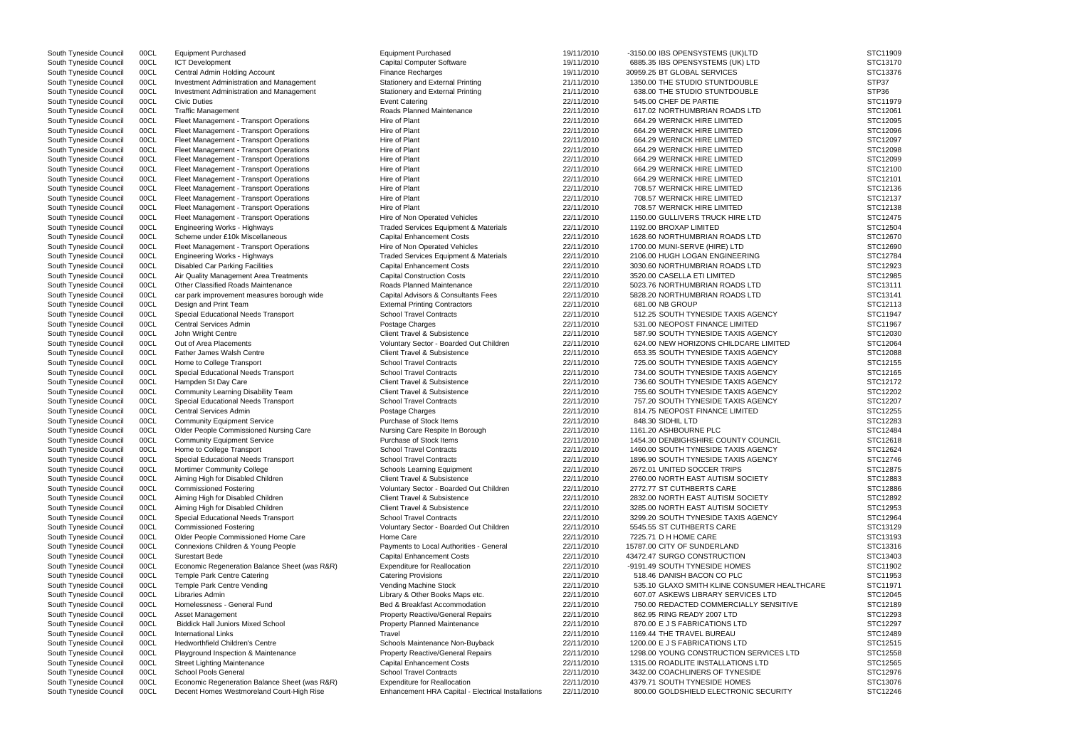| | | | | | | | |
|---|---|---|---|---|---|---|---|
| South Tyneside Council | 00CL | Equipment Purchased | Equipment Purchased | 19/11/2010 | -3150.00 | IBS OPENSYSTEMS (UK)LTD | STC11909 |
| South Tyneside Council | 00CL | ICT Development | Capital Computer Software | 19/11/2010 | 6885.35 | IBS OPENSYSTEMS (UK) LTD | STC13170 |
| South Tyneside Council | 00CL | Central Admin Holding Account | Finance Recharges | 19/11/2010 | 30959.25 | BT GLOBAL SERVICES | STC13376 |
| South Tyneside Council | 00CL | Investment Administration and Management | Stationery and External Printing | 21/11/2010 | 1350.00 | THE STUDIO STUNTDOUBLE | STP37 |
| South Tyneside Council | 00CL | Investment Administration and Management | Stationery and External Printing | 21/11/2010 | 638.00 | THE STUDIO STUNTDOUBLE | STP36 |
| South Tyneside Council | 00CL | Civic Duties | Event Catering | 22/11/2010 | 545.00 | CHEF DE PARTIE | STC11979 |
| South Tyneside Council | 00CL | Traffic Management | Roads Planned Maintenance | 22/11/2010 | 617.02 | NORTHUMBRIAN ROADS LTD | STC12061 |
| South Tyneside Council | 00CL | Fleet Management - Transport Operations | Hire of Plant | 22/11/2010 | 664.29 | WERNICK HIRE LIMITED | STC12095 |
| South Tyneside Council | 00CL | Fleet Management - Transport Operations | Hire of Plant | 22/11/2010 | 664.29 | WERNICK HIRE LIMITED | STC12096 |
| South Tyneside Council | 00CL | Fleet Management - Transport Operations | Hire of Plant | 22/11/2010 | 664.29 | WERNICK HIRE LIMITED | STC12097 |
| South Tyneside Council | 00CL | Fleet Management - Transport Operations | Hire of Plant | 22/11/2010 | 664.29 | WERNICK HIRE LIMITED | STC12098 |
| South Tyneside Council | 00CL | Fleet Management - Transport Operations | Hire of Plant | 22/11/2010 | 664.29 | WERNICK HIRE LIMITED | STC12099 |
| South Tyneside Council | 00CL | Fleet Management - Transport Operations | Hire of Plant | 22/11/2010 | 664.29 | WERNICK HIRE LIMITED | STC12100 |
| South Tyneside Council | 00CL | Fleet Management - Transport Operations | Hire of Plant | 22/11/2010 | 664.29 | WERNICK HIRE LIMITED | STC12101 |
| South Tyneside Council | 00CL | Fleet Management - Transport Operations | Hire of Plant | 22/11/2010 | 708.57 | WERNICK HIRE LIMITED | STC12136 |
| South Tyneside Council | 00CL | Fleet Management - Transport Operations | Hire of Plant | 22/11/2010 | 708.57 | WERNICK HIRE LIMITED | STC12137 |
| South Tyneside Council | 00CL | Fleet Management - Transport Operations | Hire of Plant | 22/11/2010 | 708.57 | WERNICK HIRE LIMITED | STC12138 |
| South Tyneside Council | 00CL | Fleet Management - Transport Operations | Hire of Non Operated Vehicles | 22/11/2010 | 1150.00 | GULLIVERS TRUCK HIRE LTD | STC12475 |
| South Tyneside Council | 00CL | Engineering Works - Highways | Traded Services Equipment & Materials | 22/11/2010 | 1192.00 | BROXAP LIMITED | STC12504 |
| South Tyneside Council | 00CL | Scheme under £10k Miscellaneous | Capital Enhancement Costs | 22/11/2010 | 1628.60 | NORTHUMBRIAN ROADS LTD | STC12670 |
| South Tyneside Council | 00CL | Fleet Management - Transport Operations | Hire of Non Operated Vehicles | 22/11/2010 | 1700.00 | MUNI-SERVE (HIRE) LTD | STC12690 |
| South Tyneside Council | 00CL | Engineering Works - Highways | Traded Services Equipment & Materials | 22/11/2010 | 2106.00 | HUGH LOGAN ENGINEERING | STC12784 |
| South Tyneside Council | 00CL | Disabled Car Parking Facilities | Capital Enhancement Costs | 22/11/2010 | 3030.60 | NORTHUMBRIAN ROADS LTD | STC12923 |
| South Tyneside Council | 00CL | Air Quality Management Area Treatments | Capital Construction Costs | 22/11/2010 | 3520.00 | CASELLA ETI LIMITED | STC12985 |
| South Tyneside Council | 00CL | Other Classified Roads Maintenance | Roads Planned Maintenance | 22/11/2010 | 5023.76 | NORTHUMBRIAN ROADS LTD | STC13111 |
| South Tyneside Council | 00CL | car park improvement measures borough wide | Capital Advisors & Consultants Fees | 22/11/2010 | 5828.20 | NORTHUMBRIAN ROADS LTD | STC13141 |
| South Tyneside Council | 00CL | Design and Print Team | External Printing Contractors | 22/11/2010 | 681.00 | NB GROUP | STC12113 |
| South Tyneside Council | 00CL | Special Educational Needs Transport | School Travel Contracts | 22/11/2010 | 512.25 | SOUTH TYNESIDE TAXIS AGENCY | STC11947 |
| South Tyneside Council | 00CL | Central Services Admin | Postage Charges | 22/11/2010 | 531.00 | NEOPOST FINANCE LIMITED | STC11967 |
| South Tyneside Council | 00CL | John Wright Centre | Client Travel & Subsistence | 22/11/2010 | 587.90 | SOUTH TYNESIDE TAXIS AGENCY | STC12030 |
| South Tyneside Council | 00CL | Out of Area Placements | Voluntary Sector - Boarded Out Children | 22/11/2010 | 624.00 | NEW HORIZONS CHILDCARE LIMITED | STC12064 |
| South Tyneside Council | 00CL | Father James Walsh Centre | Client Travel & Subsistence | 22/11/2010 | 653.35 | SOUTH TYNESIDE TAXIS AGENCY | STC12088 |
| South Tyneside Council | 00CL | Home to College Transport | School Travel Contracts | 22/11/2010 | 725.00 | SOUTH TYNESIDE TAXIS AGENCY | STC12155 |
| South Tyneside Council | 00CL | Special Educational Needs Transport | School Travel Contracts | 22/11/2010 | 734.00 | SOUTH TYNESIDE TAXIS AGENCY | STC12165 |
| South Tyneside Council | 00CL | Hampden St Day Care | Client Travel & Subsistence | 22/11/2010 | 736.60 | SOUTH TYNESIDE TAXIS AGENCY | STC12172 |
| South Tyneside Council | 00CL | Community Learning Disability Team | Client Travel & Subsistence | 22/11/2010 | 755.60 | SOUTH TYNESIDE TAXIS AGENCY | STC12202 |
| South Tyneside Council | 00CL | Special Educational Needs Transport | School Travel Contracts | 22/11/2010 | 757.20 | SOUTH TYNESIDE TAXIS AGENCY | STC12207 |
| South Tyneside Council | 00CL | Central Services Admin | Postage Charges | 22/11/2010 | 814.75 | NEOPOST FINANCE LIMITED | STC12255 |
| South Tyneside Council | 00CL | Community Equipment Service | Purchase of Stock Items | 22/11/2010 | 848.30 | SIDHIL LTD | STC12283 |
| South Tyneside Council | 00CL | Older People Commissioned Nursing Care | Nursing Care Respite In Borough | 22/11/2010 | 1161.20 | ASHBOURNE PLC | STC12484 |
| South Tyneside Council | 00CL | Community Equipment Service | Purchase of Stock Items | 22/11/2010 | 1454.30 | DENBIGHSHIRE COUNTY COUNCIL | STC12618 |
| South Tyneside Council | 00CL | Home to College Transport | School Travel Contracts | 22/11/2010 | 1460.00 | SOUTH TYNESIDE TAXIS AGENCY | STC12624 |
| South Tyneside Council | 00CL | Special Educational Needs Transport | School Travel Contracts | 22/11/2010 | 1896.90 | SOUTH TYNESIDE TAXIS AGENCY | STC12746 |
| South Tyneside Council | 00CL | Mortimer Community College | Schools Learning Equipment | 22/11/2010 | 2672.01 | UNITED SOCCER TRIPS | STC12875 |
| South Tyneside Council | 00CL | Aiming High for Disabled Children | Client Travel & Subsistence | 22/11/2010 | 2760.00 | NORTH EAST AUTISM SOCIETY | STC12883 |
| South Tyneside Council | 00CL | Commissioned Fostering | Voluntary Sector - Boarded Out Children | 22/11/2010 | 2772.77 | ST CUTHBERTS CARE | STC12886 |
| South Tyneside Council | 00CL | Aiming High for Disabled Children | Client Travel & Subsistence | 22/11/2010 | 2832.00 | NORTH EAST AUTISM SOCIETY | STC12892 |
| South Tyneside Council | 00CL | Aiming High for Disabled Children | Client Travel & Subsistence | 22/11/2010 | 3285.00 | NORTH EAST AUTISM SOCIETY | STC12953 |
| South Tyneside Council | 00CL | Special Educational Needs Transport | School Travel Contracts | 22/11/2010 | 3299.20 | SOUTH TYNESIDE TAXIS AGENCY | STC12964 |
| South Tyneside Council | 00CL | Commissioned Fostering | Voluntary Sector - Boarded Out Children | 22/11/2010 | 5545.55 | ST CUTHBERTS CARE | STC13129 |
| South Tyneside Council | 00CL | Older People Commissioned Home Care | Home Care | 22/11/2010 | 7225.71 | D H HOME CARE | STC13193 |
| South Tyneside Council | 00CL | Connexions Children & Young People | Payments to Local Authorities - General | 22/11/2010 | 15787.00 | CITY OF SUNDERLAND | STC13316 |
| South Tyneside Council | 00CL | Surestart Bede | Capital Enhancement Costs | 22/11/2010 | 43472.47 | SURGO CONSTRUCTION | STC13403 |
| South Tyneside Council | 00CL | Economic Regeneration Balance Sheet (was R&R) | Expenditure for Reallocation | 22/11/2010 | -9191.49 | SOUTH TYNESIDE HOMES | STC11902 |
| South Tyneside Council | 00CL | Temple Park Centre Catering | Catering Provisions | 22/11/2010 | 518.46 | DANISH BACON CO PLC | STC11953 |
| South Tyneside Council | 00CL | Temple Park Centre Vending | Vending Machine Stock | 22/11/2010 | 535.10 | GLAXO SMITH KLINE CONSUMER HEALTHCARE | STC11971 |
| South Tyneside Council | 00CL | Libraries Admin | Library & Other Books Maps etc. | 22/11/2010 | 607.07 | ASKEWS LIBRARY SERVICES LTD | STC12045 |
| South Tyneside Council | 00CL | Homelessness - General Fund | Bed & Breakfast Accommodation | 22/11/2010 | 750.00 | REDACTED COMMERCIALLY SENSITIVE | STC12189 |
| South Tyneside Council | 00CL | Asset Management | Property Reactive/General Repairs | 22/11/2010 | 862.95 | RING READY 2007 LTD | STC12293 |
| South Tyneside Council | 00CL | Biddick Hall Juniors Mixed School | Property Planned Maintenance | 22/11/2010 | 870.00 | E J S FABRICATIONS LTD | STC12297 |
| South Tyneside Council | 00CL | International Links | Travel | 22/11/2010 | 1169.44 | THE TRAVEL BUREAU | STC12489 |
| South Tyneside Council | 00CL | Hedworthfield Children's Centre | Schools Maintenance Non-Buyback | 22/11/2010 | 1200.00 | E J S FABRICATIONS LTD | STC12515 |
| South Tyneside Council | 00CL | Playground Inspection & Maintenance | Property Reactive/General Repairs | 22/11/2010 | 1298.00 | YOUNG CONSTRUCTION SERVICES LTD | STC12558 |
| South Tyneside Council | 00CL | Street Lighting Maintenance | Capital Enhancement Costs | 22/11/2010 | 1315.00 | ROADLITE INSTALLATIONS LTD | STC12565 |
| South Tyneside Council | 00CL | School Pools General | School Travel Contracts | 22/11/2010 | 3432.00 | COACHLINERS OF TYNESIDE | STC12976 |
| South Tyneside Council | 00CL | Economic Regeneration Balance Sheet (was R&R) | Expenditure for Reallocation | 22/11/2010 | 4379.71 | SOUTH TYNESIDE HOMES | STC13076 |
| South Tyneside Council | 00CL | Decent Homes Westmoreland Court-High Rise | Enhancement HRA Capital - Electrical Installations | 22/11/2010 | 800.00 | GOLDSHIELD ELECTRONIC SECURITY | STC12246 |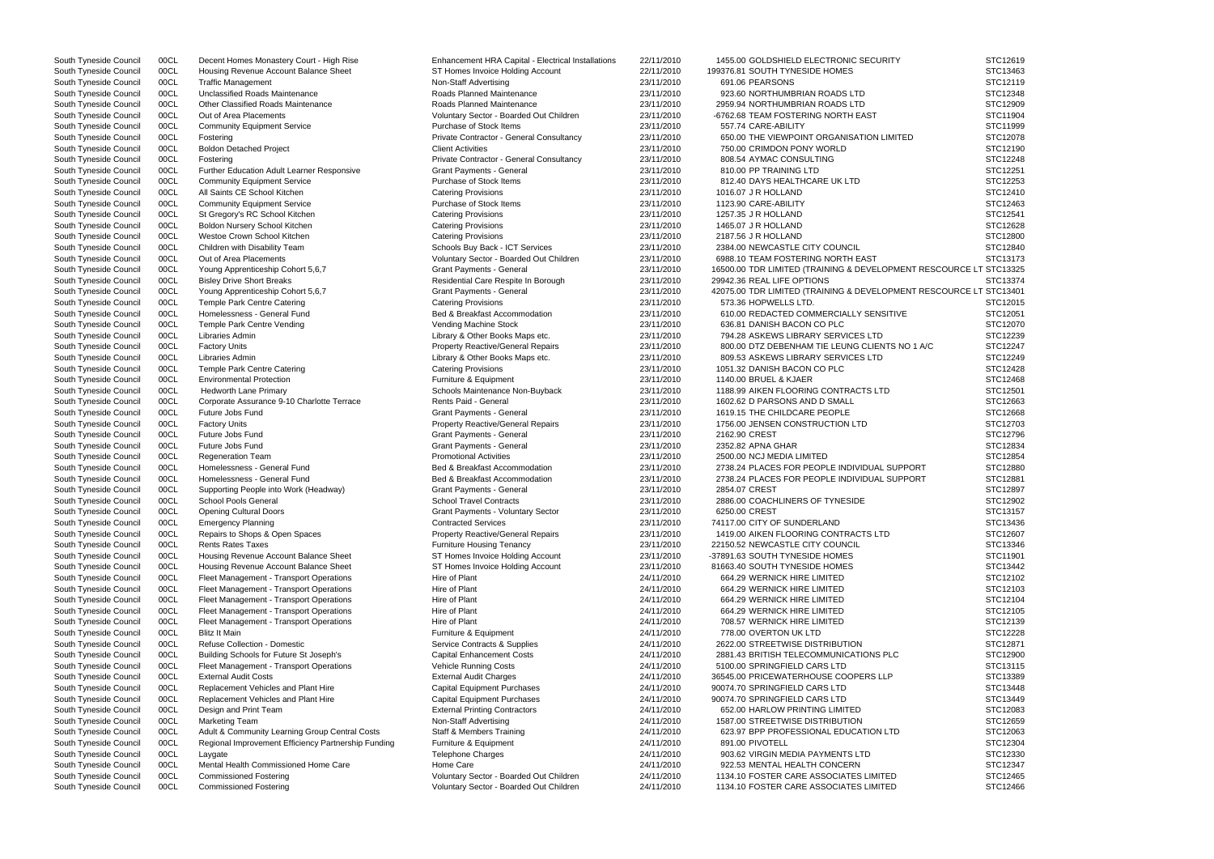| | | | | | | | |
|---|---|---|---|---|---|---|---|
| South Tyneside Council | 00CL | Decent Homes Monastery Court - High Rise | Enhancement HRA Capital - Electrical Installations | 22/11/2010 | 1455.00 | GOLDSHIELD ELECTRONIC SECURITY | STC12619 |
| South Tyneside Council | 00CL | Housing Revenue Account Balance Sheet | ST Homes Invoice Holding Account | 22/11/2010 | 199376.81 | SOUTH TYNESIDE HOMES | STC13463 |
| South Tyneside Council | 00CL | Traffic Management | Non-Staff Advertising | 23/11/2010 | 691.06 | PEARSONS | STC12119 |
| South Tyneside Council | 00CL | Unclassified Roads Maintenance | Roads Planned Maintenance | 23/11/2010 | 923.60 | NORTHUMBRIAN ROADS LTD | STC12348 |
| South Tyneside Council | 00CL | Other Classified Roads Maintenance | Roads Planned Maintenance | 23/11/2010 | 2959.94 | NORTHUMBRIAN ROADS LTD | STC12909 |
| South Tyneside Council | 00CL | Out of Area Placements | Voluntary Sector - Boarded Out Children | 23/11/2010 | -6762.68 | TEAM FOSTERING NORTH EAST | STC11904 |
| South Tyneside Council | 00CL | Community Equipment Service | Purchase of Stock Items | 23/11/2010 | 557.74 | CARE-ABILITY | STC11999 |
| South Tyneside Council | 00CL | Fostering | Private Contractor - General Consultancy | 23/11/2010 | 650.00 | THE VIEWPOINT ORGANISATION LIMITED | STC12078 |
| South Tyneside Council | 00CL | Boldon Detached Project | Client Activities | 23/11/2010 | 750.00 | CRIMDON PONY WORLD | STC12190 |
| South Tyneside Council | 00CL | Fostering | Private Contractor - General Consultancy | 23/11/2010 | 808.54 | AYMAC CONSULTING | STC12248 |
| South Tyneside Council | 00CL | Further Education Adult Learner Responsive | Grant Payments - General | 23/11/2010 | 810.00 | PP TRAINING LTD | STC12251 |
| South Tyneside Council | 00CL | Community Equipment Service | Purchase of Stock Items | 23/11/2010 | 812.40 | DAYS HEALTHCARE UK LTD | STC12253 |
| South Tyneside Council | 00CL | All Saints CE School Kitchen | Catering Provisions | 23/11/2010 | 1016.07 | J R HOLLAND | STC12410 |
| South Tyneside Council | 00CL | Community Equipment Service | Purchase of Stock Items | 23/11/2010 | 1123.90 | CARE-ABILITY | STC12463 |
| South Tyneside Council | 00CL | St Gregory's RC School Kitchen | Catering Provisions | 23/11/2010 | 1257.35 | J R HOLLAND | STC12541 |
| South Tyneside Council | 00CL | Boldon Nursery School Kitchen | Catering Provisions | 23/11/2010 | 1465.07 | J R HOLLAND | STC12628 |
| South Tyneside Council | 00CL | Westoe Crown School Kitchen | Catering Provisions | 23/11/2010 | 2187.56 | J R HOLLAND | STC12800 |
| South Tyneside Council | 00CL | Children with Disability Team | Schools Buy Back - ICT Services | 23/11/2010 | 2384.00 | NEWCASTLE CITY COUNCIL | STC12840 |
| South Tyneside Council | 00CL | Out of Area Placements | Voluntary Sector - Boarded Out Children | 23/11/2010 | 6988.10 | TEAM FOSTERING NORTH EAST | STC13173 |
| South Tyneside Council | 00CL | Young Apprenticeship Cohort 5,6,7 | Grant Payments - General | 23/11/2010 | 16500.00 | TDR LIMITED (TRAINING & DEVELOPMENT RESCOURCE LT | STC13325 |
| South Tyneside Council | 00CL | Bisley Drive Short Breaks | Residential Care Respite In Borough | 23/11/2010 | 29942.36 | REAL LIFE OPTIONS | STC13374 |
| South Tyneside Council | 00CL | Young Apprenticeship Cohort 5,6,7 | Grant Payments - General | 23/11/2010 | 42075.00 | TDR LIMITED (TRAINING & DEVELOPMENT RESCOURCE LT | STC13401 |
| South Tyneside Council | 00CL | Temple Park Centre Catering | Catering Provisions | 23/11/2010 | 573.36 | HOPWELLS LTD. | STC12015 |
| South Tyneside Council | 00CL | Homelessness - General Fund | Bed & Breakfast Accommodation | 23/11/2010 | 610.00 | REDACTED COMMERCIALLY SENSITIVE | STC12051 |
| South Tyneside Council | 00CL | Temple Park Centre Vending | Vending Machine Stock | 23/11/2010 | 636.81 | DANISH BACON CO PLC | STC12070 |
| South Tyneside Council | 00CL | Libraries Admin | Library & Other Books Maps etc. | 23/11/2010 | 794.28 | ASKEWS LIBRARY SERVICES LTD | STC12239 |
| South Tyneside Council | 00CL | Factory Units | Property Reactive/General Repairs | 23/11/2010 | 800.00 | DTZ DEBENHAM TIE LEUNG CLIENTS NO 1 A/C | STC12247 |
| South Tyneside Council | 00CL | Libraries Admin | Library & Other Books Maps etc. | 23/11/2010 | 809.53 | ASKEWS LIBRARY SERVICES LTD | STC12249 |
| South Tyneside Council | 00CL | Temple Park Centre Catering | Catering Provisions | 23/11/2010 | 1051.32 | DANISH BACON CO PLC | STC12428 |
| South Tyneside Council | 00CL | Environmental Protection | Furniture & Equipment | 23/11/2010 | 1140.00 | BRUEL & KJAER | STC12468 |
| South Tyneside Council | 00CL | Hedworth Lane Primary | Schools Maintenance Non-Buyback | 23/11/2010 | 1188.99 | AIKEN FLOORING CONTRACTS LTD | STC12501 |
| South Tyneside Council | 00CL | Corporate Assurance 9-10 Charlotte Terrace | Rents Paid - General | 23/11/2010 | 1602.62 | D PARSONS AND D SMALL | STC12663 |
| South Tyneside Council | 00CL | Future Jobs Fund | Grant Payments - General | 23/11/2010 | 1619.15 | THE CHILDCARE PEOPLE | STC12668 |
| South Tyneside Council | 00CL | Factory Units | Property Reactive/General Repairs | 23/11/2010 | 1756.00 | JENSEN CONSTRUCTION LTD | STC12703 |
| South Tyneside Council | 00CL | Future Jobs Fund | Grant Payments - General | 23/11/2010 | 2162.90 | CREST | STC12796 |
| South Tyneside Council | 00CL | Future Jobs Fund | Grant Payments - General | 23/11/2010 | 2352.82 | APNA GHAR | STC12834 |
| South Tyneside Council | 00CL | Regeneration Team | Promotional Activities | 23/11/2010 | 2500.00 | NCJ MEDIA LIMITED | STC12854 |
| South Tyneside Council | 00CL | Homelessness - General Fund | Bed & Breakfast Accommodation | 23/11/2010 | 2738.24 | PLACES FOR PEOPLE INDIVIDUAL SUPPORT | STC12880 |
| South Tyneside Council | 00CL | Homelessness - General Fund | Bed & Breakfast Accommodation | 23/11/2010 | 2738.24 | PLACES FOR PEOPLE INDIVIDUAL SUPPORT | STC12881 |
| South Tyneside Council | 00CL | Supporting People into Work (Headway) | Grant Payments - General | 23/11/2010 | 2854.07 | CREST | STC12897 |
| South Tyneside Council | 00CL | School Pools General | School Travel Contracts | 23/11/2010 | 2886.00 | COACHLINERS OF TYNESIDE | STC12902 |
| South Tyneside Council | 00CL | Opening Cultural Doors | Grant Payments - Voluntary Sector | 23/11/2010 | 6250.00 | CREST | STC13157 |
| South Tyneside Council | 00CL | Emergency Planning | Contracted Services | 23/11/2010 | 74117.00 | CITY OF SUNDERLAND | STC13436 |
| South Tyneside Council | 00CL | Repairs to Shops & Open Spaces | Property Reactive/General Repairs | 23/11/2010 | 1419.00 | AIKEN FLOORING CONTRACTS LTD | STC12607 |
| South Tyneside Council | 00CL | Rents Rates Taxes | Furniture Housing Tenancy | 23/11/2010 | 22150.52 | NEWCASTLE CITY COUNCIL | STC13346 |
| South Tyneside Council | 00CL | Housing Revenue Account Balance Sheet | ST Homes Invoice Holding Account | 23/11/2010 | -37891.63 | SOUTH TYNESIDE HOMES | STC11901 |
| South Tyneside Council | 00CL | Housing Revenue Account Balance Sheet | ST Homes Invoice Holding Account | 23/11/2010 | 81663.40 | SOUTH TYNESIDE HOMES | STC13442 |
| South Tyneside Council | 00CL | Fleet Management - Transport Operations | Hire of Plant | 24/11/2010 | 664.29 | WERNICK HIRE LIMITED | STC12102 |
| South Tyneside Council | 00CL | Fleet Management - Transport Operations | Hire of Plant | 24/11/2010 | 664.29 | WERNICK HIRE LIMITED | STC12103 |
| South Tyneside Council | 00CL | Fleet Management - Transport Operations | Hire of Plant | 24/11/2010 | 664.29 | WERNICK HIRE LIMITED | STC12104 |
| South Tyneside Council | 00CL | Fleet Management - Transport Operations | Hire of Plant | 24/11/2010 | 664.29 | WERNICK HIRE LIMITED | STC12105 |
| South Tyneside Council | 00CL | Fleet Management - Transport Operations | Hire of Plant | 24/11/2010 | 708.57 | WERNICK HIRE LIMITED | STC12139 |
| South Tyneside Council | 00CL | Blitz It Main | Furniture & Equipment | 24/11/2010 | 778.00 | OVERTON UK LTD | STC12228 |
| South Tyneside Council | 00CL | Refuse Collection - Domestic | Service Contracts & Supplies | 24/11/2010 | 2622.00 | STREETWISE DISTRIBUTION | STC12871 |
| South Tyneside Council | 00CL | Building Schools for Future St Joseph's | Capital Enhancement Costs | 24/11/2010 | 2881.43 | BRITISH TELECOMMUNICATIONS PLC | STC12900 |
| South Tyneside Council | 00CL | Fleet Management - Transport Operations | Vehicle Running Costs | 24/11/2010 | 5100.00 | SPRINGFIELD CARS LTD | STC13115 |
| South Tyneside Council | 00CL | External Audit Costs | External Audit Charges | 24/11/2010 | 36545.00 | PRICEWATERHOUSE COOPERS LLP | STC13389 |
| South Tyneside Council | 00CL | Replacement Vehicles and Plant Hire | Capital Equipment Purchases | 24/11/2010 | 90074.70 | SPRINGFIELD CARS LTD | STC13448 |
| South Tyneside Council | 00CL | Replacement Vehicles and Plant Hire | Capital Equipment Purchases | 24/11/2010 | 90074.70 | SPRINGFIELD CARS LTD | STC13449 |
| South Tyneside Council | 00CL | Design and Print Team | External Printing Contractors | 24/11/2010 | 652.00 | HARLOW PRINTING LIMITED | STC12083 |
| South Tyneside Council | 00CL | Marketing Team | Non-Staff Advertising | 24/11/2010 | 1587.00 | STREETWISE DISTRIBUTION | STC12659 |
| South Tyneside Council | 00CL | Adult & Community Learning Group Central Costs | Staff & Members Training | 24/11/2010 | 623.97 | BPP PROFESSIONAL EDUCATION LTD | STC12063 |
| South Tyneside Council | 00CL | Regional Improvement Efficiency Partnership Funding | Furniture & Equipment | 24/11/2010 | 891.00 | PIVOTELL | STC12304 |
| South Tyneside Council | 00CL | Laygate | Telephone Charges | 24/11/2010 | 903.62 | VIRGIN MEDIA PAYMENTS LTD | STC12330 |
| South Tyneside Council | 00CL | Mental Health Commissioned Home Care | Home Care | 24/11/2010 | 922.53 | MENTAL HEALTH CONCERN | STC12347 |
| South Tyneside Council | 00CL | Commissioned Fostering | Voluntary Sector - Boarded Out Children | 24/11/2010 | 1134.10 | FOSTER CARE ASSOCIATES LIMITED | STC12465 |
| South Tyneside Council | 00CL | Commissioned Fostering | Voluntary Sector - Boarded Out Children | 24/11/2010 | 1134.10 | FOSTER CARE ASSOCIATES LIMITED | STC12466 |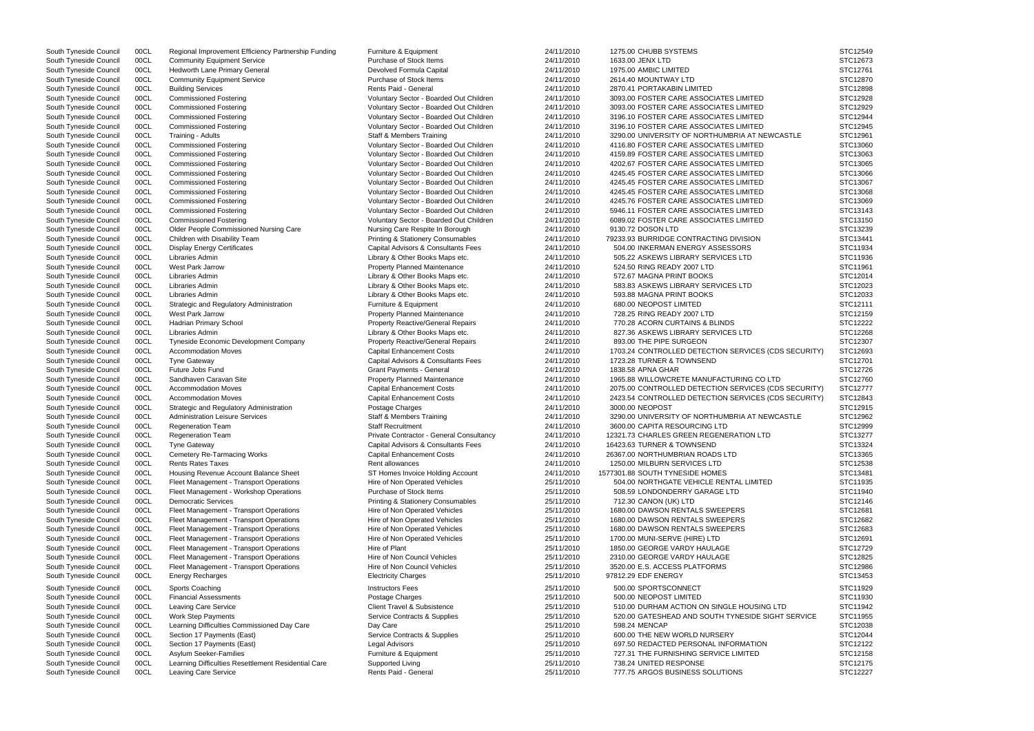| | | | | | | | |
|---|---|---|---|---|---|---|---|
| South Tyneside Council | 00CL | Regional Improvement Efficiency Partnership Funding | Furniture & Equipment | 24/11/2010 | 1275.00 | CHUBB SYSTEMS | STC12549 |
| South Tyneside Council | 00CL | Community Equipment Service | Purchase of Stock Items | 24/11/2010 | 1633.00 | JENX LTD | STC12673 |
| South Tyneside Council | 00CL | Hedworth Lane Primary General | Devolved Formula Capital | 24/11/2010 | 1975.00 | AMBIC LIMITED | STC12761 |
| South Tyneside Council | 00CL | Community Equipment Service | Purchase of Stock Items | 24/11/2010 | 2614.40 | MOUNTWAY LTD | STC12870 |
| South Tyneside Council | 00CL | Building Services | Rents Paid - General | 24/11/2010 | 2870.41 | PORTAKABIN LIMITED | STC12898 |
| South Tyneside Council | 00CL | Commissioned Fostering | Voluntary Sector - Boarded Out Children | 24/11/2010 | 3093.00 | FOSTER CARE ASSOCIATES LIMITED | STC12928 |
| South Tyneside Council | 00CL | Commissioned Fostering | Voluntary Sector - Boarded Out Children | 24/11/2010 | 3093.00 | FOSTER CARE ASSOCIATES LIMITED | STC12929 |
| South Tyneside Council | 00CL | Commissioned Fostering | Voluntary Sector - Boarded Out Children | 24/11/2010 | 3196.10 | FOSTER CARE ASSOCIATES LIMITED | STC12944 |
| South Tyneside Council | 00CL | Commissioned Fostering | Voluntary Sector - Boarded Out Children | 24/11/2010 | 3196.10 | FOSTER CARE ASSOCIATES LIMITED | STC12945 |
| South Tyneside Council | 00CL | Training - Adults | Staff & Members Training | 24/11/2010 | 3290.00 | UNIVERSITY OF NORTHUMBRIA AT NEWCASTLE | STC12961 |
| South Tyneside Council | 00CL | Commissioned Fostering | Voluntary Sector - Boarded Out Children | 24/11/2010 | 4116.80 | FOSTER CARE ASSOCIATES LIMITED | STC13060 |
| South Tyneside Council | 00CL | Commissioned Fostering | Voluntary Sector - Boarded Out Children | 24/11/2010 | 4159.89 | FOSTER CARE ASSOCIATES LIMITED | STC13063 |
| South Tyneside Council | 00CL | Commissioned Fostering | Voluntary Sector - Boarded Out Children | 24/11/2010 | 4202.67 | FOSTER CARE ASSOCIATES LIMITED | STC13065 |
| South Tyneside Council | 00CL | Commissioned Fostering | Voluntary Sector - Boarded Out Children | 24/11/2010 | 4245.45 | FOSTER CARE ASSOCIATES LIMITED | STC13066 |
| South Tyneside Council | 00CL | Commissioned Fostering | Voluntary Sector - Boarded Out Children | 24/11/2010 | 4245.45 | FOSTER CARE ASSOCIATES LIMITED | STC13067 |
| South Tyneside Council | 00CL | Commissioned Fostering | Voluntary Sector - Boarded Out Children | 24/11/2010 | 4245.45 | FOSTER CARE ASSOCIATES LIMITED | STC13068 |
| South Tyneside Council | 00CL | Commissioned Fostering | Voluntary Sector - Boarded Out Children | 24/11/2010 | 4245.76 | FOSTER CARE ASSOCIATES LIMITED | STC13069 |
| South Tyneside Council | 00CL | Commissioned Fostering | Voluntary Sector - Boarded Out Children | 24/11/2010 | 5946.11 | FOSTER CARE ASSOCIATES LIMITED | STC13143 |
| South Tyneside Council | 00CL | Commissioned Fostering | Voluntary Sector - Boarded Out Children | 24/11/2010 | 6089.02 | FOSTER CARE ASSOCIATES LIMITED | STC13150 |
| South Tyneside Council | 00CL | Older People Commissioned Nursing Care | Nursing Care Respite In Borough | 24/11/2010 | 9130.72 | DOSON LTD | STC13239 |
| South Tyneside Council | 00CL | Children with Disability Team | Printing & Stationery Consumables | 24/11/2010 | 79233.93 | BURRIDGE CONTRACTING DIVISION | STC13441 |
| South Tyneside Council | 00CL | Display Energy Certificates | Capital Advisors & Consultants Fees | 24/11/2010 | 504.00 | INKERMAN ENERGY ASSESSORS | STC11934 |
| South Tyneside Council | 00CL | Libraries Admin | Library & Other Books Maps etc. | 24/11/2010 | 505.22 | ASKEWS LIBRARY SERVICES LTD | STC11936 |
| South Tyneside Council | 00CL | West Park Jarrow | Property Planned Maintenance | 24/11/2010 | 524.50 | RING READY 2007 LTD | STC11961 |
| South Tyneside Council | 00CL | Libraries Admin | Library & Other Books Maps etc. | 24/11/2010 | 572.67 | MAGNA PRINT BOOKS | STC12014 |
| South Tyneside Council | 00CL | Libraries Admin | Library & Other Books Maps etc. | 24/11/2010 | 583.83 | ASKEWS LIBRARY SERVICES LTD | STC12023 |
| South Tyneside Council | 00CL | Libraries Admin | Library & Other Books Maps etc. | 24/11/2010 | 593.88 | MAGNA PRINT BOOKS | STC12033 |
| South Tyneside Council | 00CL | Strategic and Regulatory Administration | Furniture & Equipment | 24/11/2010 | 680.00 | NEOPOST LIMITED | STC12111 |
| South Tyneside Council | 00CL | West Park Jarrow | Property Planned Maintenance | 24/11/2010 | 728.25 | RING READY 2007 LTD | STC12159 |
| South Tyneside Council | 00CL | Hadrian Primary School | Property Reactive/General Repairs | 24/11/2010 | 770.28 | ACORN CURTAINS & BLINDS | STC12222 |
| South Tyneside Council | 00CL | Libraries Admin | Library & Other Books Maps etc. | 24/11/2010 | 827.36 | ASKEWS LIBRARY SERVICES LTD | STC12268 |
| South Tyneside Council | 00CL | Tyneside Economic Development Company | Property Reactive/General Repairs | 24/11/2010 | 893.00 | THE PIPE SURGEON | STC12307 |
| South Tyneside Council | 00CL | Accommodation Moves | Capital Enhancement Costs | 24/11/2010 | 1703.24 | CONTROLLED DETECTION SERVICES (CDS SECURITY) | STC12693 |
| South Tyneside Council | 00CL | Tyne Gateway | Capital Advisors & Consultants Fees | 24/11/2010 | 1723.28 | TURNER & TOWNSEND | STC12701 |
| South Tyneside Council | 00CL | Future Jobs Fund | Grant Payments - General | 24/11/2010 | 1838.58 | APNA GHAR | STC12726 |
| South Tyneside Council | 00CL | Sandhaven Caravan Site | Property Planned Maintenance | 24/11/2010 | 1965.88 | WILLOWCRETE MANUFACTURING CO LTD | STC12760 |
| South Tyneside Council | 00CL | Accommodation Moves | Capital Enhancement Costs | 24/11/2010 | 2075.00 | CONTROLLED DETECTION SERVICES (CDS SECURITY) | STC12777 |
| South Tyneside Council | 00CL | Accommodation Moves | Capital Enhancement Costs | 24/11/2010 | 2423.54 | CONTROLLED DETECTION SERVICES (CDS SECURITY) | STC12843 |
| South Tyneside Council | 00CL | Strategic and Regulatory Administration | Postage Charges | 24/11/2010 | 3000.00 | NEOPOST | STC12915 |
| South Tyneside Council | 00CL | Administration Leisure Services | Staff & Members Training | 24/11/2010 | 3290.00 | UNIVERSITY OF NORTHUMBRIA AT NEWCASTLE | STC12962 |
| South Tyneside Council | 00CL | Regeneration Team | Staff Recruitment | 24/11/2010 | 3600.00 | CAPITA RESOURCING LTD | STC12999 |
| South Tyneside Council | 00CL | Regeneration Team | Private Contractor - General Consultancy | 24/11/2010 | 12321.73 | CHARLES GREEN REGENERATION LTD | STC13277 |
| South Tyneside Council | 00CL | Tyne Gateway | Capital Advisors & Consultants Fees | 24/11/2010 | 16423.63 | TURNER & TOWNSEND | STC13324 |
| South Tyneside Council | 00CL | Cemetery Re-Tarmacing Works | Capital Enhancement Costs | 24/11/2010 | 26367.00 | NORTHUMBRIAN ROADS LTD | STC13365 |
| South Tyneside Council | 00CL | Rents Rates Taxes | Rent allowances | 24/11/2010 | 1250.00 | MILBURN SERVICES LTD | STC12538 |
| South Tyneside Council | 00CL | Housing Revenue Account Balance Sheet | ST Homes Invoice Holding Account | 24/11/2010 | 1577301.88 | SOUTH TYNESIDE HOMES | STC13481 |
| South Tyneside Council | 00CL | Fleet Management - Transport Operations | Hire of Non Operated Vehicles | 25/11/2010 | 504.00 | NORTHGATE VEHICLE RENTAL LIMITED | STC11935 |
| South Tyneside Council | 00CL | Fleet Management - Workshop Operations | Purchase of Stock Items | 25/11/2010 | 508.59 | LONDONDERRY GARAGE LTD | STC11940 |
| South Tyneside Council | 00CL | Democratic Services | Printing & Stationery Consumables | 25/11/2010 | 712.30 | CANON (UK) LTD | STC12146 |
| South Tyneside Council | 00CL | Fleet Management - Transport Operations | Hire of Non Operated Vehicles | 25/11/2010 | 1680.00 | DAWSON RENTALS SWEEPERS | STC12681 |
| South Tyneside Council | 00CL | Fleet Management - Transport Operations | Hire of Non Operated Vehicles | 25/11/2010 | 1680.00 | DAWSON RENTALS SWEEPERS | STC12682 |
| South Tyneside Council | 00CL | Fleet Management - Transport Operations | Hire of Non Operated Vehicles | 25/11/2010 | 1680.00 | DAWSON RENTALS SWEEPERS | STC12683 |
| South Tyneside Council | 00CL | Fleet Management - Transport Operations | Hire of Non Operated Vehicles | 25/11/2010 | 1700.00 | MUNI-SERVE (HIRE) LTD | STC12691 |
| South Tyneside Council | 00CL | Fleet Management - Transport Operations | Hire of Plant | 25/11/2010 | 1850.00 | GEORGE VARDY HAULAGE | STC12729 |
| South Tyneside Council | 00CL | Fleet Management - Transport Operations | Hire of Non Council Vehicles | 25/11/2010 | 2310.00 | GEORGE VARDY HAULAGE | STC12825 |
| South Tyneside Council | 00CL | Fleet Management - Transport Operations | Hire of Non Council Vehicles | 25/11/2010 | 3520.00 | E.S. ACCESS PLATFORMS | STC12986 |
| South Tyneside Council | 00CL | Energy Recharges | Electricity Charges | 25/11/2010 | 97812.29 | EDF ENERGY | STC13453 |
| South Tyneside Council | 00CL | Sports Coaching | Instructors Fees | 25/11/2010 | 500.00 | SPORTSCONNECT | STC11929 |
| South Tyneside Council | 00CL | Financial Assessments | Postage Charges | 25/11/2010 | 500.00 | NEOPOST LIMITED | STC11930 |
| South Tyneside Council | 00CL | Leaving Care Service | Client Travel & Subsistence | 25/11/2010 | 510.00 | DURHAM ACTION ON SINGLE HOUSING LTD | STC11942 |
| South Tyneside Council | 00CL | Work Step Payments | Service Contracts & Supplies | 25/11/2010 | 520.00 | GATESHEAD AND SOUTH TYNESIDE SIGHT SERVICE | STC11955 |
| South Tyneside Council | 00CL | Learning Difficulties Commissioned Day Care | Day Care | 25/11/2010 | 598.24 | MENCAP | STC12038 |
| South Tyneside Council | 00CL | Section 17 Payments (East) | Service Contracts & Supplies | 25/11/2010 | 600.00 | THE NEW WORLD NURSERY | STC12044 |
| South Tyneside Council | 00CL | Section 17 Payments (East) | Legal Advisors | 25/11/2010 | 697.50 | REDACTED PERSONAL INFORMATION | STC12122 |
| South Tyneside Council | 00CL | Asylum Seeker-Families | Furniture & Equipment | 25/11/2010 | 727.31 | THE FURNISHING SERVICE LIMITED | STC12158 |
| South Tyneside Council | 00CL | Learning Difficulties Resettlement Residential Care | Supported Living | 25/11/2010 | 738.24 | UNITED RESPONSE | STC12175 |
| South Tyneside Council | 00CL | Leaving Care Service | Rents Paid - General | 25/11/2010 | 777.75 | ARGOS BUSINESS SOLUTIONS | STC12227 |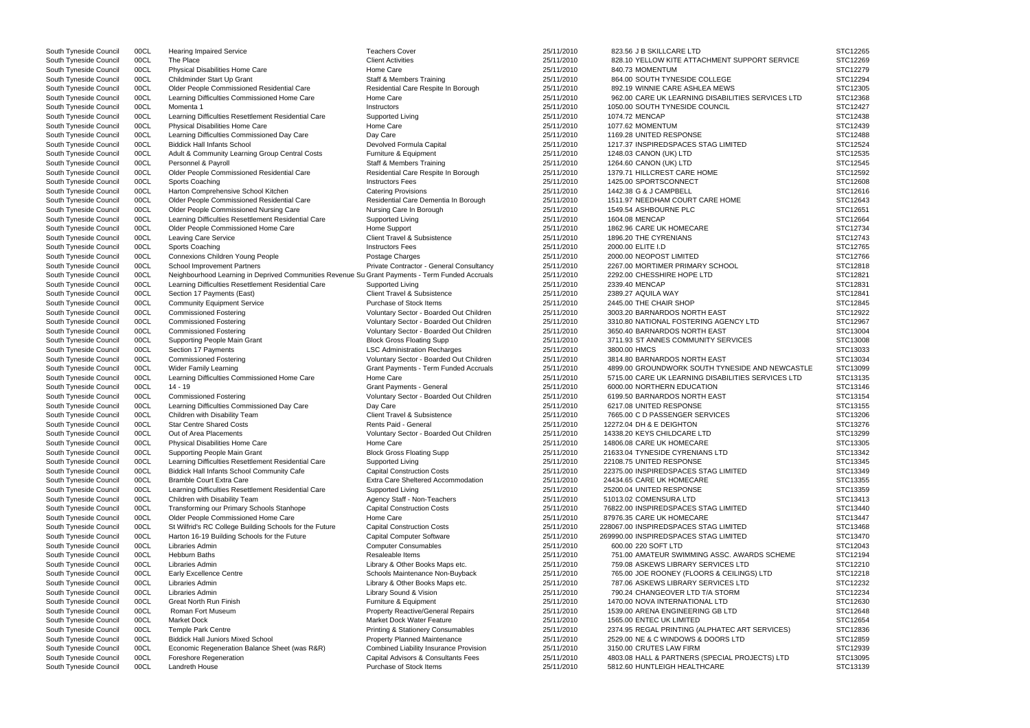| | | | | | | |
|---|---|---|---|---|---|---|
| South Tyneside Council | 00CL | Hearing Impaired Service | Teachers Cover | 25/11/2010 | 823.56 J B SKILLCARE LTD | STC12265 |
| South Tyneside Council | 00CL | The Place | Client Activities | 25/11/2010 | 828.10 YELLOW KITE ATTACHMENT SUPPORT SERVICE | STC12269 |
| South Tyneside Council | 00CL | Physical Disabilities Home Care | Home Care | 25/11/2010 | 840.73 MOMENTUM | STC12279 |
| South Tyneside Council | 00CL | Childminder Start Up Grant | Staff & Members Training | 25/11/2010 | 864.00 SOUTH TYNESIDE COLLEGE | STC12294 |
| South Tyneside Council | 00CL | Older People Commissioned Residential Care | Residential Care Respite In Borough | 25/11/2010 | 892.19 WINNIE CARE ASHLEA MEWS | STC12305 |
| South Tyneside Council | 00CL | Learning Difficulties Commissioned Home Care | Home Care | 25/11/2010 | 962.00 CARE UK LEARNING DISABILITIES SERVICES LTD | STC12368 |
| South Tyneside Council | 00CL | Momenta 1 | Instructors | 25/11/2010 | 1050.00 SOUTH TYNESIDE COUNCIL | STC12427 |
| South Tyneside Council | 00CL | Learning Difficulties Resettlement Residential Care | Supported Living | 25/11/2010 | 1074.72 MENCAP | STC12438 |
| South Tyneside Council | 00CL | Physical Disabilities Home Care | Home Care | 25/11/2010 | 1077.62 MOMENTUM | STC12439 |
| South Tyneside Council | 00CL | Learning Difficulties Commissioned Day Care | Day Care | 25/11/2010 | 1169.28 UNITED RESPONSE | STC12488 |
| South Tyneside Council | 00CL | Biddick Hall Infants School | Devolved Formula Capital | 25/11/2010 | 1217.37 INSPIREDSPACES STAG LIMITED | STC12524 |
| South Tyneside Council | 00CL | Adult & Community Learning Group Central Costs | Furniture & Equipment | 25/11/2010 | 1248.03 CANON (UK) LTD | STC12535 |
| South Tyneside Council | 00CL | Personnel & Payroll | Staff & Members Training | 25/11/2010 | 1264.60 CANON (UK) LTD | STC12545 |
| South Tyneside Council | 00CL | Older People Commissioned Residential Care | Residential Care Respite In Borough | 25/11/2010 | 1379.71 HILLCREST CARE HOME | STC12592 |
| South Tyneside Council | 00CL | Sports Coaching | Instructors Fees | 25/11/2010 | 1425.00 SPORTSCONNECT | STC12608 |
| South Tyneside Council | 00CL | Harton Comprehensive School Kitchen | Catering Provisions | 25/11/2010 | 1442.38 G & J CAMPBELL | STC12616 |
| South Tyneside Council | 00CL | Older People Commissioned Residential Care | Residential Care Dementia In Borough | 25/11/2010 | 1511.97 NEEDHAM COURT CARE HOME | STC12643 |
| South Tyneside Council | 00CL | Older People Commissioned Nursing Care | Nursing Care In Borough | 25/11/2010 | 1549.54 ASHBOURNE PLC | STC12651 |
| South Tyneside Council | 00CL | Learning Difficulties Resettlement Residential Care | Supported Living | 25/11/2010 | 1604.08 MENCAP | STC12664 |
| South Tyneside Council | 00CL | Older People Commissioned Home Care | Home Support | 25/11/2010 | 1862.96 CARE UK HOMECARE | STC12734 |
| South Tyneside Council | 00CL | Leaving Care Service | Client Travel & Subsistence | 25/11/2010 | 1896.20 THE CYRENIANS | STC12743 |
| South Tyneside Council | 00CL | Sports Coaching | Instructors Fees | 25/11/2010 | 2000.00 ELITE I.D | STC12765 |
| South Tyneside Council | 00CL | Connexions Children Young People | Postage Charges | 25/11/2010 | 2000.00 NEOPOST LIMITED | STC12766 |
| South Tyneside Council | 00CL | School Improvement Partners | Private Contractor - General Consultancy | 25/11/2010 | 2267.00 MORTIMER PRIMARY SCHOOL | STC12818 |
| South Tyneside Council | 00CL | Neighbourhood Learning in Deprived Communities Revenue Su | Grant Payments - Term Funded Accruals | 25/11/2010 | 2292.00 CHESSHIRE HOPE LTD | STC12821 |
| South Tyneside Council | 00CL | Learning Difficulties Resettlement Residential Care | Supported Living | 25/11/2010 | 2339.40 MENCAP | STC12831 |
| South Tyneside Council | 00CL | Section 17 Payments (East) | Client Travel & Subsistence | 25/11/2010 | 2389.27 AQUILA WAY | STC12841 |
| South Tyneside Council | 00CL | Community Equipment Service | Purchase of Stock Items | 25/11/2010 | 2445.00 THE CHAIR SHOP | STC12845 |
| South Tyneside Council | 00CL | Commissioned Fostering | Voluntary Sector - Boarded Out Children | 25/11/2010 | 3003.20 BARNARDOS NORTH EAST | STC12922 |
| South Tyneside Council | 00CL | Commissioned Fostering | Voluntary Sector - Boarded Out Children | 25/11/2010 | 3310.80 NATIONAL FOSTERING AGENCY LTD | STC12967 |
| South Tyneside Council | 00CL | Commissioned Fostering | Voluntary Sector - Boarded Out Children | 25/11/2010 | 3650.40 BARNARDOS NORTH EAST | STC13004 |
| South Tyneside Council | 00CL | Supporting People Main Grant | Block Gross Floating Supp | 25/11/2010 | 3711.93 ST ANNES COMMUNITY SERVICES | STC13008 |
| South Tyneside Council | 00CL | Section 17 Payments | LSC Administration Recharges | 25/11/2010 | 3800.00 HMCS | STC13033 |
| South Tyneside Council | 00CL | Commissioned Fostering | Voluntary Sector - Boarded Out Children | 25/11/2010 | 3814.80 BARNARDOS NORTH EAST | STC13034 |
| South Tyneside Council | 00CL | Wider Family Learning | Grant Payments - Term Funded Accruals | 25/11/2010 | 4899.00 GROUNDWORK SOUTH TYNESIDE AND NEWCASTLE | STC13099 |
| South Tyneside Council | 00CL | Learning Difficulties Commissioned Home Care | Home Care | 25/11/2010 | 5715.00 CARE UK LEARNING DISABILITIES SERVICES LTD | STC13135 |
| South Tyneside Council | 00CL | 14 - 19 | Grant Payments - General | 25/11/2010 | 6000.00 NORTHERN EDUCATION | STC13146 |
| South Tyneside Council | 00CL | Commissioned Fostering | Voluntary Sector - Boarded Out Children | 25/11/2010 | 6199.50 BARNARDOS NORTH EAST | STC13154 |
| South Tyneside Council | 00CL | Learning Difficulties Commissioned Day Care | Day Care | 25/11/2010 | 6217.08 UNITED RESPONSE | STC13155 |
| South Tyneside Council | 00CL | Children with Disability Team | Client Travel & Subsistence | 25/11/2010 | 7665.00 C D PASSENGER SERVICES | STC13206 |
| South Tyneside Council | 00CL | Star Centre Shared Costs | Rents Paid - General | 25/11/2010 | 12272.04 DH & E DEIGHTON | STC13276 |
| South Tyneside Council | 00CL | Out of Area Placements | Voluntary Sector - Boarded Out Children | 25/11/2010 | 14338.20 KEYS CHILDCARE LTD | STC13299 |
| South Tyneside Council | 00CL | Physical Disabilities Home Care | Home Care | 25/11/2010 | 14806.08 CARE UK HOMECARE | STC13305 |
| South Tyneside Council | 00CL | Supporting People Main Grant | Block Gross Floating Supp | 25/11/2010 | 21633.04 TYNESIDE CYRENIANS LTD | STC13342 |
| South Tyneside Council | 00CL | Learning Difficulties Resettlement Residential Care | Supported Living | 25/11/2010 | 22108.75 UNITED RESPONSE | STC13345 |
| South Tyneside Council | 00CL | Biddick Hall Infants School Community Cafe | Capital Construction Costs | 25/11/2010 | 22375.00 INSPIREDSPACES STAG LIMITED | STC13349 |
| South Tyneside Council | 00CL | Bramble Court Extra Care | Extra Care Sheltered Accommodation | 25/11/2010 | 24434.65 CARE UK HOMECARE | STC13355 |
| South Tyneside Council | 00CL | Learning Difficulties Resettlement Residential Care | Supported Living | 25/11/2010 | 25200.04 UNITED RESPONSE | STC13359 |
| South Tyneside Council | 00CL | Children with Disability Team | Agency Staff - Non-Teachers | 25/11/2010 | 51013.02 COMENSURA LTD | STC13413 |
| South Tyneside Council | 00CL | Transforming our Primary Schools Stanhope | Capital Construction Costs | 25/11/2010 | 76822.00 INSPIREDSPACES STAG LIMITED | STC13440 |
| South Tyneside Council | 00CL | Older People Commissioned Home Care | Home Care | 25/11/2010 | 87976.35 CARE UK HOMECARE | STC13447 |
| South Tyneside Council | 00CL | St Wilfrid's RC College Building Schools for the Future | Capital Construction Costs | 25/11/2010 | 228067.00 INSPIREDSPACES STAG LIMITED | STC13468 |
| South Tyneside Council | 00CL | Harton 16-19 Building Schools for the Future | Capital Computer Software | 25/11/2010 | 269990.00 INSPIREDSPACES STAG LIMITED | STC13470 |
| South Tyneside Council | 00CL | Libraries Admin | Computer Consumables | 25/11/2010 | 600.00 220 SOFT LTD | STC12043 |
| South Tyneside Council | 00CL | Hebburn Baths | Resaleable Items | 25/11/2010 | 751.00 AMATEUR SWIMMING ASSC. AWARDS SCHEME | STC12194 |
| South Tyneside Council | 00CL | Libraries Admin | Library & Other Books Maps etc. | 25/11/2010 | 759.08 ASKEWS LIBRARY SERVICES LTD | STC12210 |
| South Tyneside Council | 00CL | Early Excellence Centre | Schools Maintenance Non-Buyback | 25/11/2010 | 765.00 JOE ROONEY (FLOORS & CEILINGS) LTD | STC12218 |
| South Tyneside Council | 00CL | Libraries Admin | Library & Other Books Maps etc. | 25/11/2010 | 787.06 ASKEWS LIBRARY SERVICES LTD | STC12232 |
| South Tyneside Council | 00CL | Libraries Admin | Library Sound & Vision | 25/11/2010 | 790.24 CHANGEOVER LTD T/A STORM | STC12234 |
| South Tyneside Council | 00CL | Great North Run Finish | Furniture & Equipment | 25/11/2010 | 1470.00 NOVA INTERNATIONAL LTD | STC12630 |
| South Tyneside Council | 00CL | Roman Fort Museum | Property Reactive/General Repairs | 25/11/2010 | 1539.00 ARENA ENGINEERING GB LTD | STC12648 |
| South Tyneside Council | 00CL | Market Dock | Market Dock Water Feature | 25/11/2010 | 1565.00 ENTEC UK LIMITED | STC12654 |
| South Tyneside Council | 00CL | Temple Park Centre | Printing & Stationery Consumables | 25/11/2010 | 2374.95 REGAL PRINTING (ALPHATEC ART SERVICES) | STC12836 |
| South Tyneside Council | 00CL | Biddick Hall Juniors Mixed School | Property Planned Maintenance | 25/11/2010 | 2529.00 NE & C WINDOWS & DOORS LTD | STC12859 |
| South Tyneside Council | 00CL | Economic Regeneration Balance Sheet (was R&R) | Combined Liability Insurance Provision | 25/11/2010 | 3150.00 CRUTES LAW FIRM | STC12939 |
| South Tyneside Council | 00CL | Foreshore Regeneration | Capital Advisors & Consultants Fees | 25/11/2010 | 4803.08 HALL & PARTNERS (SPECIAL PROJECTS) LTD | STC13095 |
| South Tyneside Council | 00CL | Landreth House | Purchase of Stock Items | 25/11/2010 | 5812.60 HUNTLEIGH HEALTHCARE | STC13139 |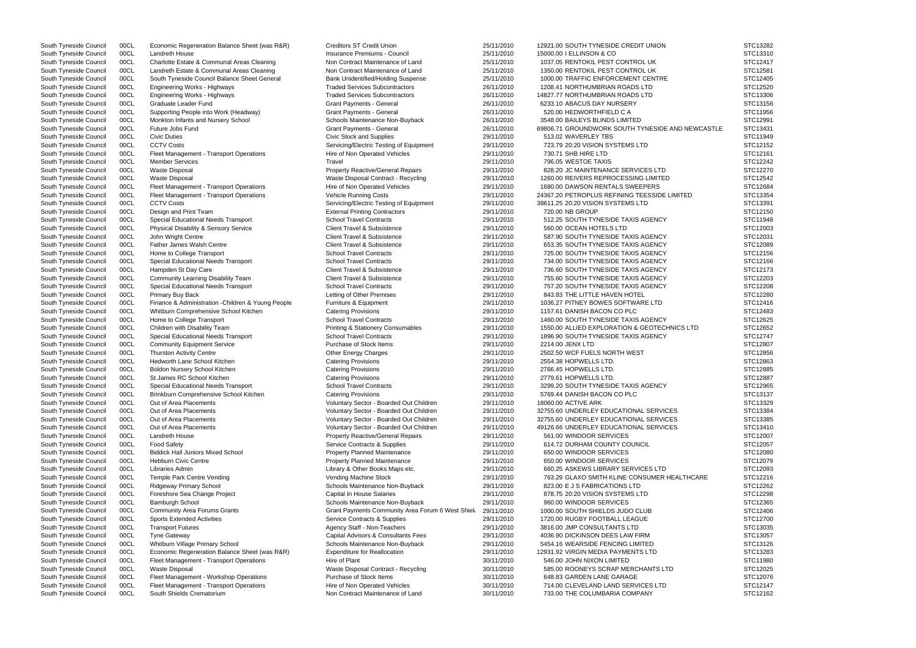| | | | | | | |
|---|---|---|---|---|---|---|
| South Tyneside Council | 00CL | Economic Regeneration Balance Sheet (was R&R) | Creditors ST Credit Union | 25/11/2010 | 12921.00 SOUTH TYNESIDE CREDIT UNION | STC13282 |
| South Tyneside Council | 00CL | Landreth House | Insurance Premiums - Council | 25/11/2010 | 15000.00 I ELLINSON & CO | STC13310 |
| South Tyneside Council | 00CL | Charlotte Estate & Communal Areas Cleaning | Non Contract Maintenance of Land | 25/11/2010 | 1037.05 RENTOKIL PEST CONTROL UK | STC12417 |
| South Tyneside Council | 00CL | Landreth Estate & Communal Areas Cleaning | Non Contract Maintenance of Land | 25/11/2010 | 1350.00 RENTOKIL PEST CONTROL UK | STC12581 |
| South Tyneside Council | 00CL | South Tyneside Council Balance Sheet General | Bank Unidentified/Holding Suspense | 25/11/2010 | 1000.00 TRAFFIC ENFORCEMENT CENTRE | STC12405 |
| South Tyneside Council | 00CL | Engineering Works - Highways | Traded Services Subcontractors | 26/11/2010 | 1208.41 NORTHUMBRIAN ROADS LTD | STC12520 |
| South Tyneside Council | 00CL | Engineering Works - Highways | Traded Services Subcontractors | 26/11/2010 | 14827.77 NORTHUMBRIAN ROADS LTD | STC13306 |
| South Tyneside Council | 00CL | Graduate Leader Fund | Grant Payments - General | 26/11/2010 | 6233.10 ABACUS DAY NURSERY | STC13156 |
| South Tyneside Council | 00CL | Supporting People into Work (Headway) | Grant Payments - General | 26/11/2010 | 520.00 HEDWORTHFIELD C A | STC11956 |
| South Tyneside Council | 00CL | Monkton Infants and Nursery School | Schools Maintenance Non-Buyback | 26/11/2010 | 3548.00 BAILEYS BLINDS LIMITED | STC12991 |
| South Tyneside Council | 00CL | Future Jobs Fund | Grant Payments - General | 26/11/2010 | 69806.71 GROUNDWORK SOUTH TYNESIDE AND NEWCASTLE | STC13431 |
| South Tyneside Council | 00CL | Civic Duties | Civic Stock and Supplies | 29/11/2010 | 513.02 WAVERLEY TBS | STC11949 |
| South Tyneside Council | 00CL | CCTV Costs | Servicing/Electric Testing of Equipment | 29/11/2010 | 723.79 20:20 VISION SYSTEMS LTD | STC12152 |
| South Tyneside Council | 00CL | Fleet Management - Transport Operations | Hire of Non Operated Vehicles | 29/11/2010 | 730.71 SHB HIRE LTD | STC12161 |
| South Tyneside Council | 00CL | Member Services | Travel | 29/11/2010 | 796.05 WESTOE TAXIS | STC12242 |
| South Tyneside Council | 00CL | Waste Disposal | Property Reactive/General Repairs | 29/11/2010 | 828.20 JC MAINTENANCE SERVICES LTD | STC12270 |
| South Tyneside Council | 00CL | Waste Disposal | Waste Disposal Contract - Recycling | 29/11/2010 | 1260.00 REIVERS REPROCESSING LIMITED | STC12542 |
| South Tyneside Council | 00CL | Fleet Management - Transport Operations | Hire of Non Operated Vehicles | 29/11/2010 | 1680.00 DAWSON RENTALS SWEEPERS | STC12684 |
| South Tyneside Council | 00CL | Fleet Management - Transport Operations | Vehicle Running Costs | 29/11/2010 | 24367.20 PETROPLUS REFINING TEESSIDE LIMITED | STC13354 |
| South Tyneside Council | 00CL | CCTV Costs | Servicing/Electric Testing of Equipment | 29/11/2010 | 38611.25 20:20 VISION SYSTEMS LTD | STC13391 |
| South Tyneside Council | 00CL | Design and Print Team | External Printing Contractors | 29/11/2010 | 720.00 NB GROUP | STC12150 |
| South Tyneside Council | 00CL | Special Educational Needs Transport | School Travel Contracts | 29/11/2010 | 512.25 SOUTH TYNESIDE TAXIS AGENCY | STC11948 |
| South Tyneside Council | 00CL | Physical Disability & Sensory Service | Client Travel & Subsistence | 29/11/2010 | 560.00 OCEAN HOTELS LTD | STC12003 |
| South Tyneside Council | 00CL | John Wright Centre | Client Travel & Subsistence | 29/11/2010 | 587.90 SOUTH TYNESIDE TAXIS AGENCY | STC12031 |
| South Tyneside Council | 00CL | Father James Walsh Centre | Client Travel & Subsistence | 29/11/2010 | 653.35 SOUTH TYNESIDE TAXIS AGENCY | STC12089 |
| South Tyneside Council | 00CL | Home to College Transport | School Travel Contracts | 29/11/2010 | 725.00 SOUTH TYNESIDE TAXIS AGENCY | STC12156 |
| South Tyneside Council | 00CL | Special Educational Needs Transport | School Travel Contracts | 29/11/2010 | 734.00 SOUTH TYNESIDE TAXIS AGENCY | STC12166 |
| South Tyneside Council | 00CL | Hampden St Day Care | Client Travel & Subsistence | 29/11/2010 | 736.60 SOUTH TYNESIDE TAXIS AGENCY | STC12173 |
| South Tyneside Council | 00CL | Community Learning Disability Team | Client Travel & Subsistence | 29/11/2010 | 755.60 SOUTH TYNESIDE TAXIS AGENCY | STC12203 |
| South Tyneside Council | 00CL | Special Educational Needs Transport | School Travel Contracts | 29/11/2010 | 757.20 SOUTH TYNESIDE TAXIS AGENCY | STC12208 |
| South Tyneside Council | 00CL | Primary Buy Back | Letting of Other Premises | 29/11/2010 | 843.83 THE LITTLE HAVEN HOTEL | STC12280 |
| South Tyneside Council | 00CL | Finance & Administration -Children & Young People | Furniture & Equipment | 29/11/2010 | 1036.27 PITNEY BOWES SOFTWARE LTD | STC12416 |
| South Tyneside Council | 00CL | Whitburn Comprehensive School Kitchen | Catering Provisions | 29/11/2010 | 1157.61 DANISH BACON CO PLC | STC12483 |
| South Tyneside Council | 00CL | Home to College Transport | School Travel Contracts | 29/11/2010 | 1460.00 SOUTH TYNESIDE TAXIS AGENCY | STC12625 |
| South Tyneside Council | 00CL | Children with Disability Team | Printing & Stationery Consumables | 29/11/2010 | 1550.00 ALLIED EXPLORATION & GEOTECHNICS LTD | STC12652 |
| South Tyneside Council | 00CL | Special Educational Needs Transport | School Travel Contracts | 29/11/2010 | 1896.90 SOUTH TYNESIDE TAXIS AGENCY | STC12747 |
| South Tyneside Council | 00CL | Community Equipment Service | Purchase of Stock Items | 29/11/2010 | 2214.00 JENX LTD | STC12807 |
| South Tyneside Council | 00CL | Thurston Activity Centre | Other Energy Charges | 29/11/2010 | 2502.50 WCF FUELS NORTH WEST | STC12856 |
| South Tyneside Council | 00CL | Hedworth Lane School Kitchen | Catering Provisions | 29/11/2010 | 2554.38 HOPWELLS LTD. | STC12863 |
| South Tyneside Council | 00CL | Boldon Nursery School Kitchen | Catering Provisions | 29/11/2010 | 2766.45 HOPWELLS LTD. | STC12885 |
| South Tyneside Council | 00CL | St James RC School Kitchen | Catering Provisions | 29/11/2010 | 2779.61 HOPWELLS LTD. | STC12887 |
| South Tyneside Council | 00CL | Special Educational Needs Transport | School Travel Contracts | 29/11/2010 | 3299.20 SOUTH TYNESIDE TAXIS AGENCY | STC12965 |
| South Tyneside Council | 00CL | Brinkburn Comprehensive School Kitchen | Catering Provisions | 29/11/2010 | 5769.44 DANISH BACON CO PLC | STC13137 |
| South Tyneside Council | 00CL | Out of Area Placements | Voluntary Sector - Boarded Out Children | 29/11/2010 | 18060.00 ACTIVE ARK | STC13329 |
| South Tyneside Council | 00CL | Out of Area Placements | Voluntary Sector - Boarded Out Children | 29/11/2010 | 32755.60 UNDERLEY EDUCATIONAL SERVICES | STC13384 |
| South Tyneside Council | 00CL | Out of Area Placements | Voluntary Sector - Boarded Out Children | 29/11/2010 | 32755.60 UNDERLEY EDUCATIONAL SERVICES | STC13385 |
| South Tyneside Council | 00CL | Out of Area Placements | Voluntary Sector - Boarded Out Children | 29/11/2010 | 49126.66 UNDERLEY EDUCATIONAL SERVICES | STC13410 |
| South Tyneside Council | 00CL | Landreth House | Property Reactive/General Repairs | 29/11/2010 | 561.00 WINDOOR SERVICES | STC12007 |
| South Tyneside Council | 00CL | Food Safety | Service Contracts & Supplies | 29/11/2010 | 614.72 DURHAM COUNTY COUNCIL | STC12057 |
| South Tyneside Council | 00CL | Biddick Hall Juniors Mixed School | Property Planned Maintenance | 29/11/2010 | 650.00 WINDOOR SERVICES | STC12080 |
| South Tyneside Council | 00CL | Hebburn Civic Centre | Property Planned Maintenance | 29/11/2010 | 650.00 WINDOOR SERVICES | STC12079 |
| South Tyneside Council | 00CL | Libraries Admin | Library & Other Books Maps etc. | 29/11/2010 | 660.25 ASKEWS LIBRARY SERVICES LTD | STC12093 |
| South Tyneside Council | 00CL | Temple Park Centre Vending | Vending Machine Stock | 29/11/2010 | 763.29 GLAXO SMITH KLINE CONSUMER HEALTHCARE | STC12216 |
| South Tyneside Council | 00CL | Ridgeway Primary School | Schools Maintenance Non-Buyback | 29/11/2010 | 823.00 E J S FABRICATIONS LTD | STC12262 |
| South Tyneside Council | 00CL | Foreshore Sea Change Project | Capital In House Salaries | 29/11/2010 | 878.75 20:20 VISION SYSTEMS LTD | STC12298 |
| South Tyneside Council | 00CL | Bamburgh School | Schools Maintenance Non-Buyback | 29/11/2010 | 960.00 WINDOOR SERVICES | STC12365 |
| South Tyneside Council | 00CL | Community Area Forums Grants | Grant Payments Community Area Forum 6 West Shiel | 29/11/2010 | 1000.00 SOUTH SHIELDS JUDO CLUB | STC12406 |
| South Tyneside Council | 00CL | Sports Extended Activities | Service Contracts & Supplies | 29/11/2010 | 1720.00 RUGBY FOOTBALL LEAGUE | STC12700 |
| South Tyneside Council | 00CL | Transport Futures | Agency Staff - Non-Teachers | 29/11/2010 | 3816.00 JMP CONSULTANTS LTD | STC13035 |
| South Tyneside Council | 00CL | Tyne Gateway | Capital Advisors & Consultants Fees | 29/11/2010 | 4036.90 DICKINSON DEES LAW FIRM | STC13057 |
| South Tyneside Council | 00CL | Whitburn Village Primary School | Schools Maintenance Non-Buyback | 29/11/2010 | 5454.16 WEARSIDE FENCING LIMITED | STC13126 |
| South Tyneside Council | 00CL | Economic Regeneration Balance Sheet (was R&R) | Expenditure for Reallocation | 29/11/2010 | 12931.92 VIRGIN MEDIA PAYMENTS LTD | STC13283 |
| South Tyneside Council | 00CL | Fleet Management - Transport Operations | Hire of Plant | 30/11/2010 | 546.00 JOHN NIXON LIMITED | STC11980 |
| South Tyneside Council | 00CL | Waste Disposal | Waste Disposal Contract - Recycling | 30/11/2010 | 585.00 ROONEYS SCRAP MERCHANTS LTD | STC12025 |
| South Tyneside Council | 00CL | Fleet Management - Workshop Operations | Purchase of Stock Items | 30/11/2010 | 648.83 GARDEN LANE GARAGE | STC12076 |
| South Tyneside Council | 00CL | Fleet Management - Transport Operations | Hire of Non Operated Vehicles | 30/11/2010 | 714.00 CLEVELAND LAND SERVICES LTD | STC12147 |
| South Tyneside Council | 00CL | South Shields Crematorium | Non Contract Maintenance of Land | 30/11/2010 | 733.00 THE COLUMBARIA COMPANY | STC12162 |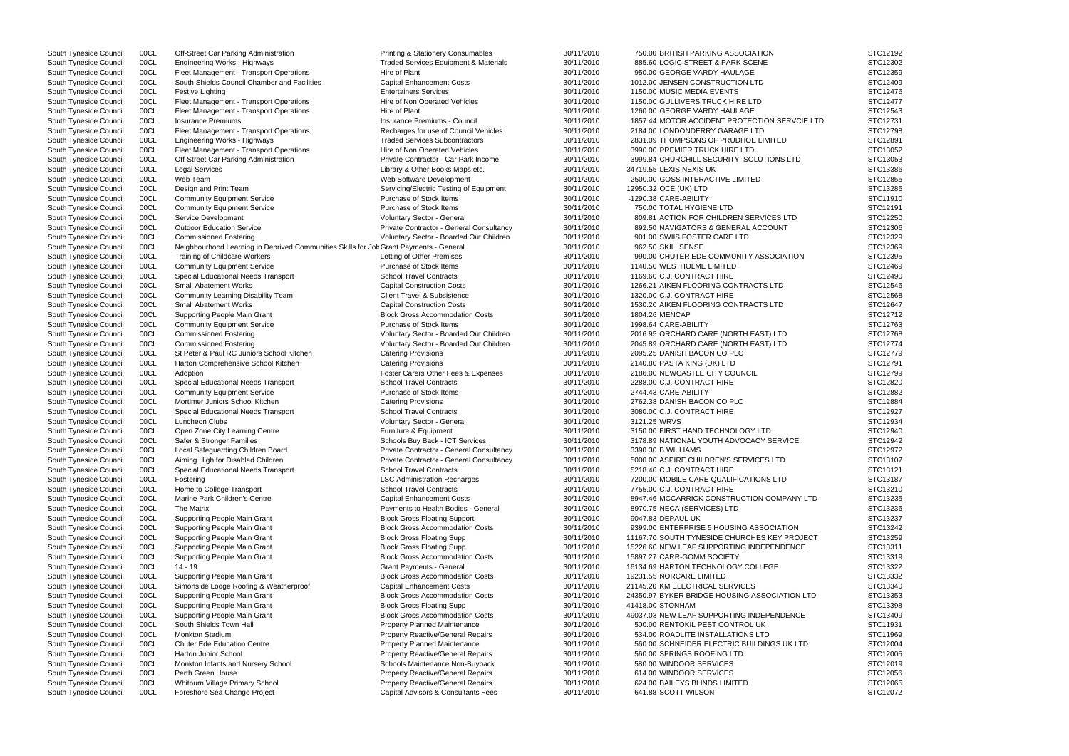| | | | | | | |
|---|---|---|---|---|---|---|
| South Tyneside Council | 00CL | Off-Street Car Parking Administration | Printing & Stationery Consumables | 30/11/2010 | 750.00 BRITISH PARKING ASSOCIATION | STC12192 |
| South Tyneside Council | 00CL | Engineering Works - Highways | Traded Services Equipment & Materials | 30/11/2010 | 885.60 LOGIC STREET & PARK SCENE | STC12302 |
| South Tyneside Council | 00CL | Fleet Management - Transport Operations | Hire of Plant | 30/11/2010 | 950.00 GEORGE VARDY HAULAGE | STC12359 |
| South Tyneside Council | 00CL | South Shields Council Chamber and Facilities | Capital Enhancement Costs | 30/11/2010 | 1012.00 JENSEN CONSTRUCTION LTD | STC12409 |
| South Tyneside Council | 00CL | Festive Lighting | Entertainers Services | 30/11/2010 | 1150.00 MUSIC MEDIA EVENTS | STC12476 |
| South Tyneside Council | 00CL | Fleet Management - Transport Operations | Hire of Non Operated Vehicles | 30/11/2010 | 1150.00 GULLIVERS TRUCK HIRE LTD | STC12477 |
| South Tyneside Council | 00CL | Fleet Management - Transport Operations | Hire of Plant | 30/11/2010 | 1260.00 GEORGE VARDY HAULAGE | STC12543 |
| South Tyneside Council | 00CL | Insurance Premiums | Insurance Premiums - Council | 30/11/2010 | 1857.44 MOTOR ACCIDENT PROTECTION SERVCIE LTD | STC12731 |
| South Tyneside Council | 00CL | Fleet Management - Transport Operations | Recharges for use of Council Vehicles | 30/11/2010 | 2184.00 LONDONDERRY GARAGE LTD | STC12798 |
| South Tyneside Council | 00CL | Engineering Works - Highways | Traded Services Subcontractors | 30/11/2010 | 2831.09 THOMPSONS OF PRUDHOE LIMITED | STC12891 |
| South Tyneside Council | 00CL | Fleet Management - Transport Operations | Hire of Non Operated Vehicles | 30/11/2010 | 3990.00 PREMIER TRUCK HIRE LTD. | STC13052 |
| South Tyneside Council | 00CL | Off-Street Car Parking Administration | Private Contractor - Car Park Income | 30/11/2010 | 3999.84 CHURCHILL SECURITY SOLUTIONS LTD | STC13053 |
| South Tyneside Council | 00CL | Legal Services | Library & Other Books Maps etc. | 30/11/2010 | 34719.55 LEXIS NEXIS UK | STC13386 |
| South Tyneside Council | 00CL | Web Team | Web Software Development | 30/11/2010 | 2500.00 GOSS INTERACTIVE LIMITED | STC12855 |
| South Tyneside Council | 00CL | Design and Print Team | Servicing/Electric Testing of Equipment | 30/11/2010 | 12950.32 OCE (UK) LTD | STC13285 |
| South Tyneside Council | 00CL | Community Equipment Service | Purchase of Stock Items | 30/11/2010 | -1290.38 CARE-ABILITY | STC11910 |
| South Tyneside Council | 00CL | Community Equipment Service | Purchase of Stock Items | 30/11/2010 | 750.00 TOTAL HYGIENE LTD | STC12191 |
| South Tyneside Council | 00CL | Service Development | Voluntary Sector - General | 30/11/2010 | 809.81 ACTION FOR CHILDREN SERVICES LTD | STC12250 |
| South Tyneside Council | 00CL | Outdoor Education Service | Private Contractor - General Consultancy | 30/11/2010 | 892.50 NAVIGATORS & GENERAL ACCOUNT | STC12306 |
| South Tyneside Council | 00CL | Commissioned Fostering | Voluntary Sector - Boarded Out Children | 30/11/2010 | 901.00 SWIIS FOSTER CARE LTD | STC12329 |
| South Tyneside Council | 00CL | Neighbourhood Learning in Deprived Communities Skills for Jot | Grant Payments - General | 30/11/2010 | 962.50 SKILLSENSE | STC12369 |
| South Tyneside Council | 00CL | Training of Childcare Workers | Letting of Other Premises | 30/11/2010 | 990.00 CHUTER EDE COMMUNITY ASSOCIATION | STC12395 |
| South Tyneside Council | 00CL | Community Equipment Service | Purchase of Stock Items | 30/11/2010 | 1140.50 WESTHOLME LIMITED | STC12469 |
| South Tyneside Council | 00CL | Special Educational Needs Transport | School Travel Contracts | 30/11/2010 | 1169.60 C.J. CONTRACT HIRE | STC12490 |
| South Tyneside Council | 00CL | Small Abatement Works | Capital Construction Costs | 30/11/2010 | 1266.21 AIKEN FLOORING CONTRACTS LTD | STC12546 |
| South Tyneside Council | 00CL | Community Learning Disability Team | Client Travel & Subsistence | 30/11/2010 | 1320.00 C.J. CONTRACT HIRE | STC12568 |
| South Tyneside Council | 00CL | Small Abatement Works | Capital Construction Costs | 30/11/2010 | 1530.20 AIKEN FLOORING CONTRACTS LTD | STC12647 |
| South Tyneside Council | 00CL | Supporting People Main Grant | Block Gross Accommodation Costs | 30/11/2010 | 1804.26 MENCAP | STC12712 |
| South Tyneside Council | 00CL | Community Equipment Service | Purchase of Stock Items | 30/11/2010 | 1998.64 CARE-ABILITY | STC12763 |
| South Tyneside Council | 00CL | Commissioned Fostering | Voluntary Sector - Boarded Out Children | 30/11/2010 | 2016.95 ORCHARD CARE (NORTH EAST) LTD | STC12768 |
| South Tyneside Council | 00CL | Commissioned Fostering | Voluntary Sector - Boarded Out Children | 30/11/2010 | 2045.89 ORCHARD CARE (NORTH EAST) LTD | STC12774 |
| South Tyneside Council | 00CL | St Peter & Paul RC Juniors School Kitchen | Catering Provisions | 30/11/2010 | 2095.25 DANISH BACON CO PLC | STC12779 |
| South Tyneside Council | 00CL | Harton Comprehensive School Kitchen | Catering Provisions | 30/11/2010 | 2140.80 PASTA KING (UK) LTD | STC12791 |
| South Tyneside Council | 00CL | Adoption | Foster Carers Other Fees & Expenses | 30/11/2010 | 2186.00 NEWCASTLE CITY COUNCIL | STC12799 |
| South Tyneside Council | 00CL | Special Educational Needs Transport | School Travel Contracts | 30/11/2010 | 2288.00 C.J. CONTRACT HIRE | STC12820 |
| South Tyneside Council | 00CL | Community Equipment Service | Purchase of Stock Items | 30/11/2010 | 2744.43 CARE-ABILITY | STC12882 |
| South Tyneside Council | 00CL | Mortimer Juniors School Kitchen | Catering Provisions | 30/11/2010 | 2762.38 DANISH BACON CO PLC | STC12884 |
| South Tyneside Council | 00CL | Special Educational Needs Transport | School Travel Contracts | 30/11/2010 | 3080.00 C.J. CONTRACT HIRE | STC12927 |
| South Tyneside Council | 00CL | Luncheon Clubs | Voluntary Sector - General | 30/11/2010 | 3121.25 WRVS | STC12934 |
| South Tyneside Council | 00CL | Open Zone City Learning Centre | Furniture & Equipment | 30/11/2010 | 3150.00 FIRST HAND TECHNOLOGY LTD | STC12940 |
| South Tyneside Council | 00CL | Safer & Stronger Families | Schools Buy Back - ICT Services | 30/11/2010 | 3178.89 NATIONAL YOUTH ADVOCACY SERVICE | STC12942 |
| South Tyneside Council | 00CL | Local Safeguarding Children Board | Private Contractor - General Consultancy | 30/11/2010 | 3390.30 B WILLIAMS | STC12972 |
| South Tyneside Council | 00CL | Aiming High for Disabled Children | Private Contractor - General Consultancy | 30/11/2010 | 5000.00 ASPIRE CHILDREN'S SERVICES LTD | STC13107 |
| South Tyneside Council | 00CL | Special Educational Needs Transport | School Travel Contracts | 30/11/2010 | 5218.40 C.J. CONTRACT HIRE | STC13121 |
| South Tyneside Council | 00CL | Fostering | LSC Administration Recharges | 30/11/2010 | 7200.00 MOBILE CARE QUALIFICATIONS LTD | STC13187 |
| South Tyneside Council | 00CL | Home to College Transport | School Travel Contracts | 30/11/2010 | 7755.00 C.J. CONTRACT HIRE | STC13210 |
| South Tyneside Council | 00CL | Marine Park Children's Centre | Capital Enhancement Costs | 30/11/2010 | 8947.46 MCCARRICK CONSTRUCTION COMPANY LTD | STC13235 |
| South Tyneside Council | 00CL | The Matrix | Payments to Health Bodies - General | 30/11/2010 | 8970.75 NECA (SERVICES) LTD | STC13236 |
| South Tyneside Council | 00CL | Supporting People Main Grant | Block Gross Floating Support | 30/11/2010 | 9047.83 DEPAUL UK | STC13237 |
| South Tyneside Council | 00CL | Supporting People Main Grant | Block Gross Accommodation Costs | 30/11/2010 | 9399.00 ENTERPRISE 5 HOUSING ASSOCIATION | STC13242 |
| South Tyneside Council | 00CL | Supporting People Main Grant | Block Gross Floating Supp | 30/11/2010 | 11167.70 SOUTH TYNESIDE CHURCHES KEY PROJECT | STC13259 |
| South Tyneside Council | 00CL | Supporting People Main Grant | Block Gross Floating Supp | 30/11/2010 | 15226.60 NEW LEAF SUPPORTING INDEPENDENCE | STC13311 |
| South Tyneside Council | 00CL | Supporting People Main Grant | Block Gross Accommodation Costs | 30/11/2010 | 15897.27 CARR-GOMM SOCIETY | STC13319 |
| South Tyneside Council | 00CL | 14 - 19 | Grant Payments - General | 30/11/2010 | 16134.69 HARTON TECHNOLOGY COLLEGE | STC13322 |
| South Tyneside Council | 00CL | Supporting People Main Grant | Block Gross Accommodation Costs | 30/11/2010 | 19231.55 NORCARE LIMITED | STC13332 |
| South Tyneside Council | 00CL | Simonside Lodge Roofing & Weatherproof | Capital Enhancement Costs | 30/11/2010 | 21145.20 KM ELECTRICAL SERVICES | STC13340 |
| South Tyneside Council | 00CL | Supporting People Main Grant | Block Gross Accommodation Costs | 30/11/2010 | 24350.97 BYKER BRIDGE HOUSING ASSOCIATION LTD | STC13353 |
| South Tyneside Council | 00CL | Supporting People Main Grant | Block Gross Floating Supp | 30/11/2010 | 41418.00 STONHAM | STC13398 |
| South Tyneside Council | 00CL | Supporting People Main Grant | Block Gross Accommodation Costs | 30/11/2010 | 49037.03 NEW LEAF SUPPORTING INDEPENDENCE | STC13409 |
| South Tyneside Council | 00CL | South Shields Town Hall | Property Planned Maintenance | 30/11/2010 | 500.00 RENTOKIL PEST CONTROL UK | STC11931 |
| South Tyneside Council | 00CL | Monkton Stadium | Property Reactive/General Repairs | 30/11/2010 | 534.00 ROADLITE INSTALLATIONS LTD | STC11969 |
| South Tyneside Council | 00CL | Chuter Ede Education Centre | Property Planned Maintenance | 30/11/2010 | 560.00 SCHNEIDER ELECTRIC BUILDINGS UK LTD | STC12004 |
| South Tyneside Council | 00CL | Harton Junior School | Property Reactive/General Repairs | 30/11/2010 | 560.00 SPRINGS ROOFING LTD | STC12005 |
| South Tyneside Council | 00CL | Monkton Infants and Nursery School | Schools Maintenance Non-Buyback | 30/11/2010 | 580.00 WINDOOR SERVICES | STC12019 |
| South Tyneside Council | 00CL | Perth Green House | Property Reactive/General Repairs | 30/11/2010 | 614.00 WINDOOR SERVICES | STC12056 |
| South Tyneside Council | 00CL | Whitburn Village Primary School | Property Reactive/General Repairs | 30/11/2010 | 624.00 BAILEYS BLINDS LIMITED | STC12065 |
| South Tyneside Council | 00CL | Foreshore Sea Change Project | Capital Advisors & Consultants Fees | 30/11/2010 | 641.88 SCOTT WILSON | STC12072 |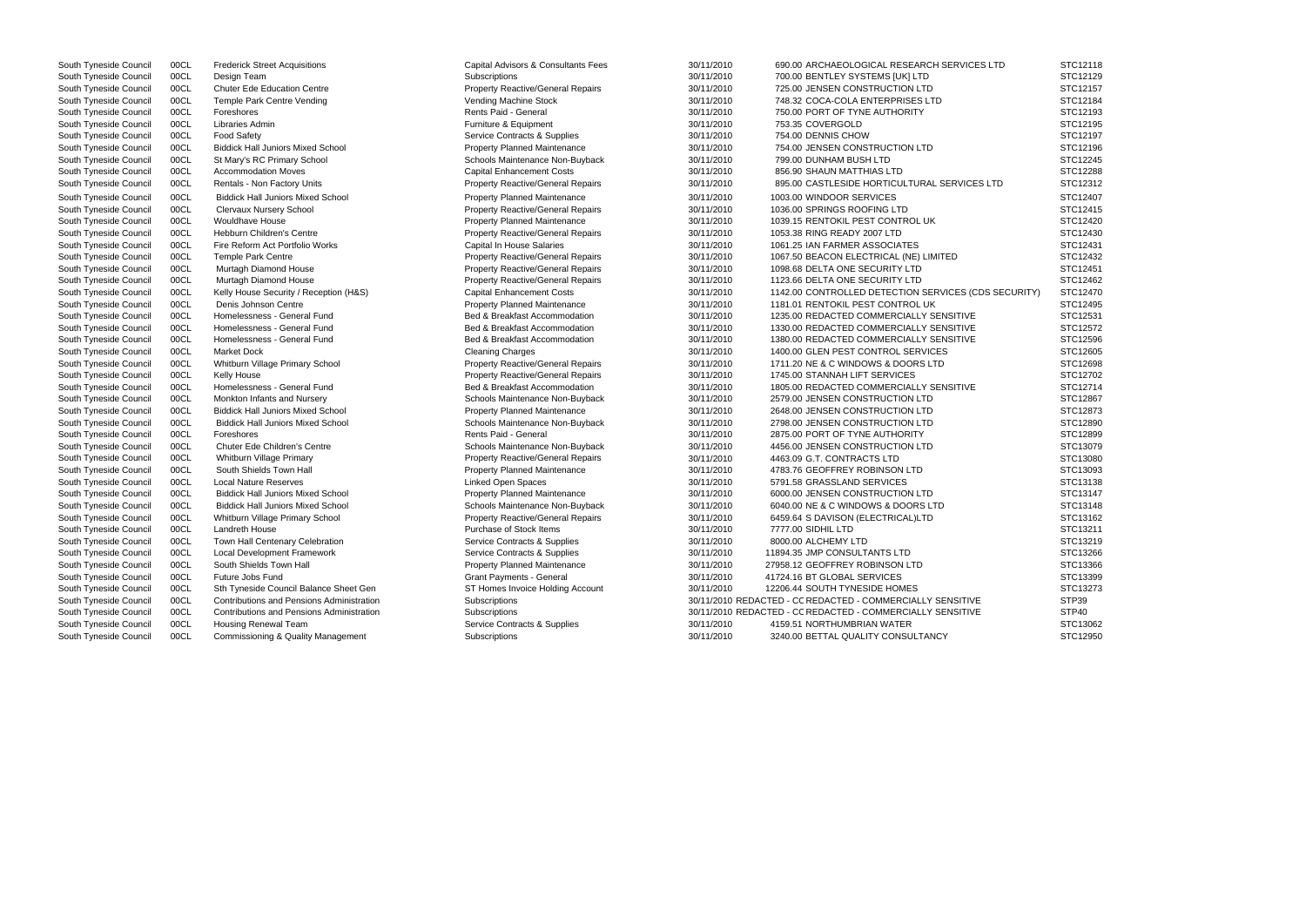| | | | | | | | |
|---|---|---|---|---|---|---|---|
| South Tyneside Council | 00CL | Frederick Street Acquisitions | Capital Advisors & Consultants Fees | 30/11/2010 | 690.00 | ARCHAEOLOGICAL RESEARCH SERVICES LTD | STC12118 |
| South Tyneside Council | 00CL | Design Team | Subscriptions | 30/11/2010 | 700.00 | BENTLEY SYSTEMS [UK] LTD | STC12129 |
| South Tyneside Council | 00CL | Chuter Ede Education Centre | Property Reactive/General Repairs | 30/11/2010 | 725.00 | JENSEN CONSTRUCTION LTD | STC12157 |
| South Tyneside Council | 00CL | Temple Park Centre Vending | Vending Machine Stock | 30/11/2010 | 748.32 | COCA-COLA ENTERPRISES LTD | STC12184 |
| South Tyneside Council | 00CL | Foreshores | Rents Paid - General | 30/11/2010 | 750.00 | PORT OF TYNE AUTHORITY | STC12193 |
| South Tyneside Council | 00CL | Libraries Admin | Furniture & Equipment | 30/11/2010 | 753.35 | COVERGOLD | STC12195 |
| South Tyneside Council | 00CL | Food Safety | Service Contracts & Supplies | 30/11/2010 | 754.00 | DENNIS CHOW | STC12197 |
| South Tyneside Council | 00CL | Biddick Hall Juniors Mixed School | Property Planned Maintenance | 30/11/2010 | 754.00 | JENSEN CONSTRUCTION LTD | STC12196 |
| South Tyneside Council | 00CL | St Mary's RC Primary School | Schools Maintenance Non-Buyback | 30/11/2010 | 799.00 | DUNHAM BUSH LTD | STC12245 |
| South Tyneside Council | 00CL | Accommodation Moves | Capital Enhancement Costs | 30/11/2010 | 856.90 | SHAUN MATTHIAS LTD | STC12288 |
| South Tyneside Council | 00CL | Rentals - Non Factory Units | Property Reactive/General Repairs | 30/11/2010 | 895.00 | CASTLESIDE HORTICULTURAL SERVICES LTD | STC12312 |
| South Tyneside Council | 00CL | Biddick Hall Juniors Mixed School | Property Planned Maintenance | 30/11/2010 | 1003.00 | WINDOOR SERVICES | STC12407 |
| South Tyneside Council | 00CL | Clervaux Nursery School | Property Reactive/General Repairs | 30/11/2010 | 1036.00 | SPRINGS ROOFING LTD | STC12415 |
| South Tyneside Council | 00CL | Wouldhave House | Property Planned Maintenance | 30/11/2010 | 1039.15 | RENTOKIL PEST CONTROL UK | STC12420 |
| South Tyneside Council | 00CL | Hebburn Children's Centre | Property Reactive/General Repairs | 30/11/2010 | 1053.38 | RING READY 2007 LTD | STC12430 |
| South Tyneside Council | 00CL | Fire Reform Act Portfolio Works | Capital In House Salaries | 30/11/2010 | 1061.25 | IAN FARMER ASSOCIATES | STC12431 |
| South Tyneside Council | 00CL | Temple Park Centre | Property Reactive/General Repairs | 30/11/2010 | 1067.50 | BEACON ELECTRICAL (NE) LIMITED | STC12432 |
| South Tyneside Council | 00CL | Murtagh Diamond House | Property Reactive/General Repairs | 30/11/2010 | 1098.68 | DELTA ONE SECURITY LTD | STC12451 |
| South Tyneside Council | 00CL | Murtagh Diamond House | Property Reactive/General Repairs | 30/11/2010 | 1123.66 | DELTA ONE SECURITY LTD | STC12462 |
| South Tyneside Council | 00CL | Kelly House Security / Reception (H&S) | Capital Enhancement Costs | 30/11/2010 | 1142.00 | CONTROLLED DETECTION SERVICES (CDS SECURITY) | STC12470 |
| South Tyneside Council | 00CL | Denis Johnson Centre | Property Planned Maintenance | 30/11/2010 | 1181.01 | RENTOKIL PEST CONTROL UK | STC12495 |
| South Tyneside Council | 00CL | Homelessness - General Fund | Bed & Breakfast Accommodation | 30/11/2010 | 1235.00 | REDACTED COMMERCIALLY SENSITIVE | STC12531 |
| South Tyneside Council | 00CL | Homelessness - General Fund | Bed & Breakfast Accommodation | 30/11/2010 | 1330.00 | REDACTED COMMERCIALLY SENSITIVE | STC12572 |
| South Tyneside Council | 00CL | Homelessness - General Fund | Bed & Breakfast Accommodation | 30/11/2010 | 1380.00 | REDACTED COMMERCIALLY SENSITIVE | STC12596 |
| South Tyneside Council | 00CL | Market Dock | Cleaning Charges | 30/11/2010 | 1400.00 | GLEN PEST CONTROL SERVICES | STC12605 |
| South Tyneside Council | 00CL | Whitburn Village Primary School | Property Reactive/General Repairs | 30/11/2010 | 1711.20 | NE & C WINDOWS & DOORS LTD | STC12698 |
| South Tyneside Council | 00CL | Kelly House | Property Reactive/General Repairs | 30/11/2010 | 1745.00 | STANNAH LIFT SERVICES | STC12702 |
| South Tyneside Council | 00CL | Homelessness - General Fund | Bed & Breakfast Accommodation | 30/11/2010 | 1805.00 | REDACTED COMMERCIALLY SENSITIVE | STC12714 |
| South Tyneside Council | 00CL | Monkton Infants and Nursery | Schools Maintenance Non-Buyback | 30/11/2010 | 2579.00 | JENSEN CONSTRUCTION LTD | STC12867 |
| South Tyneside Council | 00CL | Biddick Hall Juniors Mixed School | Property Planned Maintenance | 30/11/2010 | 2648.00 | JENSEN CONSTRUCTION LTD | STC12873 |
| South Tyneside Council | 00CL | Biddick Hall Juniors Mixed School | Schools Maintenance Non-Buyback | 30/11/2010 | 2798.00 | JENSEN CONSTRUCTION LTD | STC12890 |
| South Tyneside Council | 00CL | Foreshores | Rents Paid - General | 30/11/2010 | 2875.00 | PORT OF TYNE AUTHORITY | STC12899 |
| South Tyneside Council | 00CL | Chuter Ede Children's Centre | Schools Maintenance Non-Buyback | 30/11/2010 | 4456.00 | JENSEN CONSTRUCTION LTD | STC13079 |
| South Tyneside Council | 00CL | Whitburn Village Primary | Property Reactive/General Repairs | 30/11/2010 | 4463.09 | G.T. CONTRACTS LTD | STC13080 |
| South Tyneside Council | 00CL | South Shields Town Hall | Property Planned Maintenance | 30/11/2010 | 4783.76 | GEOFFREY ROBINSON LTD | STC13093 |
| South Tyneside Council | 00CL | Local Nature Reserves | Linked Open Spaces | 30/11/2010 | 5791.58 | GRASSLAND SERVICES | STC13138 |
| South Tyneside Council | 00CL | Biddick Hall Juniors Mixed School | Property Planned Maintenance | 30/11/2010 | 6000.00 | JENSEN CONSTRUCTION LTD | STC13147 |
| South Tyneside Council | 00CL | Biddick Hall Juniors Mixed School | Schools Maintenance Non-Buyback | 30/11/2010 | 6040.00 | NE & C WINDOWS & DOORS LTD | STC13148 |
| South Tyneside Council | 00CL | Whitburn Village Primary School | Property Reactive/General Repairs | 30/11/2010 | 6459.64 | S DAVISON (ELECTRICAL)LTD | STC13162 |
| South Tyneside Council | 00CL | Landreth House | Purchase of Stock Items | 30/11/2010 | 7777.00 | SIDHIL LTD | STC13211 |
| South Tyneside Council | 00CL | Town Hall Centenary Celebration | Service Contracts & Supplies | 30/11/2010 | 8000.00 | ALCHEMY LTD | STC13219 |
| South Tyneside Council | 00CL | Local Development Framework | Service Contracts & Supplies | 30/11/2010 | 11894.35 | JMP CONSULTANTS LTD | STC13266 |
| South Tyneside Council | 00CL | South Shields Town Hall | Property Planned Maintenance | 30/11/2010 | 27958.12 | GEOFFREY ROBINSON LTD | STC13366 |
| South Tyneside Council | 00CL | Future Jobs Fund | Grant Payments - General | 30/11/2010 | 41724.16 | BT GLOBAL SERVICES | STC13399 |
| South Tyneside Council | 00CL | Sth Tyneside Council Balance Sheet Gen | ST Homes Invoice Holding Account | 30/11/2010 | 12206.44 | SOUTH TYNESIDE HOMES | STC13273 |
| South Tyneside Council | 00CL | Contributions and Pensions Administration | Subscriptions | 30/11/2010 | REDACTED - CC | REDACTED - COMMERCIALLY SENSITIVE | STP39 |
| South Tyneside Council | 00CL | Contributions and Pensions Administration | Subscriptions | 30/11/2010 | REDACTED - CC | REDACTED - COMMERCIALLY SENSITIVE | STP40 |
| South Tyneside Council | 00CL | Housing Renewal Team | Service Contracts & Supplies | 30/11/2010 | 4159.51 | NORTHUMBRIAN WATER | STC13062 |
| South Tyneside Council | 00CL | Commissioning & Quality Management | Subscriptions | 30/11/2010 | 3240.00 | BETTAL QUALITY CONSULTANCY | STC12950 |